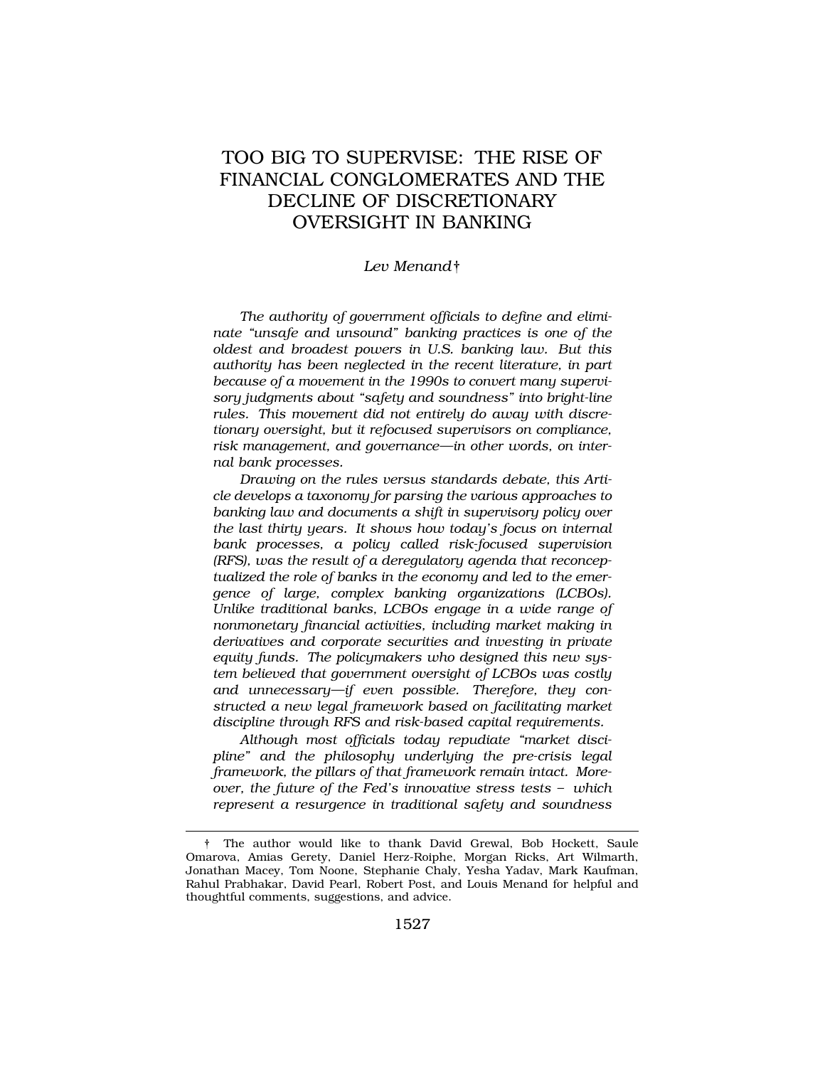# TOO BIG TO SUPERVISE: THE RISE OF FINANCIAL CONGLOMERATES AND THE DECLINE OF DISCRETIONARY OVERSIGHT IN BANKING

*Lev Menand†*

*The authority of government officials to define and eliminate "unsafe and unsound" banking practices is one of the oldest and broadest powers in U.S. banking law. But this authority has been neglected in the recent literature, in part because of a movement in the 1990s to convert many supervisory judgments about "safety and soundness" into bright-line rules. This movement did not entirely do away with discretionary oversight, but it refocused supervisors on compliance, risk management, and governance—in other words, on internal bank processes.*

*Drawing on the rules versus standards debate, this Article develops a taxonomy for parsing the various approaches to banking law and documents a shift in supervisory policy over the last thirty years. It shows how today's focus on internal bank processes, a policy called risk-focused supervision (RFS), was the result of a deregulatory agenda that reconceptualized the role of banks in the economy and led to the emergence of large, complex banking organizations (LCBOs). Unlike traditional banks, LCBOs engage in a wide range of nonmonetary financial activities, including market making in derivatives and corporate securities and investing in private equity funds. The policymakers who designed this new system believed that government oversight of LCBOs was costly and unnecessary—if even possible. Therefore, they constructed a new legal framework based on facilitating market discipline through RFS and risk-based capital requirements.*

*Although most officials today repudiate "market discipline" and the philosophy underlying the pre-crisis legal framework, the pillars of that framework remain intact. Moreover, the future of the Fed's innovative stress tests – which represent a resurgence in traditional safety and soundness*

† The author would like to thank David Grewal, Bob Hockett, Saule Omarova, Amias Gerety, Daniel Herz-Roiphe, Morgan Ricks, Art Wilmarth, Jonathan Macey, Tom Noone, Stephanie Chaly, Yesha Yadav, Mark Kaufman, Rahul Prabhakar, David Pearl, Robert Post, and Louis Menand for helpful and thoughtful comments, suggestions, and advice.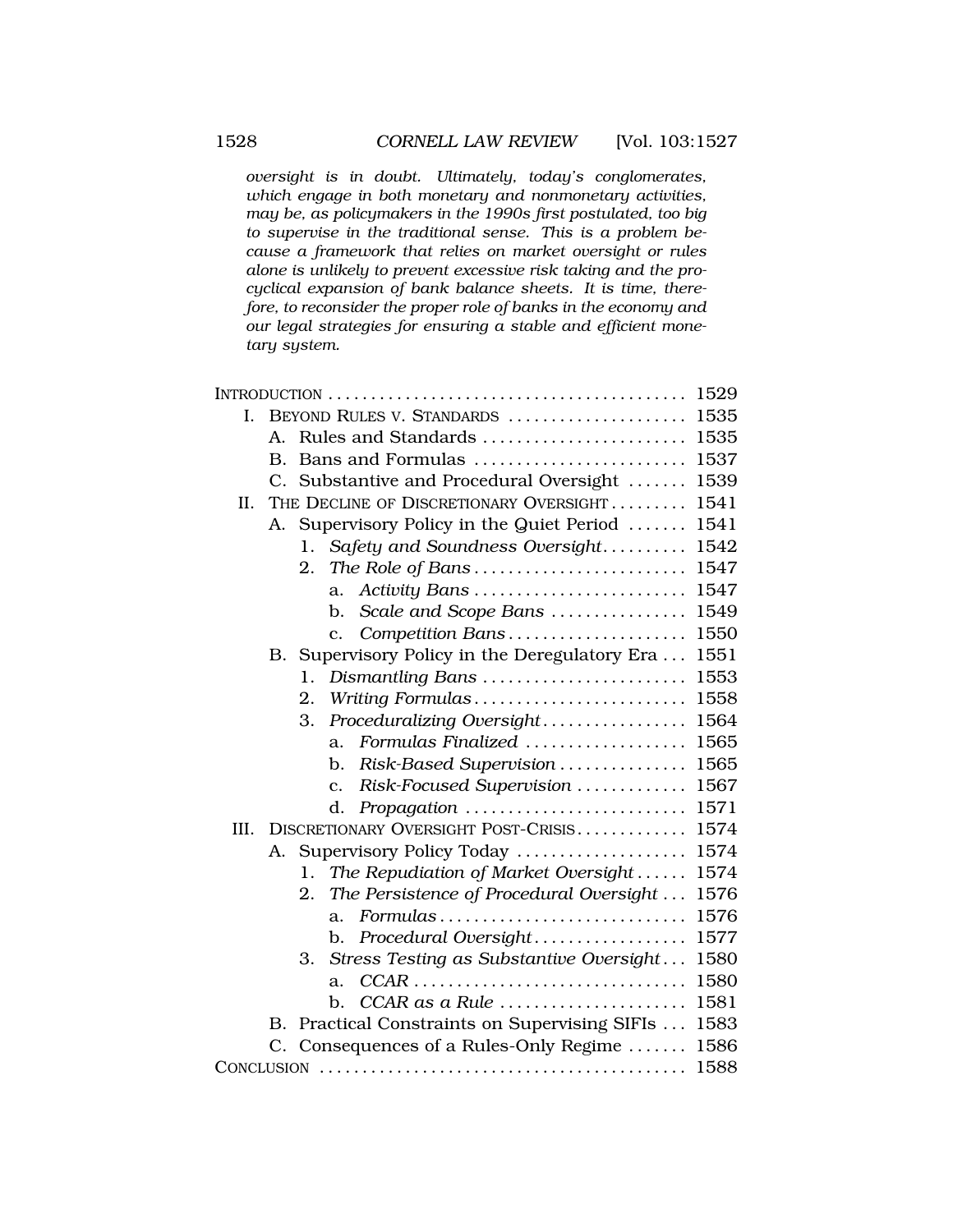*oversight is in doubt. Ultimately, today's conglomerates, which engage in both monetary and nonmonetary activities, may be, as policymakers in the 1990s first postulated, too big to supervise in the traditional sense. This is a problem because a framework that relies on market oversight or rules alone is unlikely to prevent excessive risk taking and the procyclical expansion of bank balance sheets. It is time, therefore, to reconsider the proper role of banks in the economy and our legal strategies for ensuring a stable and efficient monetary system.*

INTRODUCTION ........................................ 1529
- I. BEYOND RULES V. STANDARDS .................... 1535
  - A. Rules and Standards ....................... 1535
  - B. Bans and Formulas ......................... 1537
  - C. Substantive and Procedural Oversight ....... 1539
- II. THE DECLINE OF DISCRETIONARY OVERSIGHT ........ 1541
  - A. Supervisory Policy in the Quiet Period ....... 1541
    - 1. *Safety and Soundness Oversight* .......... 1542
    - 2. *The Role of Bans* ........................ 1547
      - a. *Activity Bans* ........................ 1547
      - b. *Scale and Scope Bans* ................. 1549
      - c. *Competition Bans* ..................... 1550
  - B. Supervisory Policy in the Deregulatory Era ... 1551
    - 1. *Dismantling Bans* ........................ 1553
    - 2. *Writing Formulas* ........................ 1558
    - 3. *Proceduralizing Oversight* ................ 1564
      - a. *Formulas Finalized* ................... 1565
      - b. *Risk-Based Supervision* ............... 1565
      - c. *Risk-Focused Supervision* ............. 1567
      - d. *Propagation* .......................... 1571
- III. DISCRETIONARY OVERSIGHT POST-CRISIS ........... 1574
  - A. Supervisory Policy Today .................... 1574
    - 1. *The Repudiation of Market Oversight* ...... 1574
    - 2. *The Persistence of Procedural Oversight* ... 1576
      - a. *Formulas* ............................. 1576
      - b. *Procedural Oversight* .................. 1577
    - 3. *Stress Testing as Substantive Oversight* ... 1580
      - a. *CCAR* ................................ 1580
      - b. *CCAR as a Rule* ...................... 1581
  - B. Practical Constraints on Supervising SIFIs ... 1583
  - C. Consequences of a Rules-Only Regime ....... 1586

CONCLUSION .......................................... 1588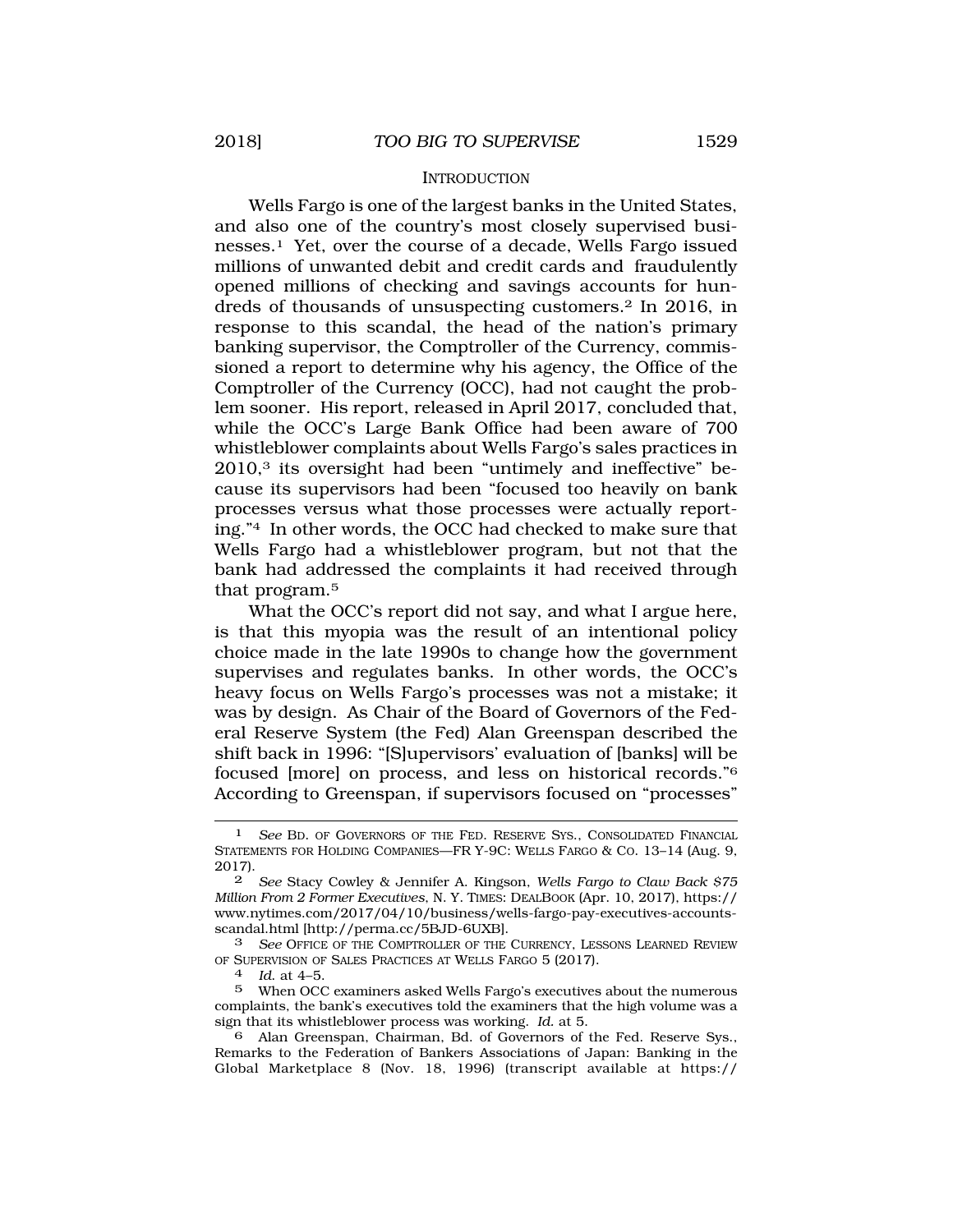## INTRODUCTION

Wells Fargo is one of the largest banks in the United States, and also one of the country's most closely supervised businesses.[1] Yet, over the course of a decade, Wells Fargo issued millions of unwanted debit and credit cards and fraudulently opened millions of checking and savings accounts for hundreds of thousands of unsuspecting customers.[2] In 2016, in response to this scandal, the head of the nation's primary banking supervisor, the Comptroller of the Currency, commissioned a report to determine why his agency, the Office of the Comptroller of the Currency (OCC), had not caught the problem sooner. His report, released in April 2017, concluded that, while the OCC's Large Bank Office had been aware of 700 whistleblower complaints about Wells Fargo's sales practices in 2010,[3] its oversight had been "untimely and ineffective" because its supervisors had been "focused too heavily on bank processes versus what those processes were actually reporting."[4] In other words, the OCC had checked to make sure that Wells Fargo had a whistleblower program, but not that the bank had addressed the complaints it had received through that program.[5]

What the OCC's report did not say, and what I argue here, is that this myopia was the result of an intentional policy choice made in the late 1990s to change how the government supervises and regulates banks. In other words, the OCC's heavy focus on Wells Fargo's processes was not a mistake; it was by design. As Chair of the Board of Governors of the Federal Reserve System (the Fed) Alan Greenspan described the shift back in 1996: "[S]upervisors' evaluation of [banks] will be focused [more] on process, and less on historical records."[6] According to Greenspan, if supervisors focused on "processes"

---

[1] *See* BD. OF GOVERNORS OF THE FED. RESERVE SYS., CONSOLIDATED FINANCIAL STATEMENTS FOR HOLDING COMPANIES—FR Y-9C: WELLS FARGO & CO. 13–14 (Aug. 9, 2017).

[2] *See* Stacy Cowley & Jennifer A. Kingson, *Wells Fargo to Claw Back $75 Million From 2 Former Executives*, N. Y. TIMES: DEALBOOK (Apr. 10, 2017), https://www.nytimes.com/2017/04/10/business/wells-fargo-pay-executives-accounts-scandal.html [http://perma.cc/5BJD-6UXB].

[3] *See* OFFICE OF THE COMPTROLLER OF THE CURRENCY, LESSONS LEARNED REVIEW OF SUPERVISION OF SALES PRACTICES AT WELLS FARGO 5 (2017).

[4] *Id.* at 4–5.

[5] When OCC examiners asked Wells Fargo's executives about the numerous complaints, the bank's executives told the examiners that the high volume was a sign that its whistleblower process was working. *Id.* at 5.

[6] Alan Greenspan, Chairman, Bd. of Governors of the Fed. Reserve Sys., Remarks to the Federation of Bankers Associations of Japan: Banking in the Global Marketplace 8 (Nov. 18, 1996) (transcript available at https://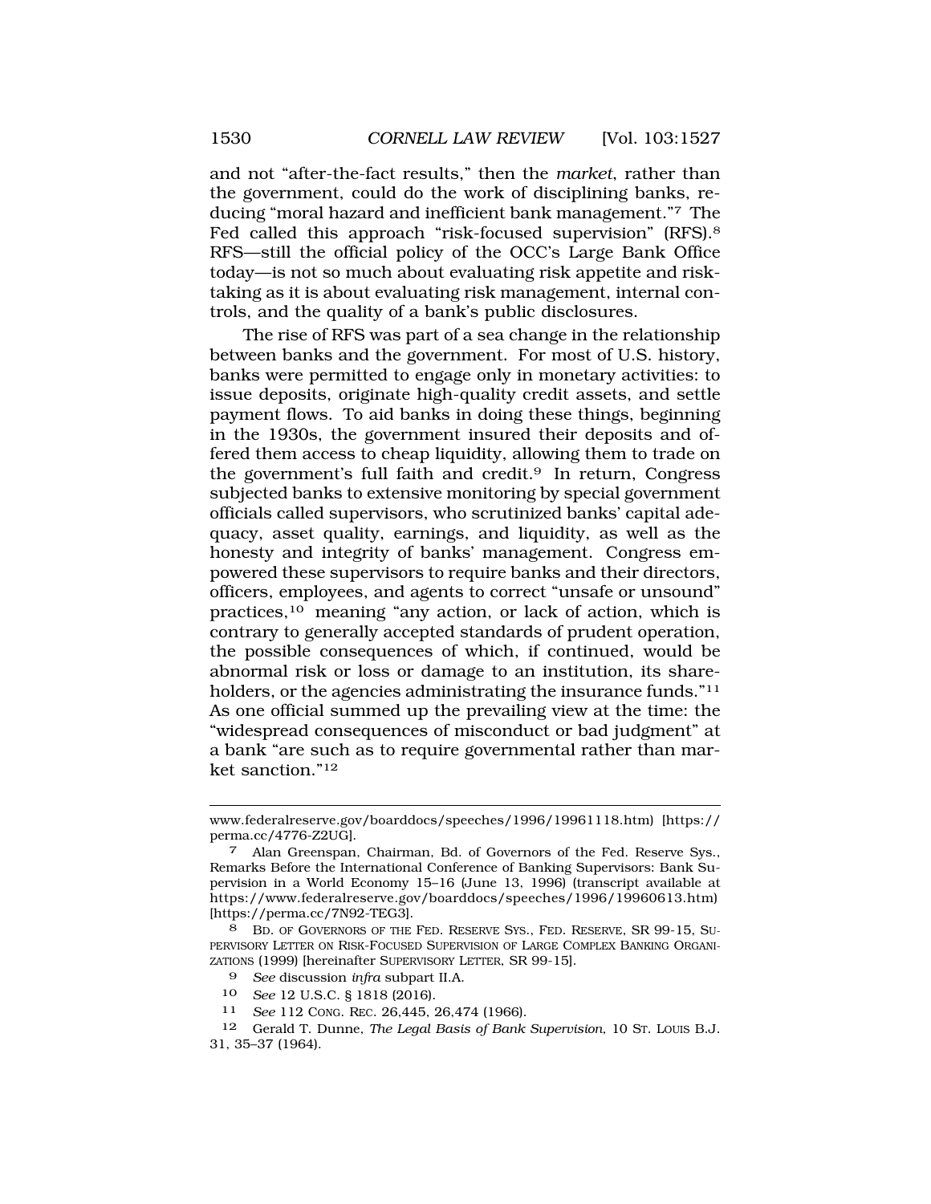and not "after-the-fact results," then the *market*, rather than the government, could do the work of disciplining banks, reducing "moral hazard and inefficient bank management."[7] The Fed called this approach "risk-focused supervision" (RFS).[8] RFS—still the official policy of the OCC's Large Bank Office today—is not so much about evaluating risk appetite and risk-taking as it is about evaluating risk management, internal controls, and the quality of a bank's public disclosures.

The rise of RFS was part of a sea change in the relationship between banks and the government. For most of U.S. history, banks were permitted to engage only in monetary activities: to issue deposits, originate high-quality credit assets, and settle payment flows. To aid banks in doing these things, beginning in the 1930s, the government insured their deposits and offered them access to cheap liquidity, allowing them to trade on the government's full faith and credit.[9] In return, Congress subjected banks to extensive monitoring by special government officials called supervisors, who scrutinized banks' capital adequacy, asset quality, earnings, and liquidity, as well as the honesty and integrity of banks' management. Congress empowered these supervisors to require banks and their directors, officers, employees, and agents to correct "unsafe or unsound" practices,[10] meaning "any action, or lack of action, which is contrary to generally accepted standards of prudent operation, the possible consequences of which, if continued, would be abnormal risk or loss or damage to an institution, its shareholders, or the agencies administrating the insurance funds."[11] As one official summed up the prevailing view at the time: the "widespread consequences of misconduct or bad judgment" at a bank "are such as to require governmental rather than market sanction."[12]

---

www.federalreserve.gov/boarddocs/speeches/1996/19961118.htm) [https://perma.cc/4776-Z2UG].

7 Alan Greenspan, Chairman, Bd. of Governors of the Fed. Reserve Sys., Remarks Before the International Conference of Banking Supervisors: Bank Supervision in a World Economy 15–16 (June 13, 1996) (transcript available at https://www.federalreserve.gov/boarddocs/speeches/1996/19960613.htm) [https://perma.cc/7N92-TEG3].

8 BD. OF GOVERNORS OF THE FED. RESERVE SYS., FED. RESERVE, SR 99-15, SUPERVISORY LETTER ON RISK-FOCUSED SUPERVISION OF LARGE COMPLEX BANKING ORGANIZATIONS (1999) [hereinafter SUPERVISORY LETTER, SR 99-15].

9 *See* discussion *infra* subpart II.A.

10 *See* 12 U.S.C. § 1818 (2016).

11 *See* 112 CONG. REC. 26,445, 26,474 (1966).

12 Gerald T. Dunne, *The Legal Basis of Bank Supervision*, 10 ST. LOUIS B.J. 31, 35–37 (1964).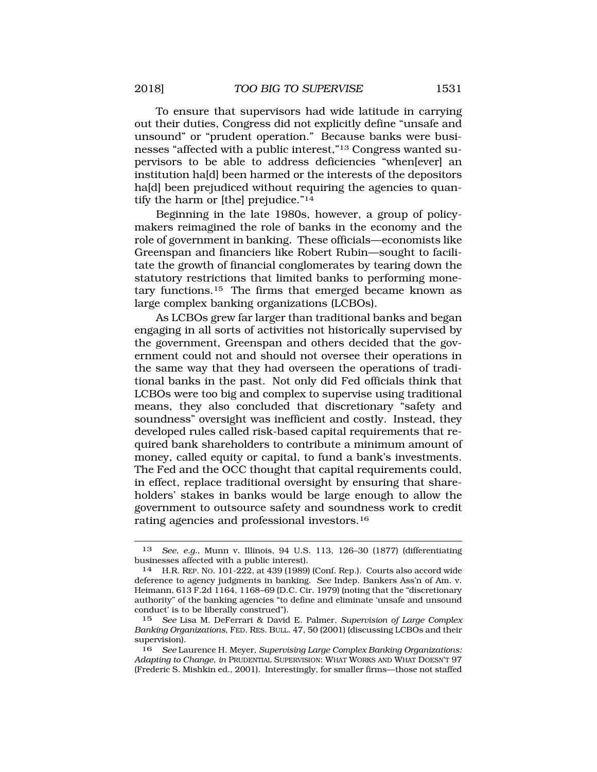To ensure that supervisors had wide latitude in carrying out their duties, Congress did not explicitly define "unsafe and unsound" or "prudent operation." Because banks were businesses "affected with a public interest,"[13] Congress wanted supervisors to be able to address deficiencies "when[ever] an institution ha[d] been harmed or the interests of the depositors ha[d] been prejudiced without requiring the agencies to quantify the harm or [the] prejudice."[14]

Beginning in the late 1980s, however, a group of policymakers reimagined the role of banks in the economy and the role of government in banking. These officials—economists like Greenspan and financiers like Robert Rubin—sought to facilitate the growth of financial conglomerates by tearing down the statutory restrictions that limited banks to performing monetary functions.[15] The firms that emerged became known as large complex banking organizations (LCBOs).

As LCBOs grew far larger than traditional banks and began engaging in all sorts of activities not historically supervised by the government, Greenspan and others decided that the government could not and should not oversee their operations in the same way that they had overseen the operations of traditional banks in the past. Not only did Fed officials think that LCBOs were too big and complex to supervise using traditional means, they also concluded that discretionary "safety and soundness" oversight was inefficient and costly. Instead, they developed rules called risk-based capital requirements that required bank shareholders to contribute a minimum amount of money, called equity or capital, to fund a bank's investments. The Fed and the OCC thought that capital requirements could, in effect, replace traditional oversight by ensuring that shareholders' stakes in banks would be large enough to allow the government to outsource safety and soundness work to credit rating agencies and professional investors.[16]

---

13 *See, e.g.*, Munn v. Illinois, 94 U.S. 113, 126–30 (1877) (differentiating businesses affected with a public interest).

14 H.R. REP. NO. 101-222, at 439 (1989) (Conf. Rep.). Courts also accord wide deference to agency judgments in banking. *See* Indep. Bankers Ass'n of Am. v. Heimann, 613 F.2d 1164, 1168–69 (D.C. Cir. 1979) (noting that the "discretionary authority" of the banking agencies "to define and eliminate 'unsafe and unsound conduct' is to be liberally construed").

15 *See* Lisa M. DeFerrari & David E. Palmer, *Supervision of Large Complex Banking Organizations*, FED. RES. BULL. 47, 50 (2001) (discussing LCBOs and their supervision).

16 *See* Laurence H. Meyer, *Supervising Large Complex Banking Organizations: Adapting to Change*, *in* PRUDENTIAL SUPERVISION: WHAT WORKS AND WHAT DOESN'T 97 (Frederic S. Mishkin ed., 2001). Interestingly, for smaller firms—those not staffed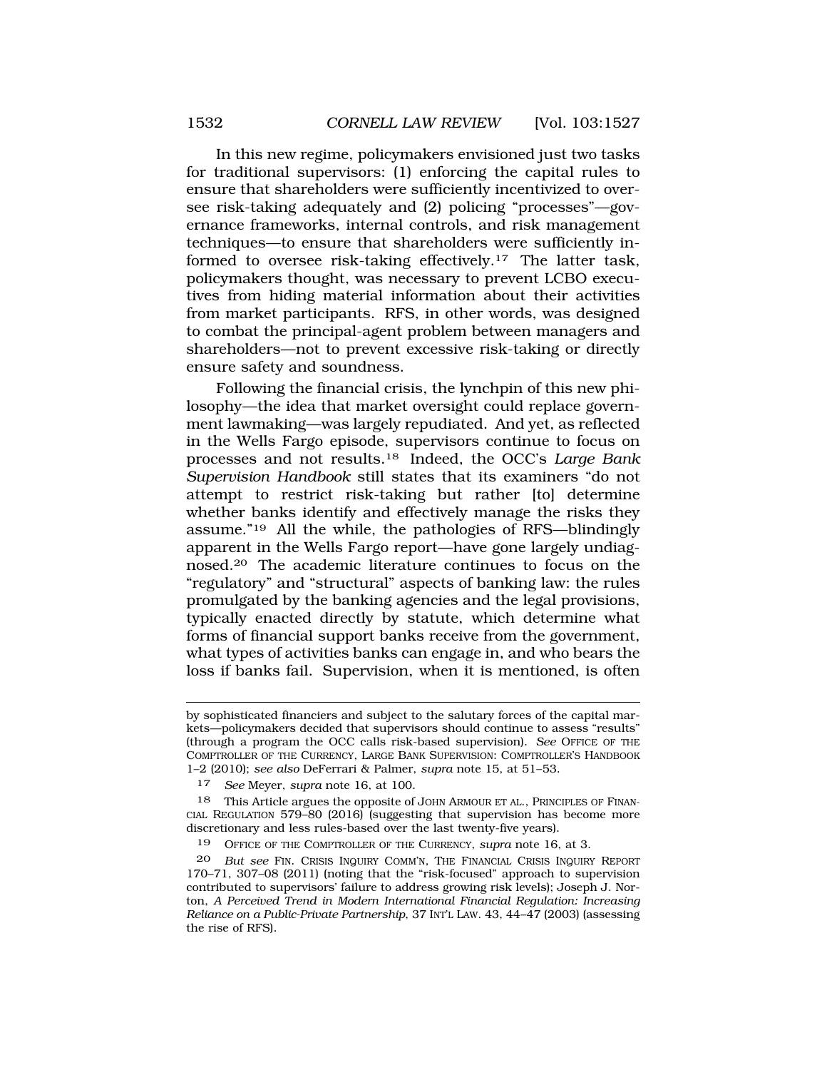In this new regime, policymakers envisioned just two tasks for traditional supervisors: (1) enforcing the capital rules to ensure that shareholders were sufficiently incentivized to oversee risk-taking adequately and (2) policing "processes"—governance frameworks, internal controls, and risk management techniques—to ensure that shareholders were sufficiently informed to oversee risk-taking effectively.[17] The latter task, policymakers thought, was necessary to prevent LCBO executives from hiding material information about their activities from market participants. RFS, in other words, was designed to combat the principal-agent problem between managers and shareholders—not to prevent excessive risk-taking or directly ensure safety and soundness.

Following the financial crisis, the lynchpin of this new philosophy—the idea that market oversight could replace government lawmaking—was largely repudiated. And yet, as reflected in the Wells Fargo episode, supervisors continue to focus on processes and not results.[18] Indeed, the OCC's *Large Bank Supervision Handbook* still states that its examiners "do not attempt to restrict risk-taking but rather [to] determine whether banks identify and effectively manage the risks they assume."[19] All the while, the pathologies of RFS—blindingly apparent in the Wells Fargo report—have gone largely undiagnosed.[20] The academic literature continues to focus on the "regulatory" and "structural" aspects of banking law: the rules promulgated by the banking agencies and the legal provisions, typically enacted directly by statute, which determine what forms of financial support banks receive from the government, what types of activities banks can engage in, and who bears the loss if banks fail. Supervision, when it is mentioned, is often

---

by sophisticated financiers and subject to the salutary forces of the capital markets—policymakers decided that supervisors should continue to assess "results" (through a program the OCC calls risk-based supervision). *See* OFFICE OF THE COMPTROLLER OF THE CURRENCY, LARGE BANK SUPERVISION: COMPTROLLER'S HANDBOOK 1–2 (2010); *see also* DeFerrari & Palmer, *supra* note 15, at 51–53.

17 *See* Meyer, *supra* note 16, at 100.

18 This Article argues the opposite of JOHN ARMOUR ET AL., PRINCIPLES OF FINANCIAL REGULATION 579–80 (2016) (suggesting that supervision has become more discretionary and less rules-based over the last twenty-five years).

19 OFFICE OF THE COMPTROLLER OF THE CURRENCY, *supra* note 16, at 3.

20 *But see* FIN. CRISIS INQUIRY COMM'N, THE FINANCIAL CRISIS INQUIRY REPORT 170–71, 307–08 (2011) (noting that the "risk-focused" approach to supervision contributed to supervisors' failure to address growing risk levels); Joseph J. Norton, *A Perceived Trend in Modern International Financial Regulation: Increasing Reliance on a Public-Private Partnership*, 37 INT'L LAW. 43, 44–47 (2003) (assessing the rise of RFS).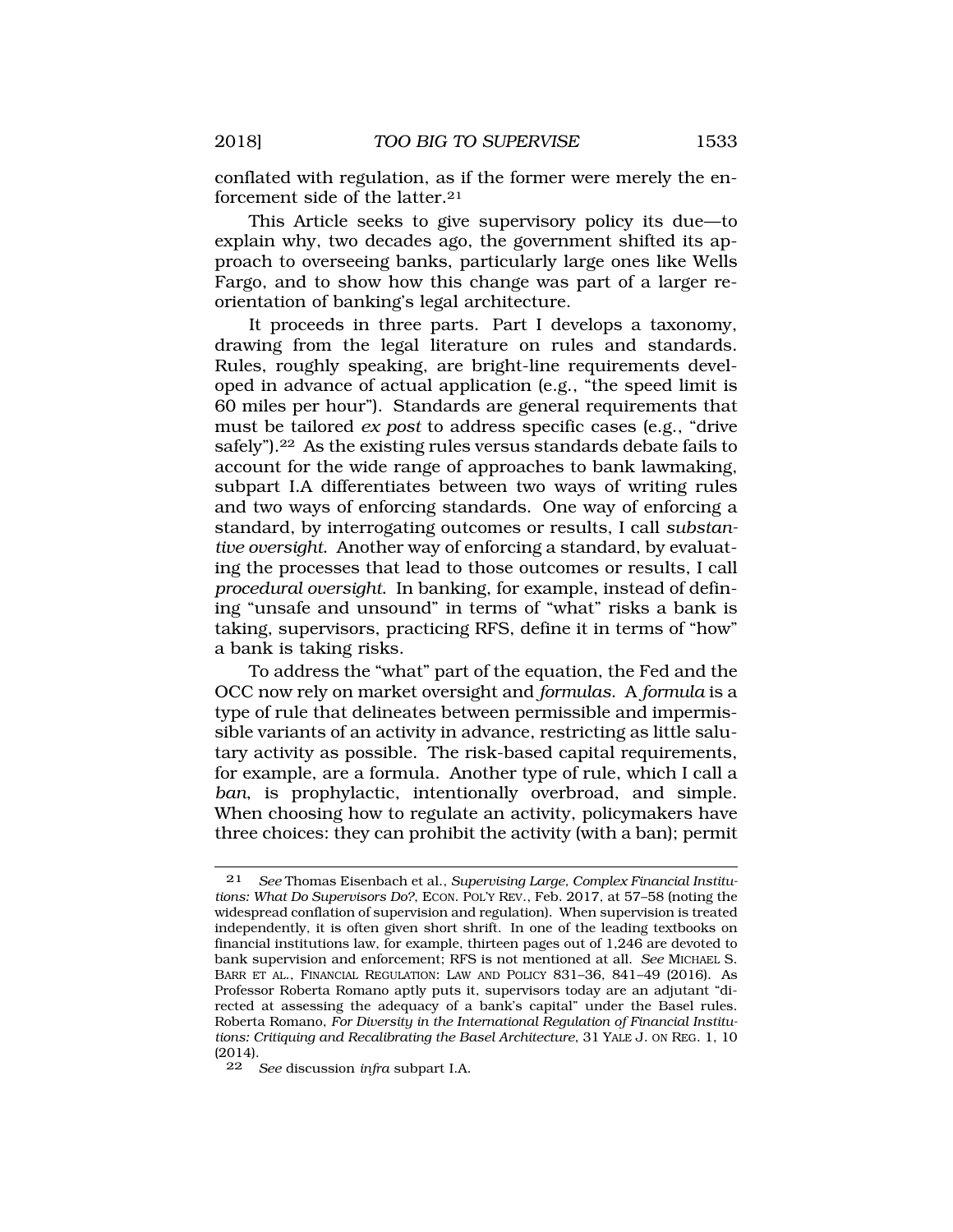conflated with regulation, as if the former were merely the enforcement side of the latter.[21]

This Article seeks to give supervisory policy its due—to explain why, two decades ago, the government shifted its approach to overseeing banks, particularly large ones like Wells Fargo, and to show how this change was part of a larger reorientation of banking's legal architecture.

It proceeds in three parts. Part I develops a taxonomy, drawing from the legal literature on rules and standards. Rules, roughly speaking, are bright-line requirements developed in advance of actual application (e.g., "the speed limit is 60 miles per hour"). Standards are general requirements that must be tailored *ex post* to address specific cases (e.g., "drive safely").[22] As the existing rules versus standards debate fails to account for the wide range of approaches to bank lawmaking, subpart I.A differentiates between two ways of writing rules and two ways of enforcing standards. One way of enforcing a standard, by interrogating outcomes or results, I call *substantive oversight*. Another way of enforcing a standard, by evaluating the processes that lead to those outcomes or results, I call *procedural oversight*. In banking, for example, instead of defining "unsafe and unsound" in terms of "what" risks a bank is taking, supervisors, practicing RFS, define it in terms of "how" a bank is taking risks.

To address the "what" part of the equation, the Fed and the OCC now rely on market oversight and *formulas*. A *formula* is a type of rule that delineates between permissible and impermissible variants of an activity in advance, restricting as little salutary activity as possible. The risk-based capital requirements, for example, are a formula. Another type of rule, which I call a *ban*, is prophylactic, intentionally overbroad, and simple. When choosing how to regulate an activity, policymakers have three choices: they can prohibit the activity (with a ban); permit

---

[21] *See* Thomas Eisenbach et al., *Supervising Large, Complex Financial Institutions: What Do Supervisors Do?*, ECON. POL'Y REV., Feb. 2017, at 57–58 (noting the widespread conflation of supervision and regulation). When supervision is treated independently, it is often given short shrift. In one of the leading textbooks on financial institutions law, for example, thirteen pages out of 1,246 are devoted to bank supervision and enforcement; RFS is not mentioned at all. *See* MICHAEL S. BARR ET AL., FINANCIAL REGULATION: LAW AND POLICY 831–36, 841–49 (2016). As Professor Roberta Romano aptly puts it, supervisors today are an adjutant "directed at assessing the adequacy of a bank's capital" under the Basel rules. Roberta Romano, *For Diversity in the International Regulation of Financial Institutions: Critiquing and Recalibrating the Basel Architecture*, 31 YALE J. ON REG. 1, 10 (2014).

[22] *See* discussion *infra* subpart I.A.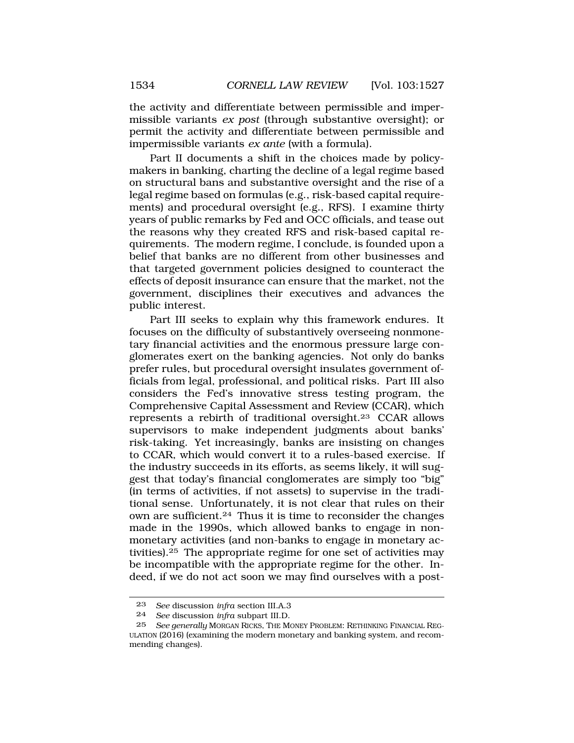the activity and differentiate between permissible and impermissible variants *ex post* (through substantive oversight); or permit the activity and differentiate between permissible and impermissible variants *ex ante* (with a formula).

Part II documents a shift in the choices made by policymakers in banking, charting the decline of a legal regime based on structural bans and substantive oversight and the rise of a legal regime based on formulas (e.g., risk-based capital requirements) and procedural oversight (e.g., RFS). I examine thirty years of public remarks by Fed and OCC officials, and tease out the reasons why they created RFS and risk-based capital requirements. The modern regime, I conclude, is founded upon a belief that banks are no different from other businesses and that targeted government policies designed to counteract the effects of deposit insurance can ensure that the market, not the government, disciplines their executives and advances the public interest.

Part III seeks to explain why this framework endures. It focuses on the difficulty of substantively overseeing nonmonetary financial activities and the enormous pressure large conglomerates exert on the banking agencies. Not only do banks prefer rules, but procedural oversight insulates government officials from legal, professional, and political risks. Part III also considers the Fed's innovative stress testing program, the Comprehensive Capital Assessment and Review (CCAR), which represents a rebirth of traditional oversight.[23] CCAR allows supervisors to make independent judgments about banks' risk-taking. Yet increasingly, banks are insisting on changes to CCAR, which would convert it to a rules-based exercise. If the industry succeeds in its efforts, as seems likely, it will suggest that today's financial conglomerates are simply too "big" (in terms of activities, if not assets) to supervise in the traditional sense. Unfortunately, it is not clear that rules on their own are sufficient.[24] Thus it is time to reconsider the changes made in the 1990s, which allowed banks to engage in nonmonetary activities (and non-banks to engage in monetary activities).[25] The appropriate regime for one set of activities may be incompatible with the appropriate regime for the other. Indeed, if we do not act soon we may find ourselves with a post-

---

23 *See* discussion *infra* section III.A.3

24 *See* discussion *infra* subpart III.D.

25 *See generally* MORGAN RICKS, THE MONEY PROBLEM: RETHINKING FINANCIAL REGULATION (2016) (examining the modern monetary and banking system, and recommending changes).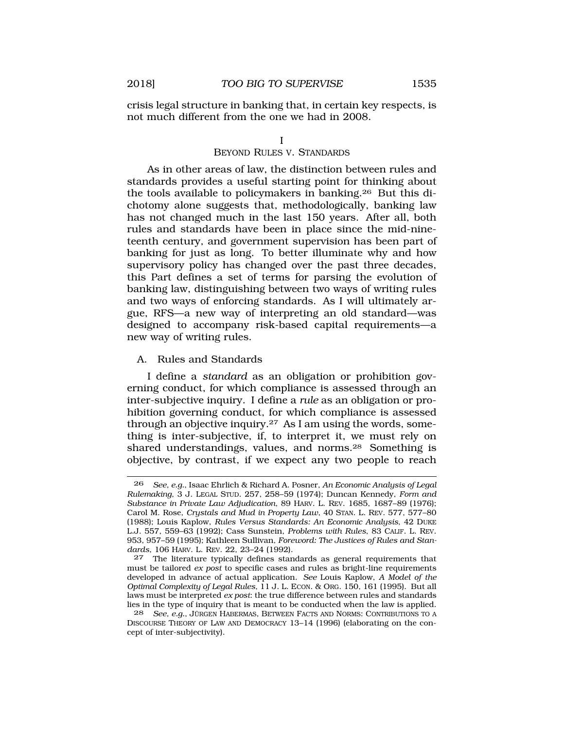crisis legal structure in banking that, in certain key respects, is not much different from the one we had in 2008.

# I
# BEYOND RULES V. STANDARDS

As in other areas of law, the distinction between rules and standards provides a useful starting point for thinking about the tools available to policymakers in banking.[26] But this dichotomy alone suggests that, methodologically, banking law has not changed much in the last 150 years. After all, both rules and standards have been in place since the mid-nineteenth century, and government supervision has been part of banking for just as long. To better illuminate why and how supervisory policy has changed over the past three decades, this Part defines a set of terms for parsing the evolution of banking law, distinguishing between two ways of writing rules and two ways of enforcing standards. As I will ultimately argue, RFS—a new way of interpreting an old standard—was designed to accompany risk-based capital requirements—a new way of writing rules.

## A. Rules and Standards

I define a *standard* as an obligation or prohibition governing conduct, for which compliance is assessed through an inter-subjective inquiry. I define a *rule* as an obligation or prohibition governing conduct, for which compliance is assessed through an objective inquiry.[27] As I am using the words, something is inter-subjective, if, to interpret it, we must rely on shared understandings, values, and norms.[28] Something is objective, by contrast, if we expect any two people to reach

---

26 *See, e.g.*, Isaac Ehrlich & Richard A. Posner, *An Economic Analysis of Legal Rulemaking*, 3 J. LEGAL STUD. 257, 258–59 (1974); Duncan Kennedy, *Form and Substance in Private Law Adjudication*, 89 HARV. L. REV. 1685, 1687–89 (1976); Carol M. Rose, *Crystals and Mud in Property Law*, 40 STAN. L. REV. 577, 577–80 (1988); Louis Kaplow, *Rules Versus Standards: An Economic Analysis*, 42 DUKE L.J. 557, 559–63 (1992); Cass Sunstein, *Problems with Rules*, 83 CALIF. L. REV. 953, 957–59 (1995); Kathleen Sullivan, *Foreword: The Justices of Rules and Standards*, 106 HARV. L. REV. 22, 23–24 (1992).

27 The literature typically defines standards as general requirements that must be tailored *ex post* to specific cases and rules as bright-line requirements developed in advance of actual application. *See* Louis Kaplow, *A Model of the Optimal Complexity of Legal Rules*, 11 J. L. ECON. & ORG. 150, 161 (1995). But all laws must be interpreted *ex post*: the true difference between rules and standards lies in the type of inquiry that is meant to be conducted when the law is applied.

28 *See, e.g.*, JÜRGEN HABERMAS, BETWEEN FACTS AND NORMS: CONTRIBUTIONS TO A DISCOURSE THEORY OF LAW AND DEMOCRACY 13–14 (1996) (elaborating on the concept of inter-subjectivity).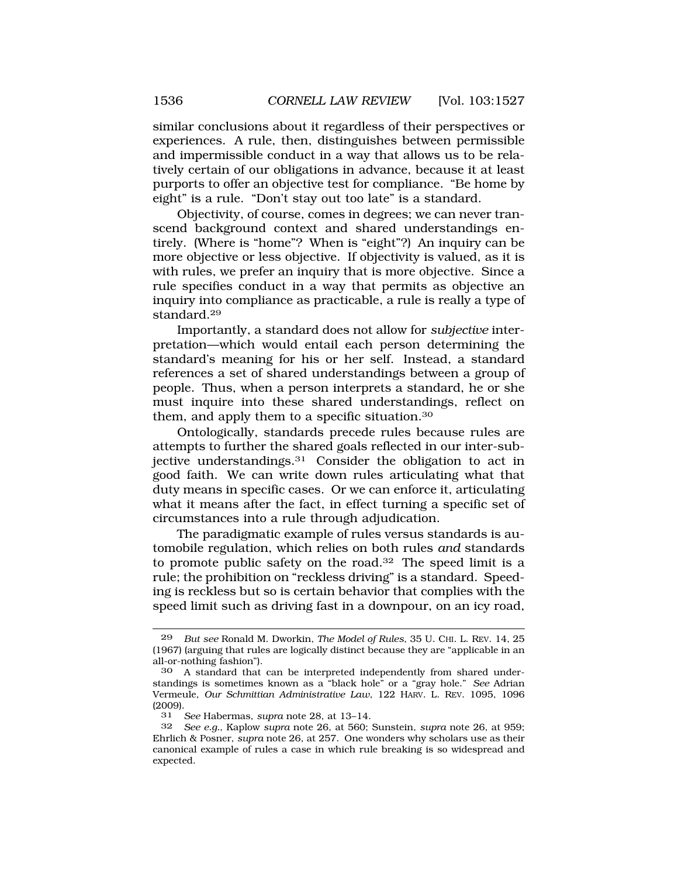similar conclusions about it regardless of their perspectives or experiences. A rule, then, distinguishes between permissible and impermissible conduct in a way that allows us to be relatively certain of our obligations in advance, because it at least purports to offer an objective test for compliance. "Be home by eight" is a rule. "Don't stay out too late" is a standard.

Objectivity, of course, comes in degrees; we can never transcend background context and shared understandings entirely. (Where is "home"? When is "eight"?) An inquiry can be more objective or less objective. If objectivity is valued, as it is with rules, we prefer an inquiry that is more objective. Since a rule specifies conduct in a way that permits as objective an inquiry into compliance as practicable, a rule is really a type of standard.[29]

Importantly, a standard does not allow for *subjective* interpretation—which would entail each person determining the standard's meaning for his or her self. Instead, a standard references a set of shared understandings between a group of people. Thus, when a person interprets a standard, he or she must inquire into these shared understandings, reflect on them, and apply them to a specific situation.[30]

Ontologically, standards precede rules because rules are attempts to further the shared goals reflected in our inter-subjective understandings.[31] Consider the obligation to act in good faith. We can write down rules articulating what that duty means in specific cases. Or we can enforce it, articulating what it means after the fact, in effect turning a specific set of circumstances into a rule through adjudication.

The paradigmatic example of rules versus standards is automobile regulation, which relies on both rules *and* standards to promote public safety on the road.[32] The speed limit is a rule; the prohibition on "reckless driving" is a standard. Speeding is reckless but so is certain behavior that complies with the speed limit such as driving fast in a downpour, on an icy road,

---

[29] *But see* Ronald M. Dworkin, *The Model of Rules*, 35 U. CHI. L. REV. 14, 25 (1967) (arguing that rules are logically distinct because they are "applicable in an all-or-nothing fashion").

[30] A standard that can be interpreted independently from shared understandings is sometimes known as a "black hole" or a "gray hole." *See* Adrian Vermeule, *Our Schmittian Administrative Law*, 122 HARV. L. REV. 1095, 1096 (2009).

[31] *See* Habermas, *supra* note 28, at 13–14.

[32] *See e.g.*, Kaplow *supra* note 26, at 560; Sunstein, *supra* note 26, at 959; Ehrlich & Posner, *supra* note 26, at 257. One wonders why scholars use as their canonical example of rules a case in which rule breaking is so widespread and expected.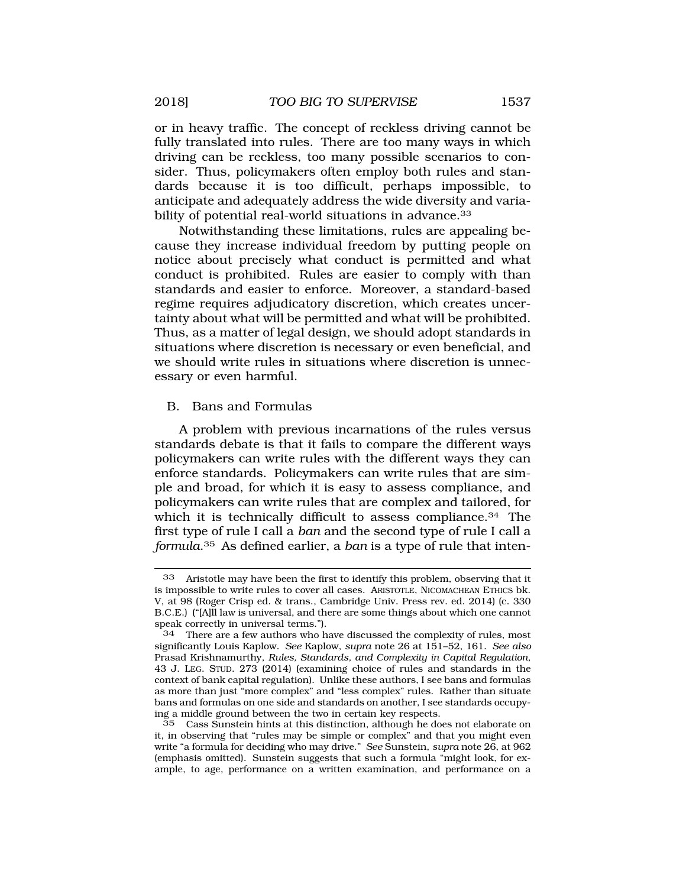or in heavy traffic. The concept of reckless driving cannot be fully translated into rules. There are too many ways in which driving can be reckless, too many possible scenarios to consider. Thus, policymakers often employ both rules and standards because it is too difficult, perhaps impossible, to anticipate and adequately address the wide diversity and variability of potential real-world situations in advance.[33]

Notwithstanding these limitations, rules are appealing because they increase individual freedom by putting people on notice about precisely what conduct is permitted and what conduct is prohibited. Rules are easier to comply with than standards and easier to enforce. Moreover, a standard-based regime requires adjudicatory discretion, which creates uncertainty about what will be permitted and what will be prohibited. Thus, as a matter of legal design, we should adopt standards in situations where discretion is necessary or even beneficial, and we should write rules in situations where discretion is unnecessary or even harmful.

### B. Bans and Formulas

A problem with previous incarnations of the rules versus standards debate is that it fails to compare the different ways policymakers can write rules with the different ways they can enforce standards. Policymakers can write rules that are simple and broad, for which it is easy to assess compliance, and policymakers can write rules that are complex and tailored, for which it is technically difficult to assess compliance.[34] The first type of rule I call a *ban* and the second type of rule I call a *formula*.[35] As defined earlier, a *ban* is a type of rule that inten-

---

[33] Aristotle may have been the first to identify this problem, observing that it is impossible to write rules to cover all cases. ARISTOTLE, NICOMACHEAN ETHICS bk. V, at 98 (Roger Crisp ed. & trans., Cambridge Univ. Press rev. ed. 2014) (c. 330 B.C.E.) ("[A]ll law is universal, and there are some things about which one cannot speak correctly in universal terms.").

[34] There are a few authors who have discussed the complexity of rules, most significantly Louis Kaplow. *See* Kaplow, *supra* note 26 at 151–52, 161. *See also* Prasad Krishnamurthy, *Rules, Standards, and Complexity in Capital Regulation*, 43 J. LEG. STUD. 273 (2014) (examining choice of rules and standards in the context of bank capital regulation). Unlike these authors, I see bans and formulas as more than just "more complex" and "less complex" rules. Rather than situate bans and formulas on one side and standards on another, I see standards occupying a middle ground between the two in certain key respects.

[35] Cass Sunstein hints at this distinction, although he does not elaborate on it, in observing that "rules may be simple or complex" and that you might even write "a formula for deciding who may drive." *See* Sunstein, *supra* note 26, at 962 (emphasis omitted). Sunstein suggests that such a formula "might look, for example, to age, performance on a written examination, and performance on a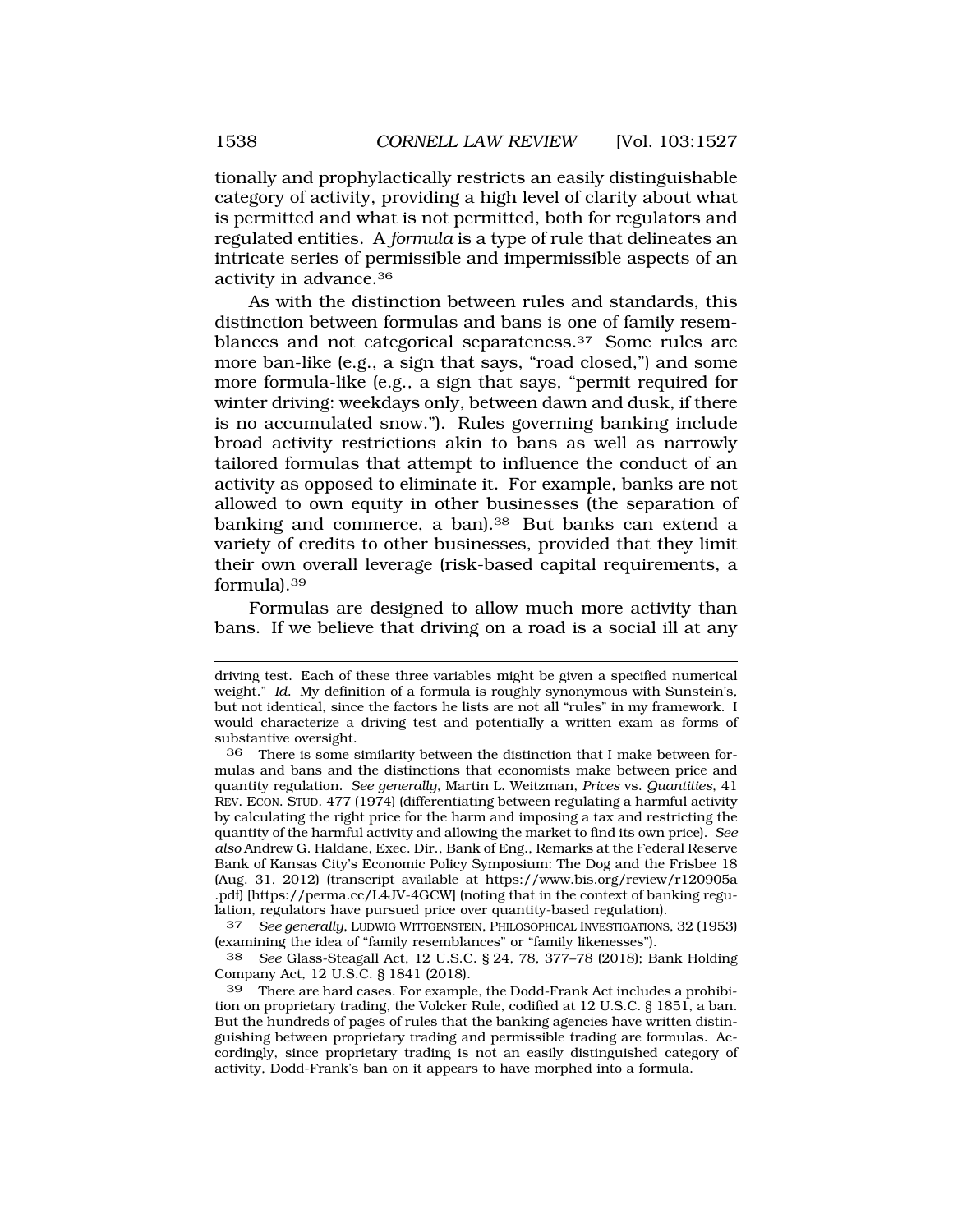tionally and prophylactically restricts an easily distinguishable category of activity, providing a high level of clarity about what is permitted and what is not permitted, both for regulators and regulated entities. A *formula* is a type of rule that delineates an intricate series of permissible and impermissible aspects of an activity in advance.[36]

As with the distinction between rules and standards, this distinction between formulas and bans is one of family resemblances and not categorical separateness.[37] Some rules are more ban-like (e.g., a sign that says, "road closed,") and some more formula-like (e.g., a sign that says, "permit required for winter driving: weekdays only, between dawn and dusk, if there is no accumulated snow."). Rules governing banking include broad activity restrictions akin to bans as well as narrowly tailored formulas that attempt to influence the conduct of an activity as opposed to eliminate it. For example, banks are not allowed to own equity in other businesses (the separation of banking and commerce, a ban).[38] But banks can extend a variety of credits to other businesses, provided that they limit their own overall leverage (risk-based capital requirements, a formula).[39]

Formulas are designed to allow much more activity than bans. If we believe that driving on a road is a social ill at any

---

driving test. Each of these three variables might be given a specified numerical weight." *Id.* My definition of a formula is roughly synonymous with Sunstein's, but not identical, since the factors he lists are not all "rules" in my framework. I would characterize a driving test and potentially a written exam as forms of substantive oversight.

36 There is some similarity between the distinction that I make between formulas and bans and the distinctions that economists make between price and quantity regulation. *See generally*, Martin L. Weitzman, *Prices* vs. *Quantities*, 41 REV. ECON. STUD. 477 (1974) (differentiating between regulating a harmful activity by calculating the right price for the harm and imposing a tax and restricting the quantity of the harmful activity and allowing the market to find its own price). *See also* Andrew G. Haldane, Exec. Dir., Bank of Eng., Remarks at the Federal Reserve Bank of Kansas City's Economic Policy Symposium: The Dog and the Frisbee 18 (Aug. 31, 2012) (transcript available at https://www.bis.org/review/r120905a.pdf) [https://perma.cc/L4JV-4GCW] (noting that in the context of banking regulation, regulators have pursued price over quantity-based regulation).

37 *See generally*, LUDWIG WITTGENSTEIN, PHILOSOPHICAL INVESTIGATIONS, 32 (1953) (examining the idea of "family resemblances" or "family likenesses").

38 *See* Glass-Steagall Act, 12 U.S.C. § 24, 78, 377–78 (2018); Bank Holding Company Act, 12 U.S.C. § 1841 (2018).

39 There are hard cases. For example, the Dodd-Frank Act includes a prohibition on proprietary trading, the Volcker Rule, codified at 12 U.S.C. § 1851, a ban. But the hundreds of pages of rules that the banking agencies have written distinguishing between proprietary trading and permissible trading are formulas. Accordingly, since proprietary trading is not an easily distinguished category of activity, Dodd-Frank's ban on it appears to have morphed into a formula.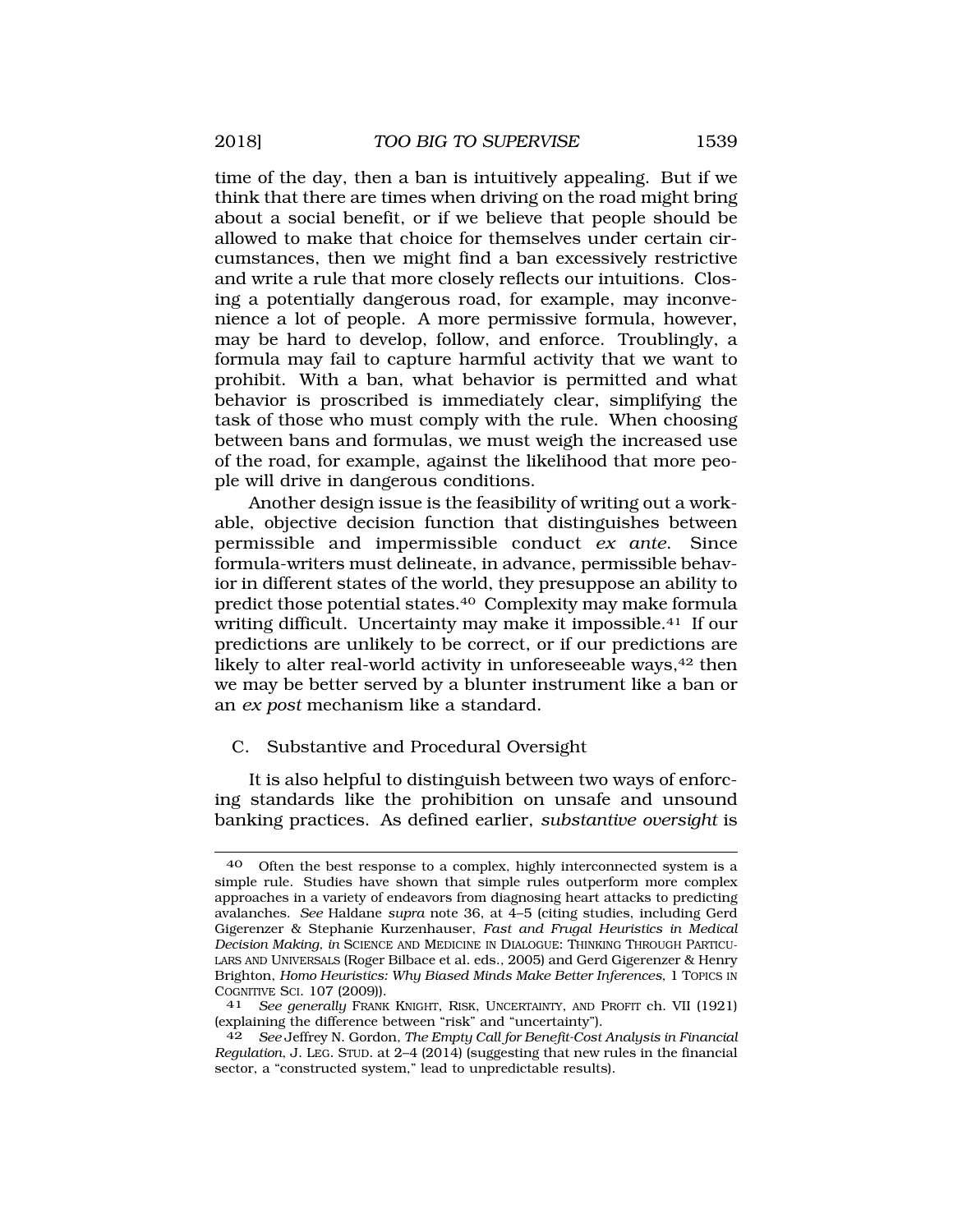time of the day, then a ban is intuitively appealing. But if we think that there are times when driving on the road might bring about a social benefit, or if we believe that people should be allowed to make that choice for themselves under certain circumstances, then we might find a ban excessively restrictive and write a rule that more closely reflects our intuitions. Closing a potentially dangerous road, for example, may inconvenience a lot of people. A more permissive formula, however, may be hard to develop, follow, and enforce. Troublingly, a formula may fail to capture harmful activity that we want to prohibit. With a ban, what behavior is permitted and what behavior is proscribed is immediately clear, simplifying the task of those who must comply with the rule. When choosing between bans and formulas, we must weigh the increased use of the road, for example, against the likelihood that more people will drive in dangerous conditions.

Another design issue is the feasibility of writing out a workable, objective decision function that distinguishes between permissible and impermissible conduct *ex ante*. Since formula-writers must delineate, in advance, permissible behavior in different states of the world, they presuppose an ability to predict those potential states.[40] Complexity may make formula writing difficult. Uncertainty may make it impossible.[41] If our predictions are unlikely to be correct, or if our predictions are likely to alter real-world activity in unforeseeable ways,[42] then we may be better served by a blunter instrument like a ban or an *ex post* mechanism like a standard.

### C. Substantive and Procedural Oversight

It is also helpful to distinguish between two ways of enforcing standards like the prohibition on unsafe and unsound banking practices. As defined earlier, *substantive oversight* is

---

40 Often the best response to a complex, highly interconnected system is a simple rule. Studies have shown that simple rules outperform more complex approaches in a variety of endeavors from diagnosing heart attacks to predicting avalanches. *See* Haldane *supra* note 36, at 4–5 (citing studies, including Gerd Gigerenzer & Stephanie Kurzenhauser, *Fast and Frugal Heuristics in Medical Decision Making, in* SCIENCE AND MEDICINE IN DIALOGUE: THINKING THROUGH PARTICULARS AND UNIVERSALS (Roger Bilbace et al. eds., 2005) and Gerd Gigerenzer & Henry Brighton, *Homo Heuristics: Why Biased Minds Make Better Inferences*, 1 TOPICS IN COGNITIVE SCI. 107 (2009)).

41 *See generally* FRANK KNIGHT, RISK, UNCERTAINTY, AND PROFIT ch. VII (1921) (explaining the difference between "risk" and "uncertainty").

42 *See* Jeffrey N. Gordon, *The Empty Call for Benefit-Cost Analysis in Financial Regulation*, J. LEG. STUD. at 2–4 (2014) (suggesting that new rules in the financial sector, a "constructed system," lead to unpredictable results).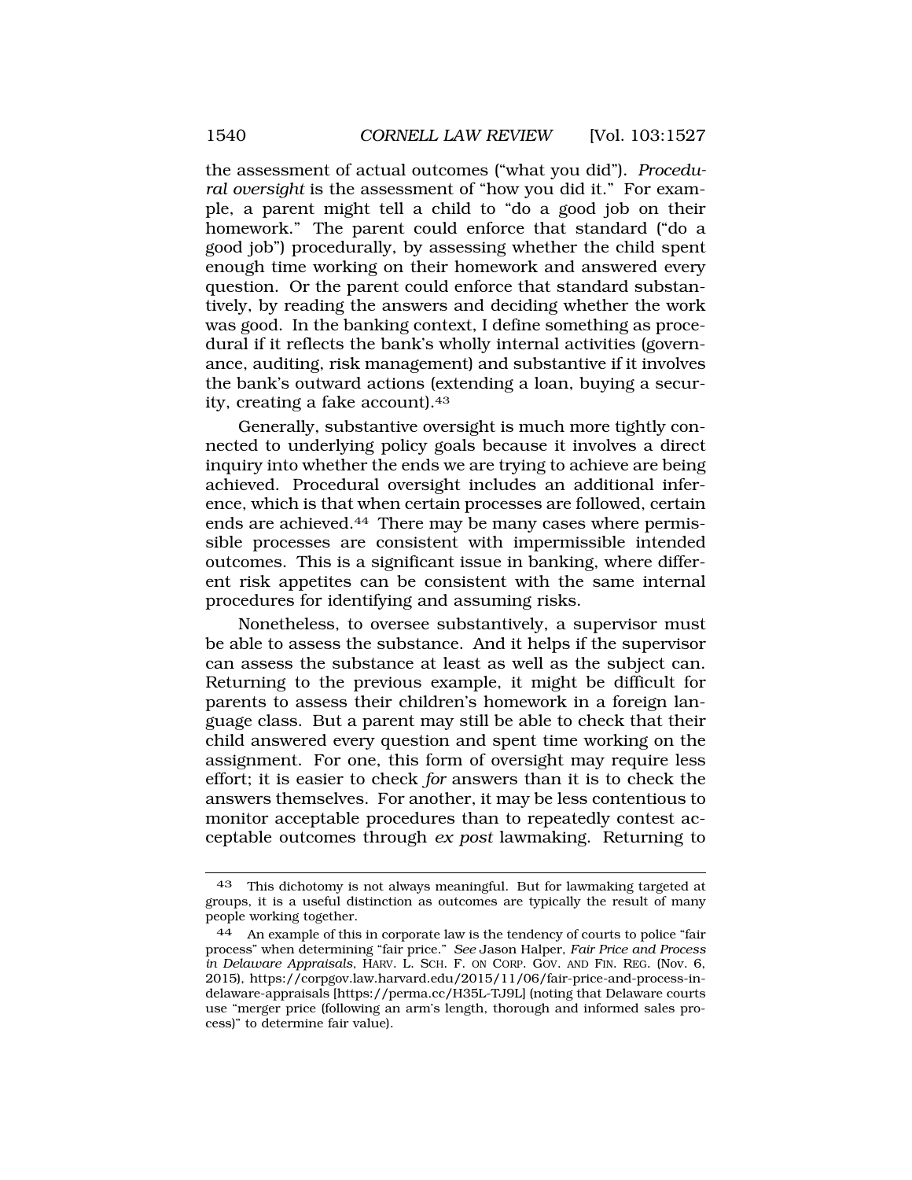the assessment of actual outcomes ("what you did"). *Procedural oversight* is the assessment of "how you did it." For example, a parent might tell a child to "do a good job on their homework." The parent could enforce that standard ("do a good job") procedurally, by assessing whether the child spent enough time working on their homework and answered every question. Or the parent could enforce that standard substantively, by reading the answers and deciding whether the work was good. In the banking context, I define something as procedural if it reflects the bank's wholly internal activities (governance, auditing, risk management) and substantive if it involves the bank's outward actions (extending a loan, buying a security, creating a fake account).[43]

Generally, substantive oversight is much more tightly connected to underlying policy goals because it involves a direct inquiry into whether the ends we are trying to achieve are being achieved. Procedural oversight includes an additional inference, which is that when certain processes are followed, certain ends are achieved.[44] There may be many cases where permissible processes are consistent with impermissible intended outcomes. This is a significant issue in banking, where different risk appetites can be consistent with the same internal procedures for identifying and assuming risks.

Nonetheless, to oversee substantively, a supervisor must be able to assess the substance. And it helps if the supervisor can assess the substance at least as well as the subject can. Returning to the previous example, it might be difficult for parents to assess their children's homework in a foreign language class. But a parent may still be able to check that their child answered every question and spent time working on the assignment. For one, this form of oversight may require less effort; it is easier to check *for* answers than it is to check the answers themselves. For another, it may be less contentious to monitor acceptable procedures than to repeatedly contest acceptable outcomes through *ex post* lawmaking. Returning to

---

[43] This dichotomy is not always meaningful. But for lawmaking targeted at groups, it is a useful distinction as outcomes are typically the result of many people working together.

[44] An example of this in corporate law is the tendency of courts to police "fair process" when determining "fair price." *See* Jason Halper, *Fair Price and Process in Delaware Appraisals*, HARV. L. SCH. F. ON CORP. GOV. AND FIN. REG. (Nov. 6, 2015), https://corpgov.law.harvard.edu/2015/11/06/fair-price-and-process-in-delaware-appraisals [https://perma.cc/H35L-TJ9L] (noting that Delaware courts use "merger price (following an arm's length, thorough and informed sales process)" to determine fair value).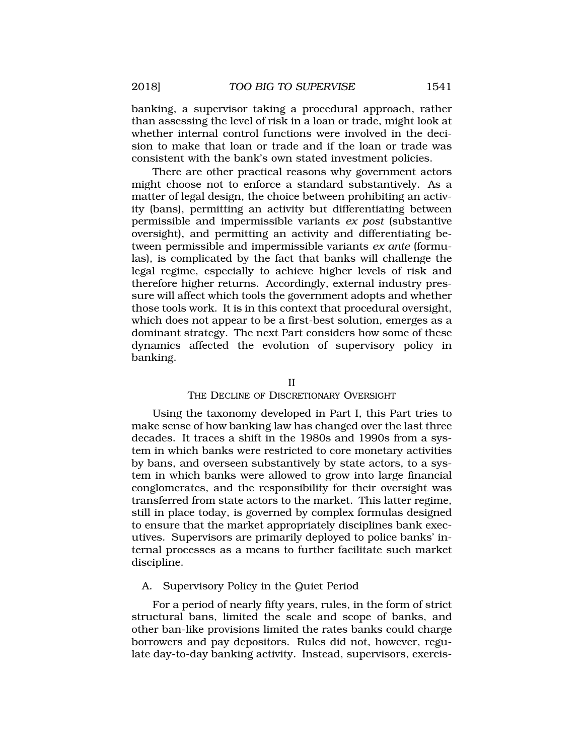banking, a supervisor taking a procedural approach, rather than assessing the level of risk in a loan or trade, might look at whether internal control functions were involved in the decision to make that loan or trade and if the loan or trade was consistent with the bank's own stated investment policies.

There are other practical reasons why government actors might choose not to enforce a standard substantively. As a matter of legal design, the choice between prohibiting an activity (bans), permitting an activity but differentiating between permissible and impermissible variants *ex post* (substantive oversight), and permitting an activity and differentiating between permissible and impermissible variants *ex ante* (formulas), is complicated by the fact that banks will challenge the legal regime, especially to achieve higher levels of risk and therefore higher returns. Accordingly, external industry pressure will affect which tools the government adopts and whether those tools work. It is in this context that procedural oversight, which does not appear to be a first-best solution, emerges as a dominant strategy. The next Part considers how some of these dynamics affected the evolution of supervisory policy in banking.

## II
## THE DECLINE OF DISCRETIONARY OVERSIGHT

Using the taxonomy developed in Part I, this Part tries to make sense of how banking law has changed over the last three decades. It traces a shift in the 1980s and 1990s from a system in which banks were restricted to core monetary activities by bans, and overseen substantively by state actors, to a system in which banks were allowed to grow into large financial conglomerates, and the responsibility for their oversight was transferred from state actors to the market. This latter regime, still in place today, is governed by complex formulas designed to ensure that the market appropriately disciplines bank executives. Supervisors are primarily deployed to police banks' internal processes as a means to further facilitate such market discipline.

### A. Supervisory Policy in the Quiet Period

For a period of nearly fifty years, rules, in the form of strict structural bans, limited the scale and scope of banks, and other ban-like provisions limited the rates banks could charge borrowers and pay depositors. Rules did not, however, regulate day-to-day banking activity. Instead, supervisors, exercis-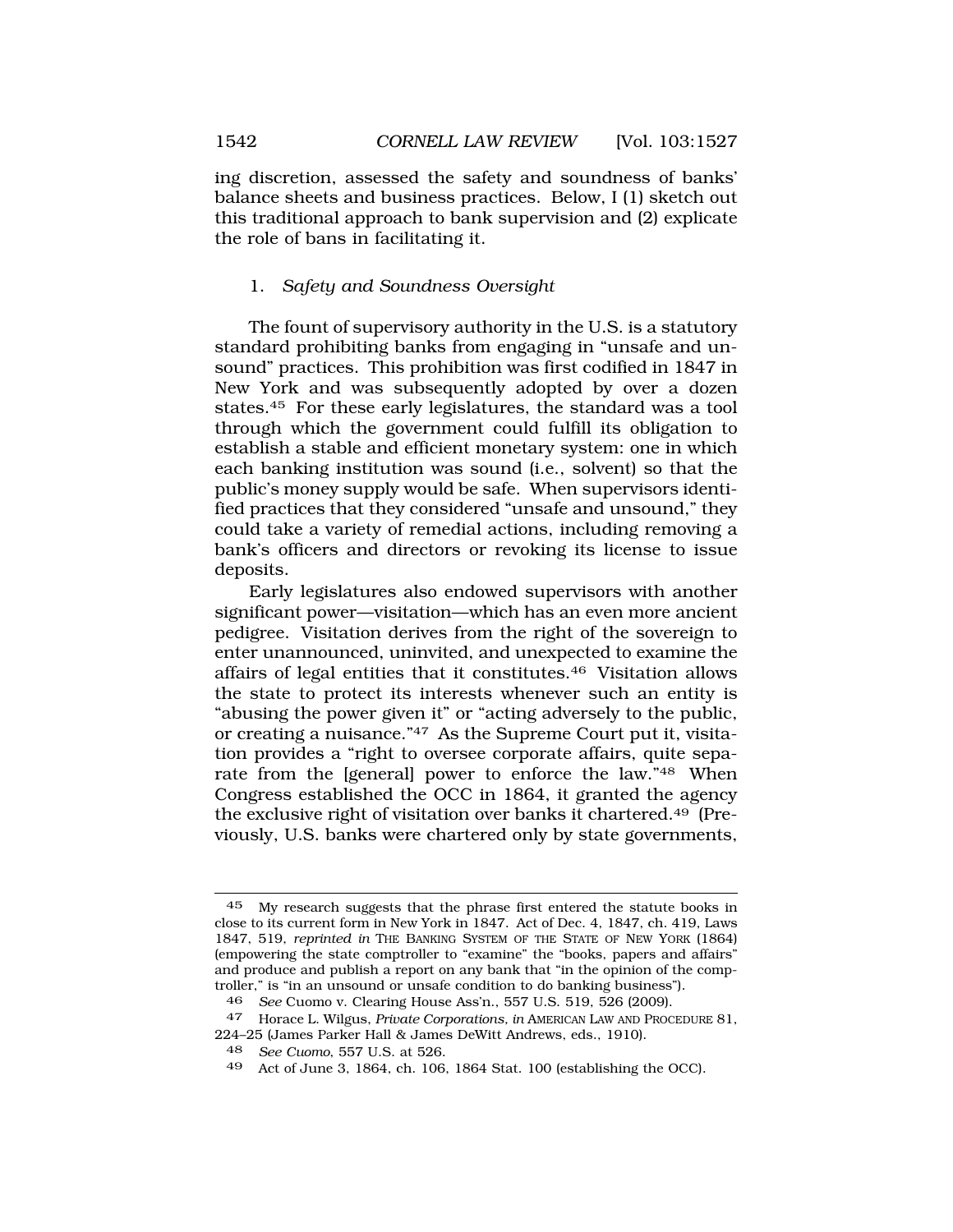ing discretion, assessed the safety and soundness of banks' balance sheets and business practices. Below, I (1) sketch out this traditional approach to bank supervision and (2) explicate the role of bans in facilitating it.

### 1. *Safety and Soundness Oversight*

The fount of supervisory authority in the U.S. is a statutory standard prohibiting banks from engaging in "unsafe and unsound" practices. This prohibition was first codified in 1847 in New York and was subsequently adopted by over a dozen states.[45] For these early legislatures, the standard was a tool through which the government could fulfill its obligation to establish a stable and efficient monetary system: one in which each banking institution was sound (i.e., solvent) so that the public's money supply would be safe. When supervisors identified practices that they considered "unsafe and unsound," they could take a variety of remedial actions, including removing a bank's officers and directors or revoking its license to issue deposits.

Early legislatures also endowed supervisors with another significant power—visitation—which has an even more ancient pedigree. Visitation derives from the right of the sovereign to enter unannounced, uninvited, and unexpected to examine the affairs of legal entities that it constitutes.[46] Visitation allows the state to protect its interests whenever such an entity is "abusing the power given it" or "acting adversely to the public, or creating a nuisance."[47] As the Supreme Court put it, visitation provides a "right to oversee corporate affairs, quite separate from the [general] power to enforce the law."[48] When Congress established the OCC in 1864, it granted the agency the exclusive right of visitation over banks it chartered.[49] (Previously, U.S. banks were chartered only by state governments,

---

45 My research suggests that the phrase first entered the statute books in close to its current form in New York in 1847. Act of Dec. 4, 1847, ch. 419, Laws 1847, 519, *reprinted in* THE BANKING SYSTEM OF THE STATE OF NEW YORK (1864) (empowering the state comptroller to "examine" the "books, papers and affairs" and produce and publish a report on any bank that "in the opinion of the comptroller," is "in an unsound or unsafe condition to do banking business").

46 *See* Cuomo v. Clearing House Ass'n., 557 U.S. 519, 526 (2009).

47 Horace L. Wilgus, *Private Corporations*, *in* AMERICAN LAW AND PROCEDURE 81, 224–25 (James Parker Hall & James DeWitt Andrews, eds., 1910).

48 *See Cuomo*, 557 U.S. at 526.

49 Act of June 3, 1864, ch. 106, 1864 Stat. 100 (establishing the OCC).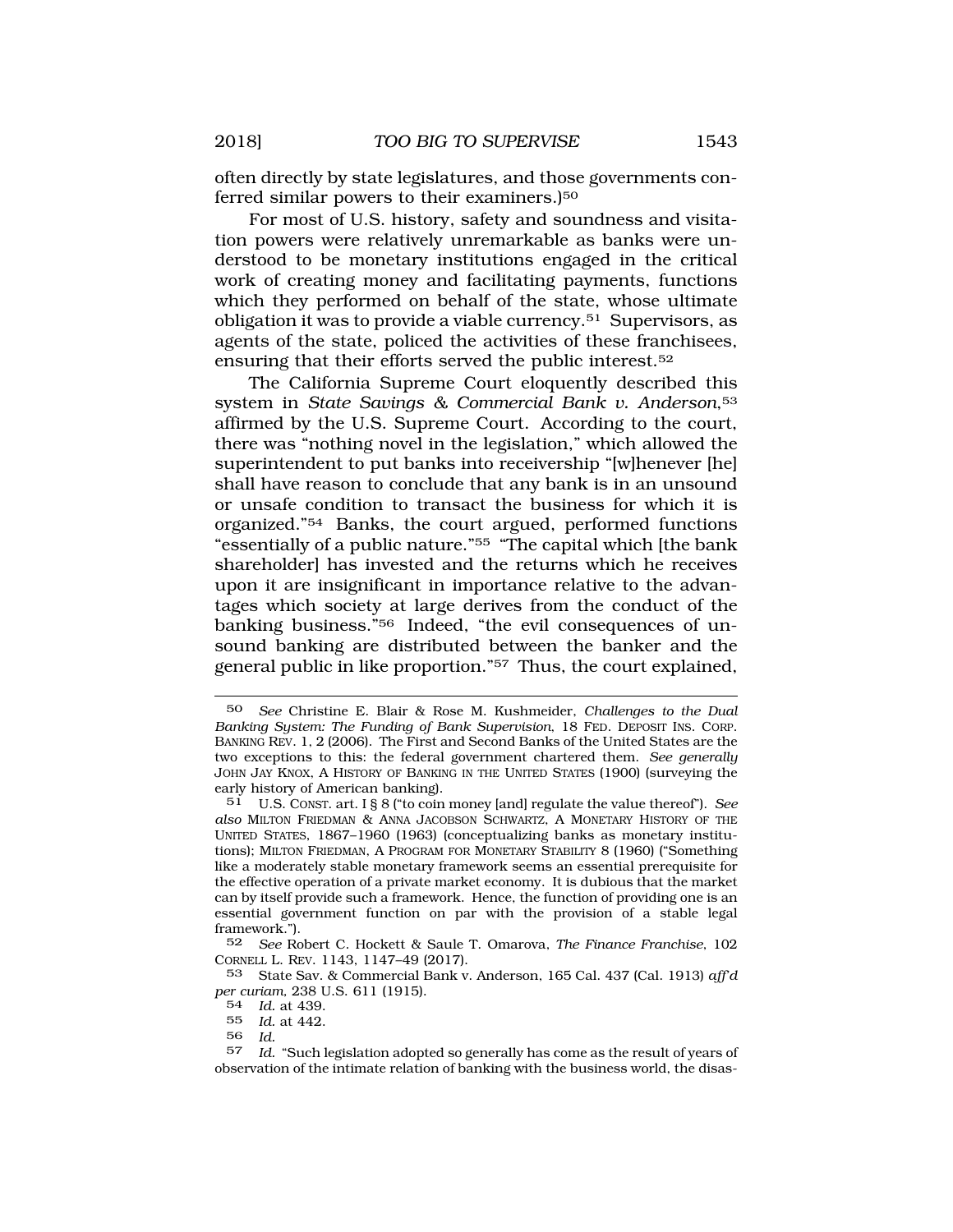often directly by state legislatures, and those governments conferred similar powers to their examiners.)[50]

For most of U.S. history, safety and soundness and visitation powers were relatively unremarkable as banks were understood to be monetary institutions engaged in the critical work of creating money and facilitating payments, functions which they performed on behalf of the state, whose ultimate obligation it was to provide a viable currency.[51] Supervisors, as agents of the state, policed the activities of these franchisees, ensuring that their efforts served the public interest.[52]

The California Supreme Court eloquently described this system in *State Savings & Commercial Bank v. Anderson*,[53] affirmed by the U.S. Supreme Court. According to the court, there was "nothing novel in the legislation," which allowed the superintendent to put banks into receivership "[w]henever [he] shall have reason to conclude that any bank is in an unsound or unsafe condition to transact the business for which it is organized."[54] Banks, the court argued, performed functions "essentially of a public nature."[55] "The capital which [the bank shareholder] has invested and the returns which he receives upon it are insignificant in importance relative to the advantages which society at large derives from the conduct of the banking business."[56] Indeed, "the evil consequences of unsound banking are distributed between the banker and the general public in like proportion."[57] Thus, the court explained,

---

50 *See* Christine E. Blair & Rose M. Kushmeider, *Challenges to the Dual Banking System: The Funding of Bank Supervision*, 18 FED. DEPOSIT INS. CORP. BANKING REV. 1, 2 (2006). The First and Second Banks of the United States are the two exceptions to this: the federal government chartered them. *See generally* JOHN JAY KNOX, A HISTORY OF BANKING IN THE UNITED STATES (1900) (surveying the early history of American banking).

51 U.S. CONST. art. I § 8 ("to coin money [and] regulate the value thereof"). *See also* MILTON FRIEDMAN & ANNA JACOBSON SCHWARTZ, A MONETARY HISTORY OF THE UNITED STATES, 1867–1960 (1963) (conceptualizing banks as monetary institutions); MILTON FRIEDMAN, A PROGRAM FOR MONETARY STABILITY 8 (1960) ("Something like a moderately stable monetary framework seems an essential prerequisite for the effective operation of a private market economy. It is dubious that the market can by itself provide such a framework. Hence, the function of providing one is an essential government function on par with the provision of a stable legal framework.").

52 *See* Robert C. Hockett & Saule T. Omarova, *The Finance Franchise*, 102 CORNELL L. REV. 1143, 1147–49 (2017).

53 State Sav. & Commercial Bank v. Anderson, 165 Cal. 437 (Cal. 1913) *aff'd per curiam*, 238 U.S. 611 (1915).

54 *Id.* at 439.

55 *Id.* at 442.

56 *Id.*

57 *Id.* "Such legislation adopted so generally has come as the result of years of observation of the intimate relation of banking with the business world, the disas-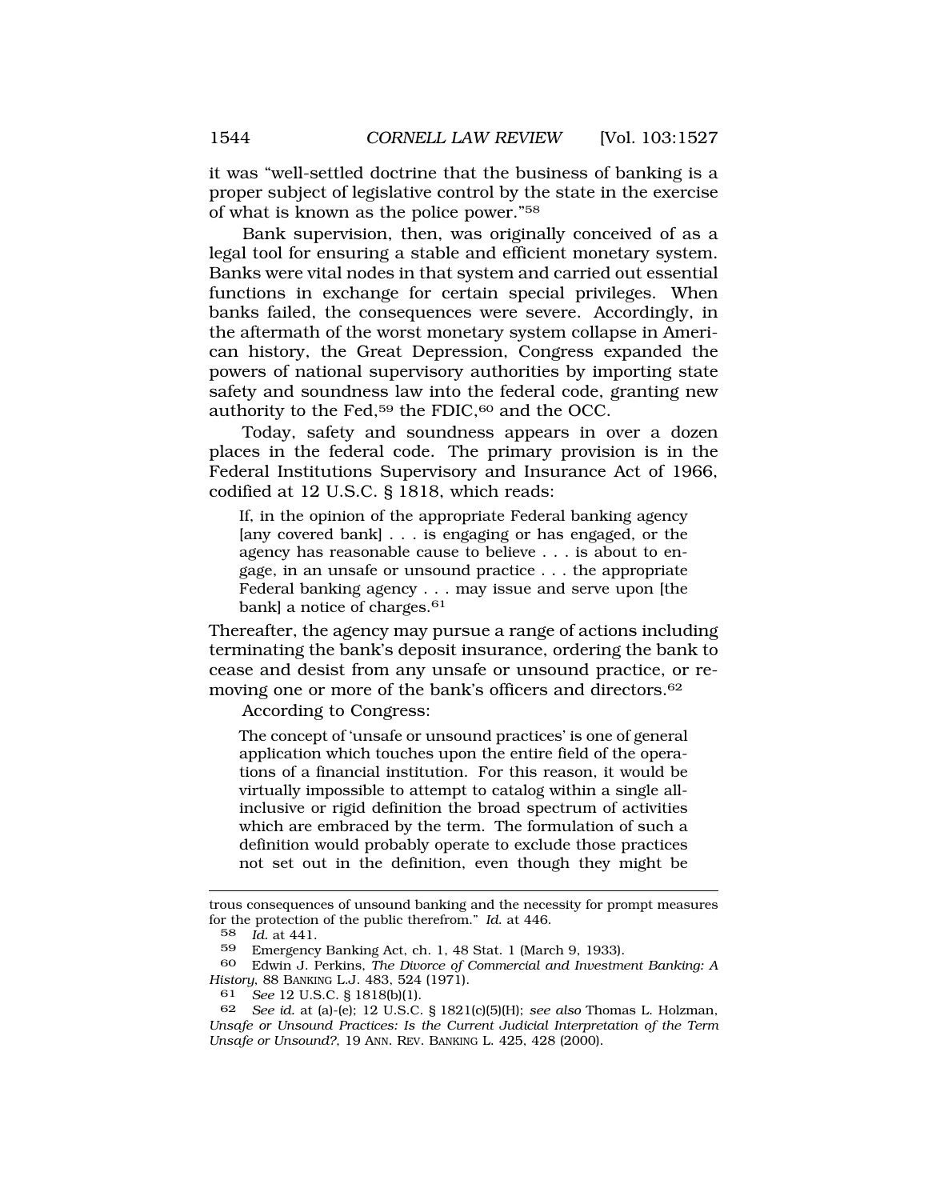it was "well-settled doctrine that the business of banking is a proper subject of legislative control by the state in the exercise of what is known as the police power."[58]

Bank supervision, then, was originally conceived of as a legal tool for ensuring a stable and efficient monetary system. Banks were vital nodes in that system and carried out essential functions in exchange for certain special privileges. When banks failed, the consequences were severe. Accordingly, in the aftermath of the worst monetary system collapse in American history, the Great Depression, Congress expanded the powers of national supervisory authorities by importing state safety and soundness law into the federal code, granting new authority to the Fed,[59] the FDIC,[60] and the OCC.

Today, safety and soundness appears in over a dozen places in the federal code. The primary provision is in the Federal Institutions Supervisory and Insurance Act of 1966, codified at 12 U.S.C. § 1818, which reads:

> If, in the opinion of the appropriate Federal banking agency [any covered bank] . . . is engaging or has engaged, or the agency has reasonable cause to believe . . . is about to engage, in an unsafe or unsound practice . . . the appropriate Federal banking agency . . . may issue and serve upon [the bank] a notice of charges.[61]

Thereafter, the agency may pursue a range of actions including terminating the bank's deposit insurance, ordering the bank to cease and desist from any unsafe or unsound practice, or removing one or more of the bank's officers and directors.[62]

According to Congress:

> The concept of 'unsafe or unsound practices' is one of general application which touches upon the entire field of the operations of a financial institution. For this reason, it would be virtually impossible to attempt to catalog within a single all-inclusive or rigid definition the broad spectrum of activities which are embraced by the term. The formulation of such a definition would probably operate to exclude those practices not set out in the definition, even though they might be

---

trous consequences of unsound banking and the necessity for prompt measures for the protection of the public therefrom." *Id.* at 446.

58 *Id.* at 441.

59 Emergency Banking Act, ch. 1, 48 Stat. 1 (March 9, 1933).

60 Edwin J. Perkins, *The Divorce of Commercial and Investment Banking: A History*, 88 BANKING L.J. 483, 524 (1971).

61 *See* 12 U.S.C. § 1818(b)(1).

62 *See id.* at (a)-(e); 12 U.S.C. § 1821(c)(5)(H); *see also* Thomas L. Holzman, *Unsafe or Unsound Practices: Is the Current Judicial Interpretation of the Term Unsafe or Unsound?*, 19 ANN. REV. BANKING L. 425, 428 (2000).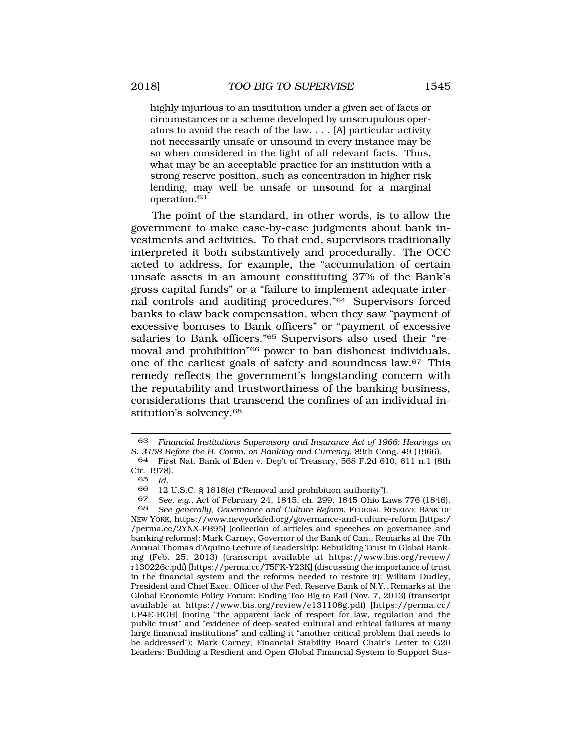> highly injurious to an institution under a given set of facts or circumstances or a scheme developed by unscrupulous operators to avoid the reach of the law. . . . [A] particular activity not necessarily unsafe or unsound in every instance may be so when considered in the light of all relevant facts. Thus, what may be an acceptable practice for an institution with a strong reserve position, such as concentration in higher risk lending, may well be unsafe or unsound for a marginal operation.[63]

The point of the standard, in other words, is to allow the government to make case-by-case judgments about bank investments and activities. To that end, supervisors traditionally interpreted it both substantively and procedurally. The OCC acted to address, for example, the "accumulation of certain unsafe assets in an amount constituting 37% of the Bank's gross capital funds" or a "failure to implement adequate internal controls and auditing procedures."[64] Supervisors forced banks to claw back compensation, when they saw "payment of excessive bonuses to Bank officers" or "payment of excessive salaries to Bank officers."[65] Supervisors also used their "removal and prohibition"[66] power to ban dishonest individuals, one of the earliest goals of safety and soundness law.[67] This remedy reflects the government's longstanding concern with the reputability and trustworthiness of the banking business, considerations that transcend the confines of an individual institution's solvency.[68]

---

63 *Financial Institutions Supervisory and Insurance Act of 1966: Hearings on S. 3158 Before the H. Comm. on Banking and Currency*, 89th Cong. 49 (1966).

64 First Nat. Bank of Eden v. Dep't of Treasury, 568 F.2d 610, 611 n.1 (8th Cir. 1978).

65 *Id.*

66 12 U.S.C. § 1818(e) ("Removal and prohibition authority").

67 *See, e.g.*, Act of February 24, 1845, ch. 299, 1845 Ohio Laws 776 (1846).

68 *See generally*, *Governance and Culture Reform*, FEDERAL RESERVE BANK OF NEW YORK, https://www.newyorkfed.org/governance-and-culture-reform [https://perma.cc/2YNX-FB95] (collection of articles and speeches on governance and banking reforms); Mark Carney, Governor of the Bank of Can., Remarks at the 7th Annual Thomas d'Aquino Lecture of Leadership: Rebuilding Trust in Global Banking (Feb. 25, 2013) (transcript available at https://www.bis.org/review/r130226c.pdf) [https://perma.cc/T5FK-Y23K] (discussing the importance of trust in the financial system and the reforms needed to restore it); William Dudley, President and Chief Exec. Officer of the Fed. Reserve Bank of N.Y., Remarks at the Global Economic Policy Forum: Ending Too Big to Fail (Nov. 7, 2013) (transcript available at https://www.bis.org/review/e131108g.pdf) [https://perma.cc/UP4E-BGH] (noting "the apparent lack of respect for law, regulation and the public trust" and "evidence of deep-seated cultural and ethical failures at many large financial institutions" and calling it "another critical problem that needs to be addressed"); Mark Carney, Financial Stability Board Chair's Letter to G20 Leaders: Building a Resilient and Open Global Financial System to Support Sus-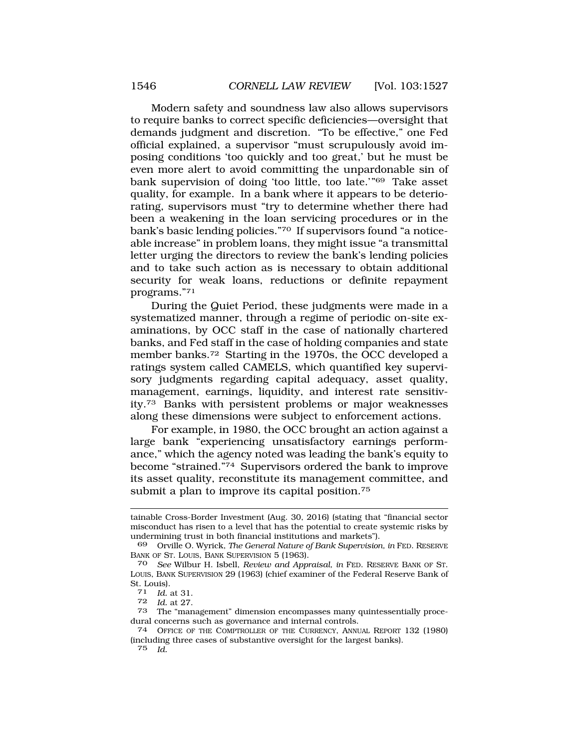Modern safety and soundness law also allows supervisors to require banks to correct specific deficiencies—oversight that demands judgment and discretion. "To be effective," one Fed official explained, a supervisor "must scrupulously avoid imposing conditions 'too quickly and too great,' but he must be even more alert to avoid committing the unpardonable sin of bank supervision of doing 'too little, too late.'"[69] Take asset quality, for example. In a bank where it appears to be deteriorating, supervisors must "try to determine whether there had been a weakening in the loan servicing procedures or in the bank's basic lending policies."[70] If supervisors found "a noticeable increase" in problem loans, they might issue "a transmittal letter urging the directors to review the bank's lending policies and to take such action as is necessary to obtain additional security for weak loans, reductions or definite repayment programs."[71]

During the Quiet Period, these judgments were made in a systematized manner, through a regime of periodic on-site examinations, by OCC staff in the case of nationally chartered banks, and Fed staff in the case of holding companies and state member banks.[72] Starting in the 1970s, the OCC developed a ratings system called CAMELS, which quantified key supervisory judgments regarding capital adequacy, asset quality, management, earnings, liquidity, and interest rate sensitivity.[73] Banks with persistent problems or major weaknesses along these dimensions were subject to enforcement actions.

For example, in 1980, the OCC brought an action against a large bank "experiencing unsatisfactory earnings performance," which the agency noted was leading the bank's equity to become "strained."[74] Supervisors ordered the bank to improve its asset quality, reconstitute its management committee, and submit a plan to improve its capital position.[75]

---

tainable Cross-Border Investment (Aug. 30, 2016) (stating that "financial sector misconduct has risen to a level that has the potential to create systemic risks by undermining trust in both financial institutions and markets").

69 Orville O. Wyrick, *The General Nature of Bank Supervision*, *in* FED. RESERVE BANK OF ST. LOUIS, BANK SUPERVISION 5 (1963).

70 *See* Wilbur H. Isbell, *Review and Appraisal*, *in* FED. RESERVE BANK OF ST. LOUIS, BANK SUPERVISION 29 (1963) (chief examiner of the Federal Reserve Bank of St. Louis).

71 *Id.* at 31.

72 *Id.* at 27.

73 The "management" dimension encompasses many quintessentially procedural concerns such as governance and internal controls.

74 OFFICE OF THE COMPTROLLER OF THE CURRENCY, ANNUAL REPORT 132 (1980) (including three cases of substantive oversight for the largest banks).

75 *Id.*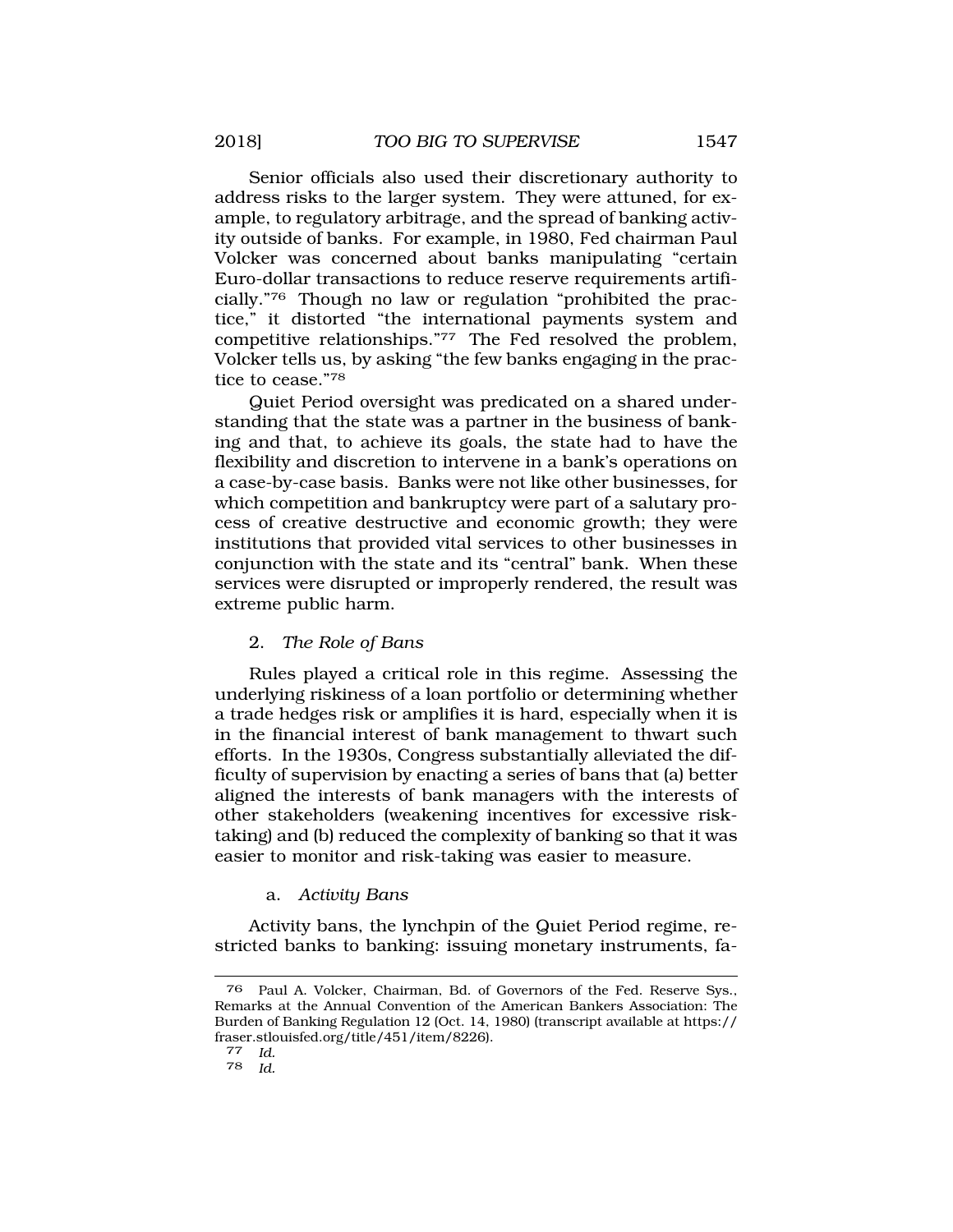Senior officials also used their discretionary authority to address risks to the larger system. They were attuned, for example, to regulatory arbitrage, and the spread of banking activity outside of banks. For example, in 1980, Fed chairman Paul Volcker was concerned about banks manipulating "certain Euro-dollar transactions to reduce reserve requirements artificially."[76] Though no law or regulation "prohibited the practice," it distorted "the international payments system and competitive relationships."[77] The Fed resolved the problem, Volcker tells us, by asking "the few banks engaging in the practice to cease."[78]

Quiet Period oversight was predicated on a shared understanding that the state was a partner in the business of banking and that, to achieve its goals, the state had to have the flexibility and discretion to intervene in a bank's operations on a case-by-case basis. Banks were not like other businesses, for which competition and bankruptcy were part of a salutary process of creative destructive and economic growth; they were institutions that provided vital services to other businesses in conjunction with the state and its "central" bank. When these services were disrupted or improperly rendered, the result was extreme public harm.

### 2. *The Role of Bans*

Rules played a critical role in this regime. Assessing the underlying riskiness of a loan portfolio or determining whether a trade hedges risk or amplifies it is hard, especially when it is in the financial interest of bank management to thwart such efforts. In the 1930s, Congress substantially alleviated the difficulty of supervision by enacting a series of bans that (a) better aligned the interests of bank managers with the interests of other stakeholders (weakening incentives for excessive risk-taking) and (b) reduced the complexity of banking so that it was easier to monitor and risk-taking was easier to measure.

#### a. *Activity Bans*

Activity bans, the lynchpin of the Quiet Period regime, restricted banks to banking: issuing monetary instruments, fa-

---

[76] Paul A. Volcker, Chairman, Bd. of Governors of the Fed. Reserve Sys., Remarks at the Annual Convention of the American Bankers Association: The Burden of Banking Regulation 12 (Oct. 14, 1980) (transcript available at https://fraser.stlouisfed.org/title/451/item/8226).

[77] *Id.*

[78] *Id.*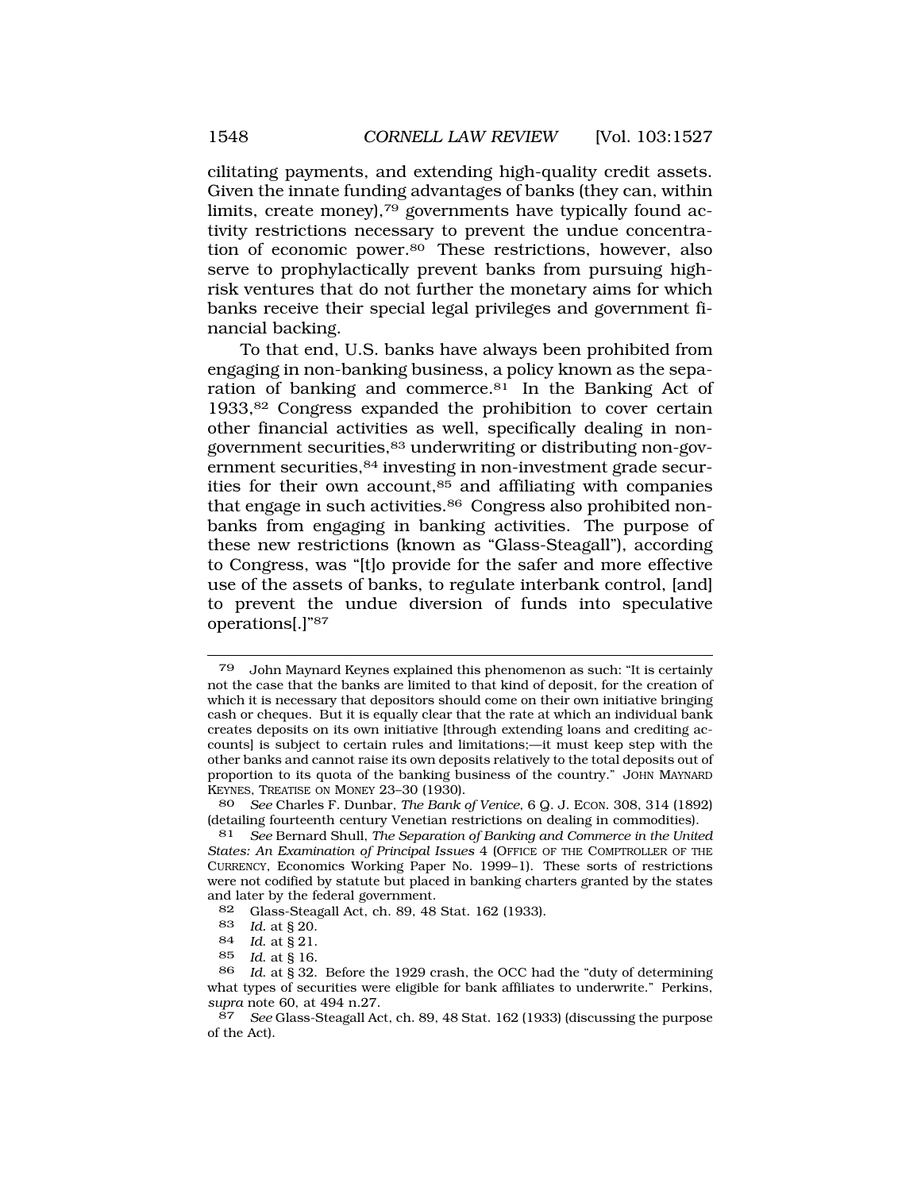cilitating payments, and extending high-quality credit assets. Given the innate funding advantages of banks (they can, within limits, create money),[79] governments have typically found activity restrictions necessary to prevent the undue concentration of economic power.[80] These restrictions, however, also serve to prophylactically prevent banks from pursuing high-risk ventures that do not further the monetary aims for which banks receive their special legal privileges and government financial backing.

To that end, U.S. banks have always been prohibited from engaging in non-banking business, a policy known as the separation of banking and commerce.[81] In the Banking Act of 1933,[82] Congress expanded the prohibition to cover certain other financial activities as well, specifically dealing in non-government securities,[83] underwriting or distributing non-government securities,[84] investing in non-investment grade securities for their own account,[85] and affiliating with companies that engage in such activities.[86] Congress also prohibited non-banks from engaging in banking activities. The purpose of these new restrictions (known as "Glass-Steagall"), according to Congress, was "[t]o provide for the safer and more effective use of the assets of banks, to regulate interbank control, [and] to prevent the undue diversion of funds into speculative operations[.]"[87]

---

79 John Maynard Keynes explained this phenomenon as such: "It is certainly not the case that the banks are limited to that kind of deposit, for the creation of which it is necessary that depositors should come on their own initiative bringing cash or cheques. But it is equally clear that the rate at which an individual bank creates deposits on its own initiative [through extending loans and crediting accounts] is subject to certain rules and limitations;—it must keep step with the other banks and cannot raise its own deposits relatively to the total deposits out of proportion to its quota of the banking business of the country." JOHN MAYNARD KEYNES, TREATISE ON MONEY 23–30 (1930).

80 *See* Charles F. Dunbar, *The Bank of Venice*, 6 Q. J. ECON. 308, 314 (1892) (detailing fourteenth century Venetian restrictions on dealing in commodities).

81 *See* Bernard Shull, *The Separation of Banking and Commerce in the United States: An Examination of Principal Issues* 4 (OFFICE OF THE COMPTROLLER OF THE CURRENCY, Economics Working Paper No. 1999–1). These sorts of restrictions were not codified by statute but placed in banking charters granted by the states and later by the federal government.

82 Glass-Steagall Act, ch. 89, 48 Stat. 162 (1933).

83 *Id.* at § 20.

84 *Id.* at § 21.

85 *Id.* at § 16.

86 *Id.* at § 32. Before the 1929 crash, the OCC had the "duty of determining what types of securities were eligible for bank affiliates to underwrite." Perkins, *supra* note 60, at 494 n.27.

87 *See* Glass-Steagall Act, ch. 89, 48 Stat. 162 (1933) (discussing the purpose of the Act).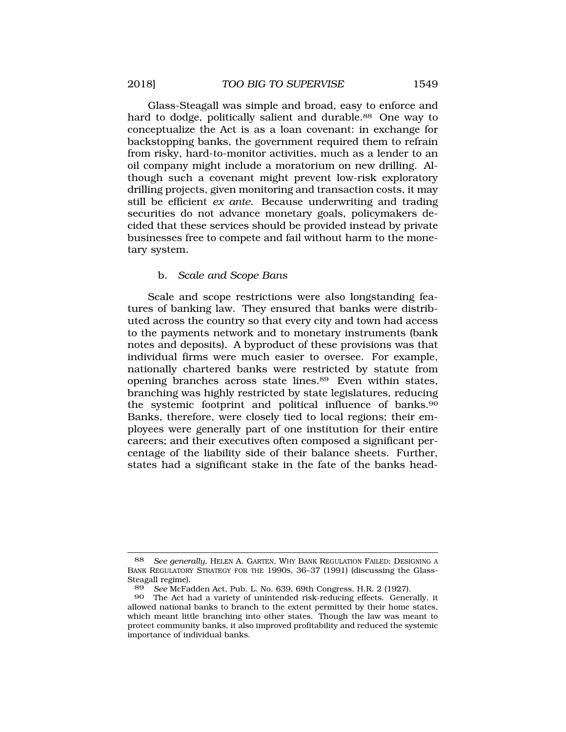Glass-Steagall was simple and broad, easy to enforce and hard to dodge, politically salient and durable.[88] One way to conceptualize the Act is as a loan covenant: in exchange for backstopping banks, the government required them to refrain from risky, hard-to-monitor activities, much as a lender to an oil company might include a moratorium on new drilling. Although such a covenant might prevent low-risk exploratory drilling projects, given monitoring and transaction costs, it may still be efficient *ex ante*. Because underwriting and trading securities do not advance monetary goals, policymakers decided that these services should be provided instead by private businesses free to compete and fail without harm to the monetary system.

#### b. *Scale and Scope Bans*

Scale and scope restrictions were also longstanding features of banking law. They ensured that banks were distributed across the country so that every city and town had access to the payments network and to monetary instruments (bank notes and deposits). A byproduct of these provisions was that individual firms were much easier to oversee. For example, nationally chartered banks were restricted by statute from opening branches across state lines.[89] Even within states, branching was highly restricted by state legislatures, reducing the systemic footprint and political influence of banks.[90] Banks, therefore, were closely tied to local regions; their employees were generally part of one institution for their entire careers; and their executives often composed a significant percentage of the liability side of their balance sheets. Further, states had a significant stake in the fate of the banks head-

---

[88] *See generally*, HELEN A. GARTEN, WHY BANK REGULATION FAILED: DESIGNING A BANK REGULATORY STRATEGY FOR THE 1990S, 36–37 (1991) (discussing the Glass-Steagall regime).

[89] *See* McFadden Act, Pub. L. No. 639, 69th Congress, H.R. 2 (1927).

[90] The Act had a variety of unintended risk-reducing effects. Generally, it allowed national banks to branch to the extent permitted by their home states, which meant little branching into other states. Though the law was meant to protect community banks, it also improved profitability and reduced the systemic importance of individual banks.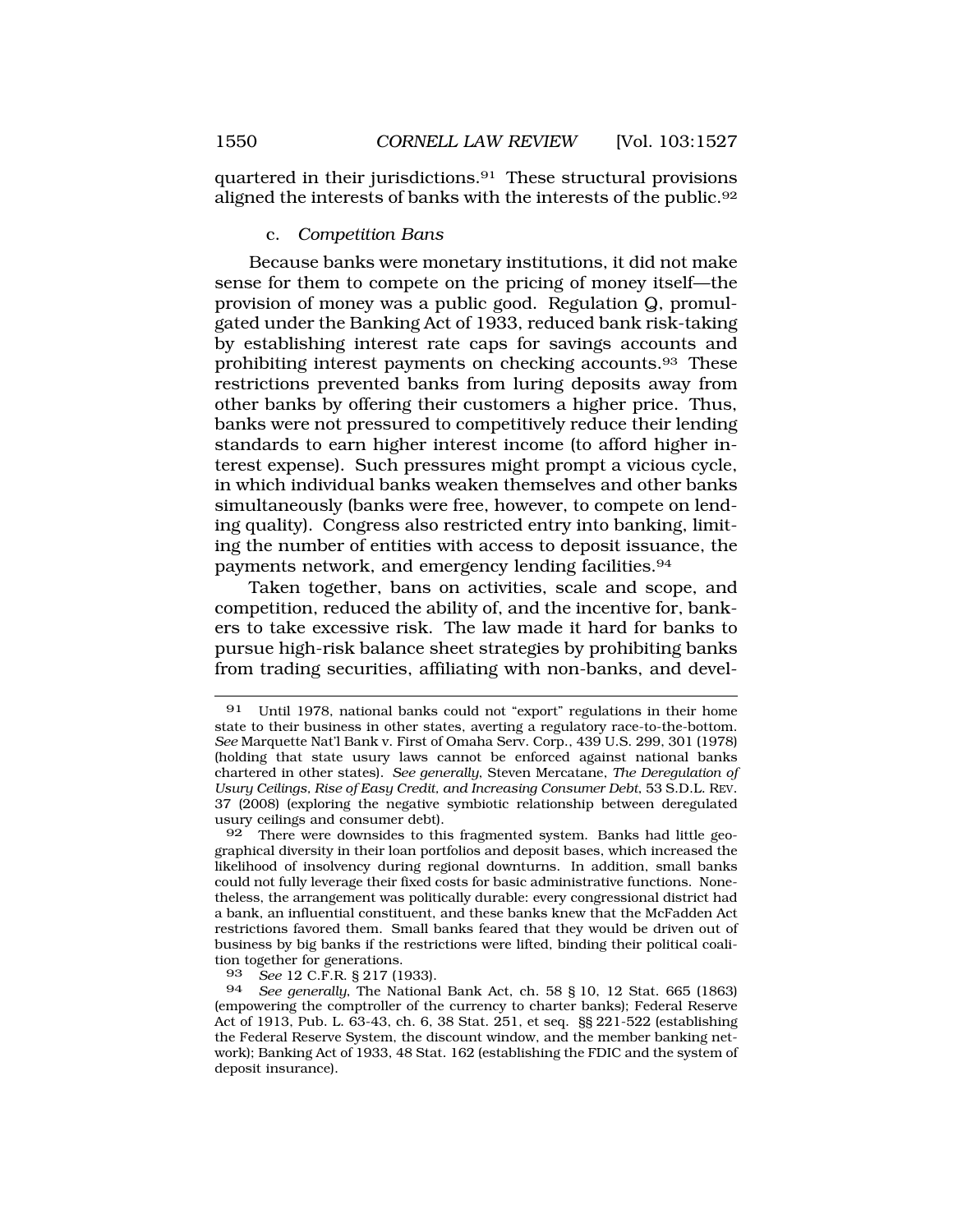quartered in their jurisdictions.[91] These structural provisions aligned the interests of banks with the interests of the public.[92]

### c. *Competition Bans*

Because banks were monetary institutions, it did not make sense for them to compete on the pricing of money itself—the provision of money was a public good. Regulation Q, promulgated under the Banking Act of 1933, reduced bank risk-taking by establishing interest rate caps for savings accounts and prohibiting interest payments on checking accounts.[93] These restrictions prevented banks from luring deposits away from other banks by offering their customers a higher price. Thus, banks were not pressured to competitively reduce their lending standards to earn higher interest income (to afford higher interest expense). Such pressures might prompt a vicious cycle, in which individual banks weaken themselves and other banks simultaneously (banks were free, however, to compete on lending quality). Congress also restricted entry into banking, limiting the number of entities with access to deposit issuance, the payments network, and emergency lending facilities.[94]

Taken together, bans on activities, scale and scope, and competition, reduced the ability of, and the incentive for, bankers to take excessive risk. The law made it hard for banks to pursue high-risk balance sheet strategies by prohibiting banks from trading securities, affiliating with non-banks, and devel-

---

91 Until 1978, national banks could not "export" regulations in their home state to their business in other states, averting a regulatory race-to-the-bottom. *See* Marquette Nat'l Bank v. First of Omaha Serv. Corp., 439 U.S. 299, 301 (1978) (holding that state usury laws cannot be enforced against national banks chartered in other states). *See generally*, Steven Mercatane, *The Deregulation of Usury Ceilings, Rise of Easy Credit, and Increasing Consumer Debt*, 53 S.D.L. REV. 37 (2008) (exploring the negative symbiotic relationship between deregulated usury ceilings and consumer debt).

92 There were downsides to this fragmented system. Banks had little geographical diversity in their loan portfolios and deposit bases, which increased the likelihood of insolvency during regional downturns. In addition, small banks could not fully leverage their fixed costs for basic administrative functions. Nonetheless, the arrangement was politically durable: every congressional district had a bank, an influential constituent, and these banks knew that the McFadden Act restrictions favored them. Small banks feared that they would be driven out of business by big banks if the restrictions were lifted, binding their political coalition together for generations.

93 *See* 12 C.F.R. § 217 (1933).

94 *See generally*, The National Bank Act, ch. 58 § 10, 12 Stat. 665 (1863) (empowering the comptroller of the currency to charter banks); Federal Reserve Act of 1913, Pub. L. 63-43, ch. 6, 38 Stat. 251, et seq. §§ 221-522 (establishing the Federal Reserve System, the discount window, and the member banking network); Banking Act of 1933, 48 Stat. 162 (establishing the FDIC and the system of deposit insurance).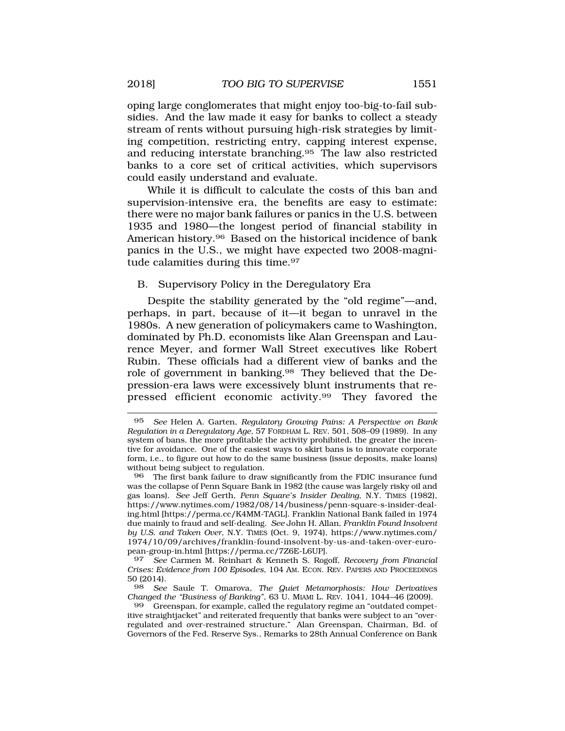oping large conglomerates that might enjoy too-big-to-fail subsidies. And the law made it easy for banks to collect a steady stream of rents without pursuing high-risk strategies by limiting competition, restricting entry, capping interest expense, and reducing interstate branching.[95] The law also restricted banks to a core set of critical activities, which supervisors could easily understand and evaluate.

While it is difficult to calculate the costs of this ban and supervision-intensive era, the benefits are easy to estimate: there were no major bank failures or panics in the U.S. between 1935 and 1980—the longest period of financial stability in American history.[96] Based on the historical incidence of bank panics in the U.S., we might have expected two 2008-magnitude calamities during this time.[97]

## B. Supervisory Policy in the Deregulatory Era

Despite the stability generated by the "old regime"—and, perhaps, in part, because of it—it began to unravel in the 1980s. A new generation of policymakers came to Washington, dominated by Ph.D. economists like Alan Greenspan and Laurence Meyer, and former Wall Street executives like Robert Rubin. These officials had a different view of banks and the role of government in banking.[98] They believed that the Depression-era laws were excessively blunt instruments that repressed efficient economic activity.[99] They favored the

---

95 *See* Helen A. Garten, *Regulatory Growing Pains: A Perspective on Bank Regulation in a Deregulatory Age*, 57 FORDHAM L. REV. 501, 508–09 (1989). In any system of bans, the more profitable the activity prohibited, the greater the incentive for avoidance. One of the easiest ways to skirt bans is to innovate corporate form, i.e., to figure out how to do the same business (issue deposits, make loans) without being subject to regulation.

96 The first bank failure to draw significantly from the FDIC insurance fund was the collapse of Penn Square Bank in 1982 (the cause was largely risky oil and gas loans). *See* Jeff Gerth, *Penn Square's Insider Dealing*, N.Y. TIMES (1982), https://www.nytimes.com/1982/08/14/business/penn-square-s-insider-dealing.html [https://perma.cc/K4MM-TAGL]. Franklin National Bank failed in 1974 due mainly to fraud and self-dealing. *See* John H. Allan, *Franklin Found Insolvent by U.S. and Taken Over*, N.Y. TIMES (Oct. 9, 1974), https://www.nytimes.com/1974/10/09/archives/franklin-found-insolvent-by-us-and-taken-over-european-group-in.html [https://perma.cc/7Z6E-L6UP].

97 *See* Carmen M. Reinhart & Kenneth S. Rogoff, *Recovery from Financial Crises: Evidence from 100 Episodes*, 104 AM. ECON. REV. PAPERS AND PROCEEDINGS 50 (2014).

98 *See* Saule T. Omarova, *The Quiet Metamorphosis: How Derivatives Changed the "Business of Banking"*, 63 U. MIAMI L. REV. 1041, 1044–46 (2009).

99 Greenspan, for example, called the regulatory regime an "outdated competitive straightjacket" and reiterated frequently that banks were subject to an "over-regulated and over-restrained structure." Alan Greenspan, Chairman, Bd. of Governors of the Fed. Reserve Sys., Remarks to 28th Annual Conference on Bank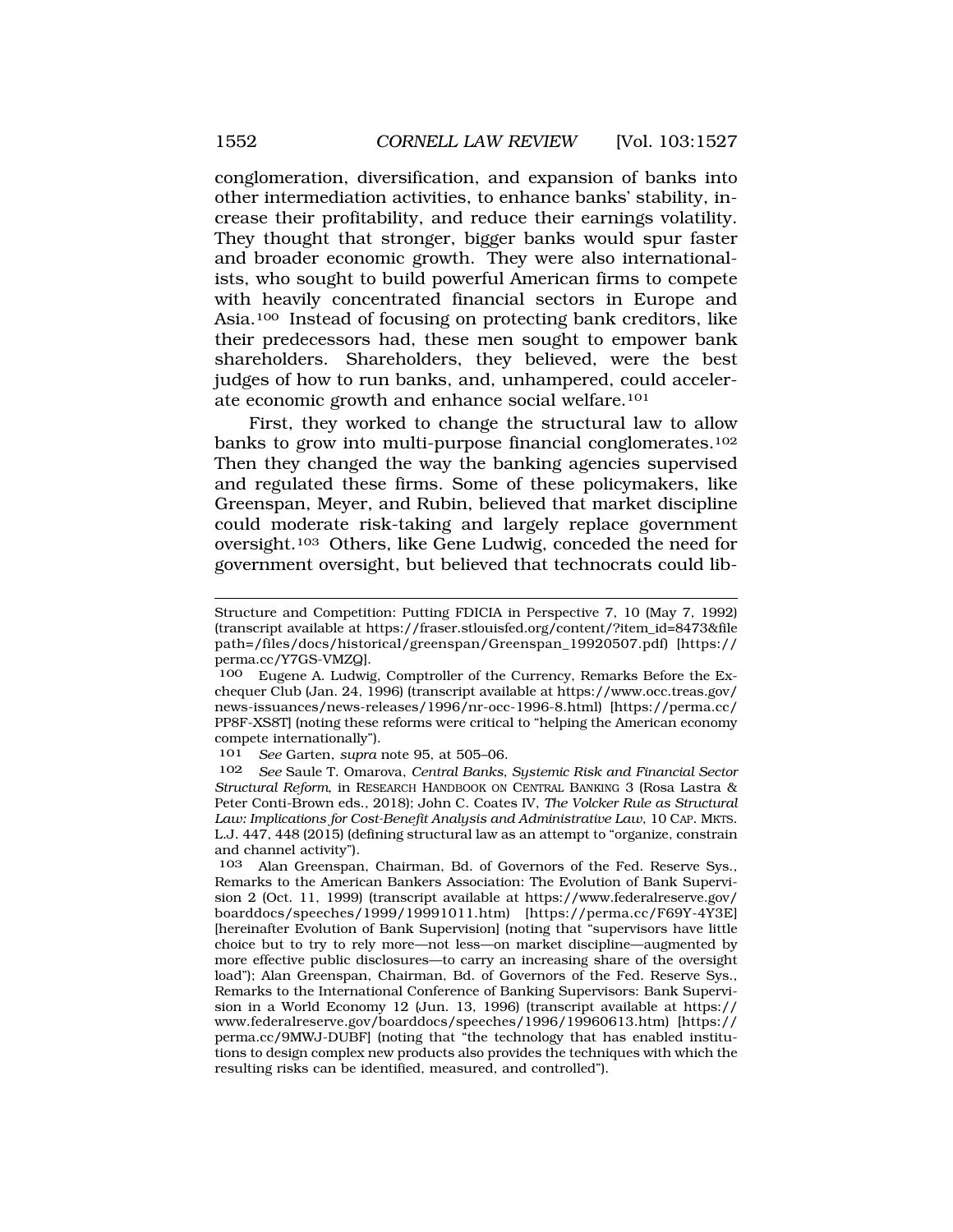conglomeration, diversification, and expansion of banks into other intermediation activities, to enhance banks' stability, increase their profitability, and reduce their earnings volatility. They thought that stronger, bigger banks would spur faster and broader economic growth. They were also internationalists, who sought to build powerful American firms to compete with heavily concentrated financial sectors in Europe and Asia.[100] Instead of focusing on protecting bank creditors, like their predecessors had, these men sought to empower bank shareholders. Shareholders, they believed, were the best judges of how to run banks, and, unhampered, could accelerate economic growth and enhance social welfare.[101]

First, they worked to change the structural law to allow banks to grow into multi-purpose financial conglomerates.[102] Then they changed the way the banking agencies supervised and regulated these firms. Some of these policymakers, like Greenspan, Meyer, and Rubin, believed that market discipline could moderate risk-taking and largely replace government oversight.[103] Others, like Gene Ludwig, conceded the need for government oversight, but believed that technocrats could lib-

---

Structure and Competition: Putting FDICIA in Perspective 7, 10 (May 7, 1992) (transcript available at https://fraser.stlouisfed.org/content/?item_id=8473&filepath=/files/docs/historical/greenspan/Greenspan_19920507.pdf) [https://perma.cc/Y7GS-VMZQ].

100 Eugene A. Ludwig, Comptroller of the Currency, Remarks Before the Exchequer Club (Jan. 24, 1996) (transcript available at https://www.occ.treas.gov/news-issuances/news-releases/1996/nr-occ-1996-8.html) [https://perma.cc/PP8F-XS8T] (noting these reforms were critical to "helping the American economy compete internationally").

101 *See* Garten, *supra* note 95, at 505–06.

102 *See* Saule T. Omarova, *Central Banks, Systemic Risk and Financial Sector Structural Reform*, in RESEARCH HANDBOOK ON CENTRAL BANKING 3 (Rosa Lastra & Peter Conti-Brown eds., 2018); John C. Coates IV, *The Volcker Rule as Structural Law: Implications for Cost-Benefit Analysis and Administrative Law*, 10 CAP. MKTS. L.J. 447, 448 (2015) (defining structural law as an attempt to "organize, constrain and channel activity").

103 Alan Greenspan, Chairman, Bd. of Governors of the Fed. Reserve Sys., Remarks to the American Bankers Association: The Evolution of Bank Supervision 2 (Oct. 11, 1999) (transcript available at https://www.federalreserve.gov/boarddocs/speeches/1999/19991011.htm) [https://perma.cc/F69Y-4Y3E] [hereinafter Evolution of Bank Supervision] (noting that "supervisors have little choice but to try to rely more—not less—on market discipline—augmented by more effective public disclosures—to carry an increasing share of the oversight load"); Alan Greenspan, Chairman, Bd. of Governors of the Fed. Reserve Sys., Remarks to the International Conference of Banking Supervisors: Bank Supervision in a World Economy 12 (Jun. 13, 1996) (transcript available at https://www.federalreserve.gov/boarddocs/speeches/1996/19960613.htm) [https://perma.cc/9MWJ-DUBF] (noting that "the technology that has enabled institutions to design complex new products also provides the techniques with which the resulting risks can be identified, measured, and controlled").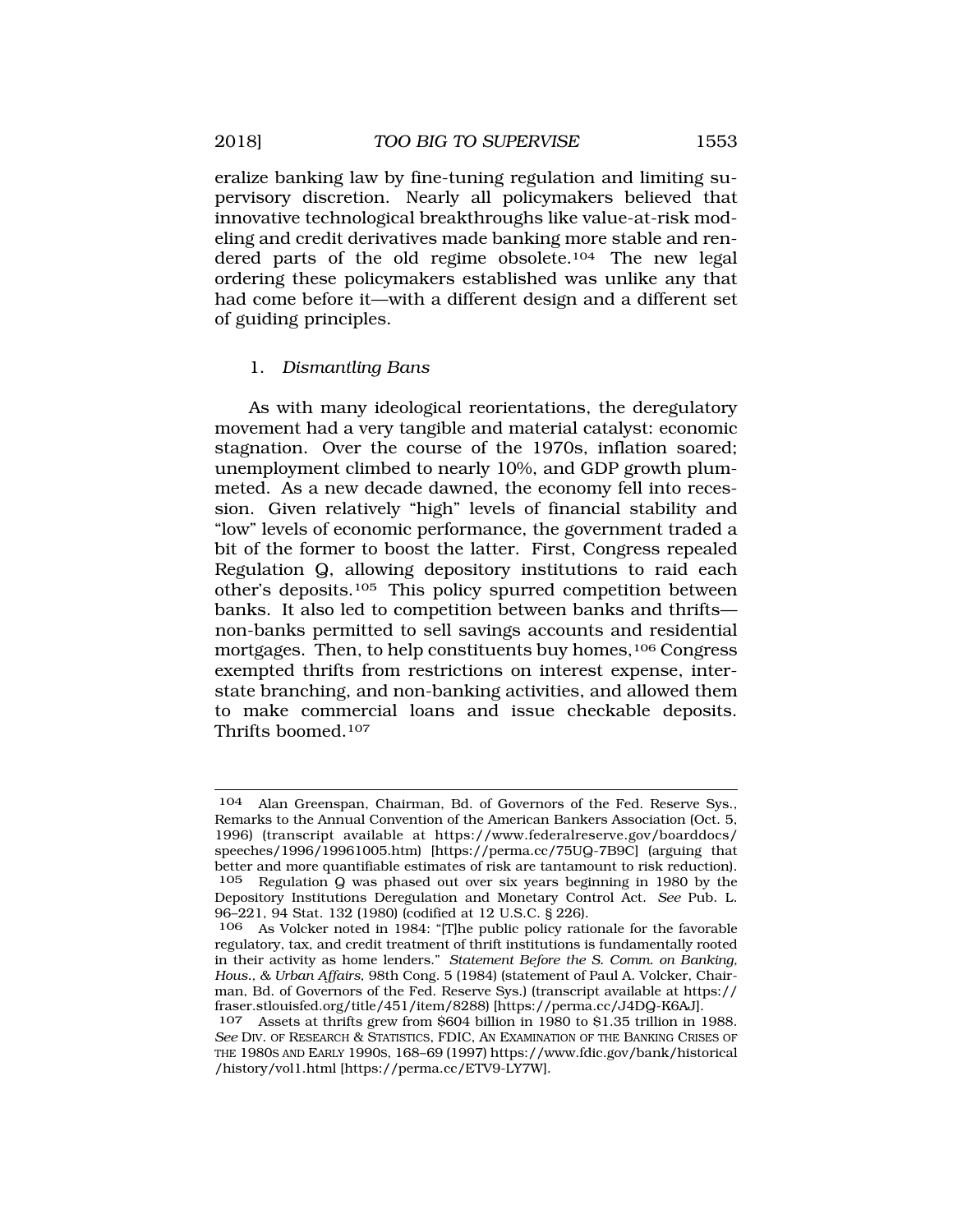eralize banking law by fine-tuning regulation and limiting supervisory discretion. Nearly all policymakers believed that innovative technological breakthroughs like value-at-risk modeling and credit derivatives made banking more stable and rendered parts of the old regime obsolete.[104] The new legal ordering these policymakers established was unlike any that had come before it—with a different design and a different set of guiding principles.

### 1. *Dismantling Bans*

As with many ideological reorientations, the deregulatory movement had a very tangible and material catalyst: economic stagnation. Over the course of the 1970s, inflation soared; unemployment climbed to nearly 10%, and GDP growth plummeted. As a new decade dawned, the economy fell into recession. Given relatively "high" levels of financial stability and "low" levels of economic performance, the government traded a bit of the former to boost the latter. First, Congress repealed Regulation Q, allowing depository institutions to raid each other's deposits.[105] This policy spurred competition between banks. It also led to competition between banks and thrifts—non-banks permitted to sell savings accounts and residential mortgages. Then, to help constituents buy homes,[106] Congress exempted thrifts from restrictions on interest expense, interstate branching, and non-banking activities, and allowed them to make commercial loans and issue checkable deposits. Thrifts boomed.[107]

---

104 Alan Greenspan, Chairman, Bd. of Governors of the Fed. Reserve Sys., Remarks to the Annual Convention of the American Bankers Association (Oct. 5, 1996) (transcript available at https://www.federalreserve.gov/boarddocs/speeches/1996/19961005.htm) [https://perma.cc/75UQ-7B9C] (arguing that better and more quantifiable estimates of risk are tantamount to risk reduction).

105 Regulation Q was phased out over six years beginning in 1980 by the Depository Institutions Deregulation and Monetary Control Act. *See* Pub. L. 96–221, 94 Stat. 132 (1980) (codified at 12 U.S.C. § 226).

106 As Volcker noted in 1984: "[T]he public policy rationale for the favorable regulatory, tax, and credit treatment of thrift institutions is fundamentally rooted in their activity as home lenders." *Statement Before the S. Comm. on Banking, Hous., & Urban Affairs*, 98th Cong. 5 (1984) (statement of Paul A. Volcker, Chairman, Bd. of Governors of the Fed. Reserve Sys.) (transcript available at https://fraser.stlouisfed.org/title/451/item/8288) [https://perma.cc/J4DQ-K6AJ].

107 Assets at thrifts grew from $604 billion in 1980 to $1.35 trillion in 1988. *See* DIV. OF RESEARCH & STATISTICS, FDIC, AN EXAMINATION OF THE BANKING CRISES OF THE 1980S AND EARLY 1990S, 168–69 (1997) https://www.fdic.gov/bank/historical/history/vol1.html [https://perma.cc/ETV9-LY7W].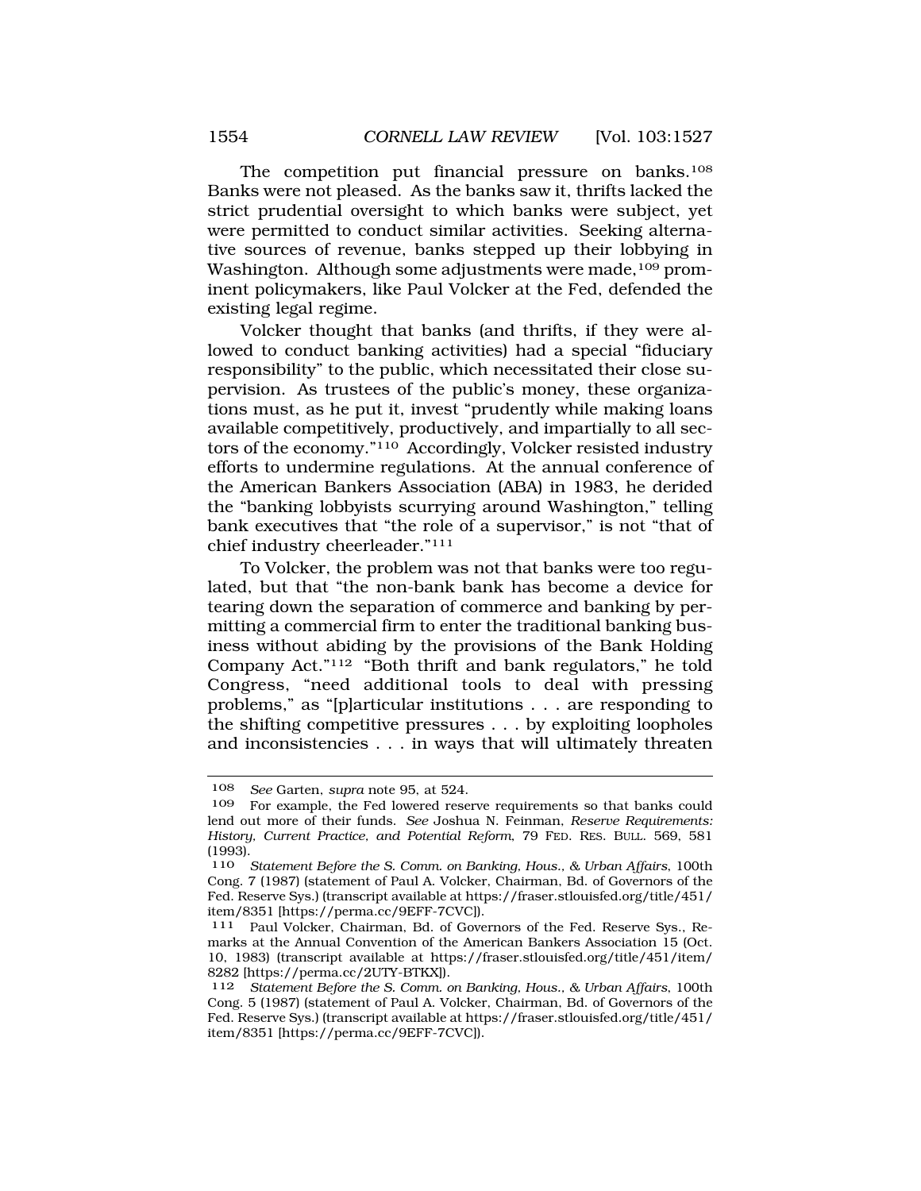The competition put financial pressure on banks.[108] Banks were not pleased. As the banks saw it, thrifts lacked the strict prudential oversight to which banks were subject, yet were permitted to conduct similar activities. Seeking alternative sources of revenue, banks stepped up their lobbying in Washington. Although some adjustments were made,[109] prominent policymakers, like Paul Volcker at the Fed, defended the existing legal regime.

Volcker thought that banks (and thrifts, if they were allowed to conduct banking activities) had a special "fiduciary responsibility" to the public, which necessitated their close supervision. As trustees of the public's money, these organizations must, as he put it, invest "prudently while making loans available competitively, productively, and impartially to all sectors of the economy."[110] Accordingly, Volcker resisted industry efforts to undermine regulations. At the annual conference of the American Bankers Association (ABA) in 1983, he derided the "banking lobbyists scurrying around Washington," telling bank executives that "the role of a supervisor," is not "that of chief industry cheerleader."[111]

To Volcker, the problem was not that banks were too regulated, but that "the non-bank bank has become a device for tearing down the separation of commerce and banking by permitting a commercial firm to enter the traditional banking business without abiding by the provisions of the Bank Holding Company Act."[112] "Both thrift and bank regulators," he told Congress, "need additional tools to deal with pressing problems," as "[p]articular institutions . . . are responding to the shifting competitive pressures . . . by exploiting loopholes and inconsistencies . . . in ways that will ultimately threaten

---

108 *See* Garten, *supra* note 95, at 524.

109 For example, the Fed lowered reserve requirements so that banks could lend out more of their funds. *See* Joshua N. Feinman, *Reserve Requirements: History, Current Practice, and Potential Reform*, 79 FED. RES. BULL. 569, 581 (1993).

110 *Statement Before the S. Comm. on Banking, Hous., & Urban Affairs*, 100th Cong. 7 (1987) (statement of Paul A. Volcker, Chairman, Bd. of Governors of the Fed. Reserve Sys.) (transcript available at https://fraser.stlouisfed.org/title/451/item/8351 [https://perma.cc/9EFF-7CVC]).

111 Paul Volcker, Chairman, Bd. of Governors of the Fed. Reserve Sys., Remarks at the Annual Convention of the American Bankers Association 15 (Oct. 10, 1983) (transcript available at https://fraser.stlouisfed.org/title/451/item/8282 [https://perma.cc/2UTY-BTKX]).

112 *Statement Before the S. Comm. on Banking, Hous., & Urban Affairs*, 100th Cong. 5 (1987) (statement of Paul A. Volcker, Chairman, Bd. of Governors of the Fed. Reserve Sys.) (transcript available at https://fraser.stlouisfed.org/title/451/item/8351 [https://perma.cc/9EFF-7CVC]).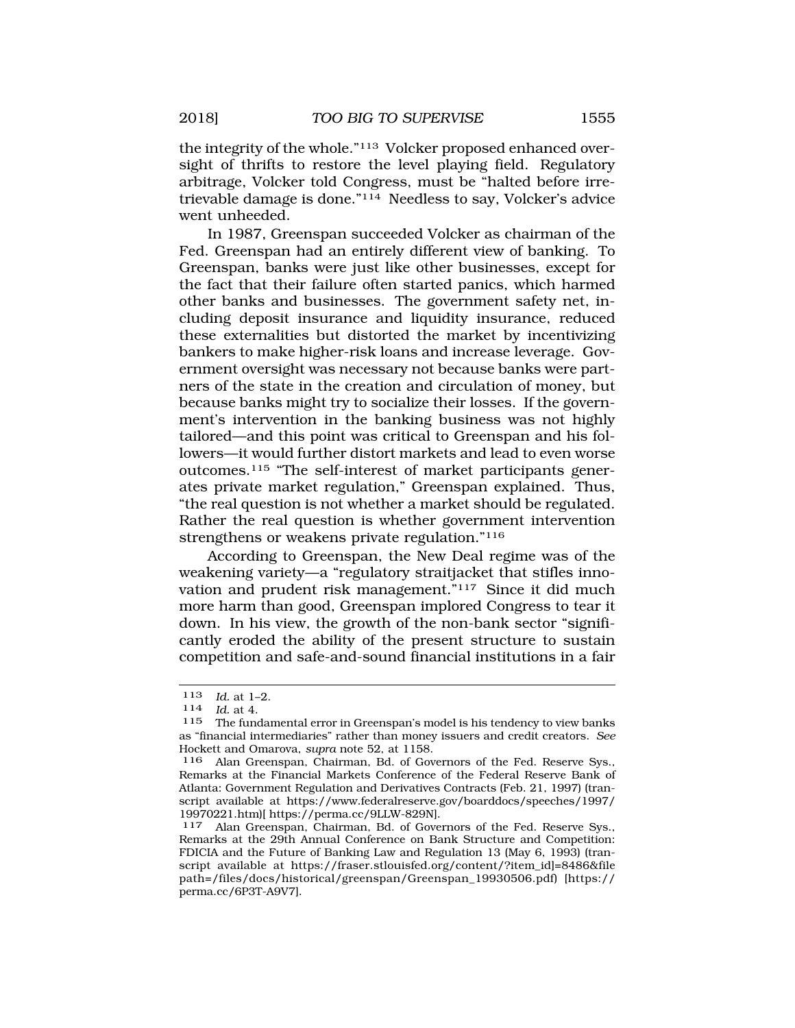the integrity of the whole."[113] Volcker proposed enhanced oversight of thrifts to restore the level playing field. Regulatory arbitrage, Volcker told Congress, must be "halted before irretrievable damage is done."[114] Needless to say, Volcker's advice went unheeded.

In 1987, Greenspan succeeded Volcker as chairman of the Fed. Greenspan had an entirely different view of banking. To Greenspan, banks were just like other businesses, except for the fact that their failure often started panics, which harmed other banks and businesses. The government safety net, including deposit insurance and liquidity insurance, reduced these externalities but distorted the market by incentivizing bankers to make higher-risk loans and increase leverage. Government oversight was necessary not because banks were partners of the state in the creation and circulation of money, but because banks might try to socialize their losses. If the government's intervention in the banking business was not highly tailored—and this point was critical to Greenspan and his followers—it would further distort markets and lead to even worse outcomes.[115] "The self-interest of market participants generates private market regulation," Greenspan explained. Thus, "the real question is not whether a market should be regulated. Rather the real question is whether government intervention strengthens or weakens private regulation."[116]

According to Greenspan, the New Deal regime was of the weakening variety—a "regulatory straitjacket that stifles innovation and prudent risk management."[117] Since it did much more harm than good, Greenspan implored Congress to tear it down. In his view, the growth of the non-bank sector "significantly eroded the ability of the present structure to sustain competition and safe-and-sound financial institutions in a fair

---

113 *Id.* at 1–2.

114 *Id.* at 4.

115 The fundamental error in Greenspan's model is his tendency to view banks as "financial intermediaries" rather than money issuers and credit creators. *See* Hockett and Omarova, *supra* note 52, at 1158.

116 Alan Greenspan, Chairman, Bd. of Governors of the Fed. Reserve Sys., Remarks at the Financial Markets Conference of the Federal Reserve Bank of Atlanta: Government Regulation and Derivatives Contracts (Feb. 21, 1997) (transcript available at https://www.federalreserve.gov/boarddocs/speeches/1997/19970221.htm)[ https://perma.cc/9LLW-829N].

117 Alan Greenspan, Chairman, Bd. of Governors of the Fed. Reserve Sys., Remarks at the 29th Annual Conference on Bank Structure and Competition: FDICIA and the Future of Banking Law and Regulation 13 (May 6, 1993) (transcript available at https://fraser.stlouisfed.org/content/?item_id]=8486&filepath=/files/docs/historical/greenspan/Greenspan_19930506.pdf) [https://perma.cc/6P3T-A9V7].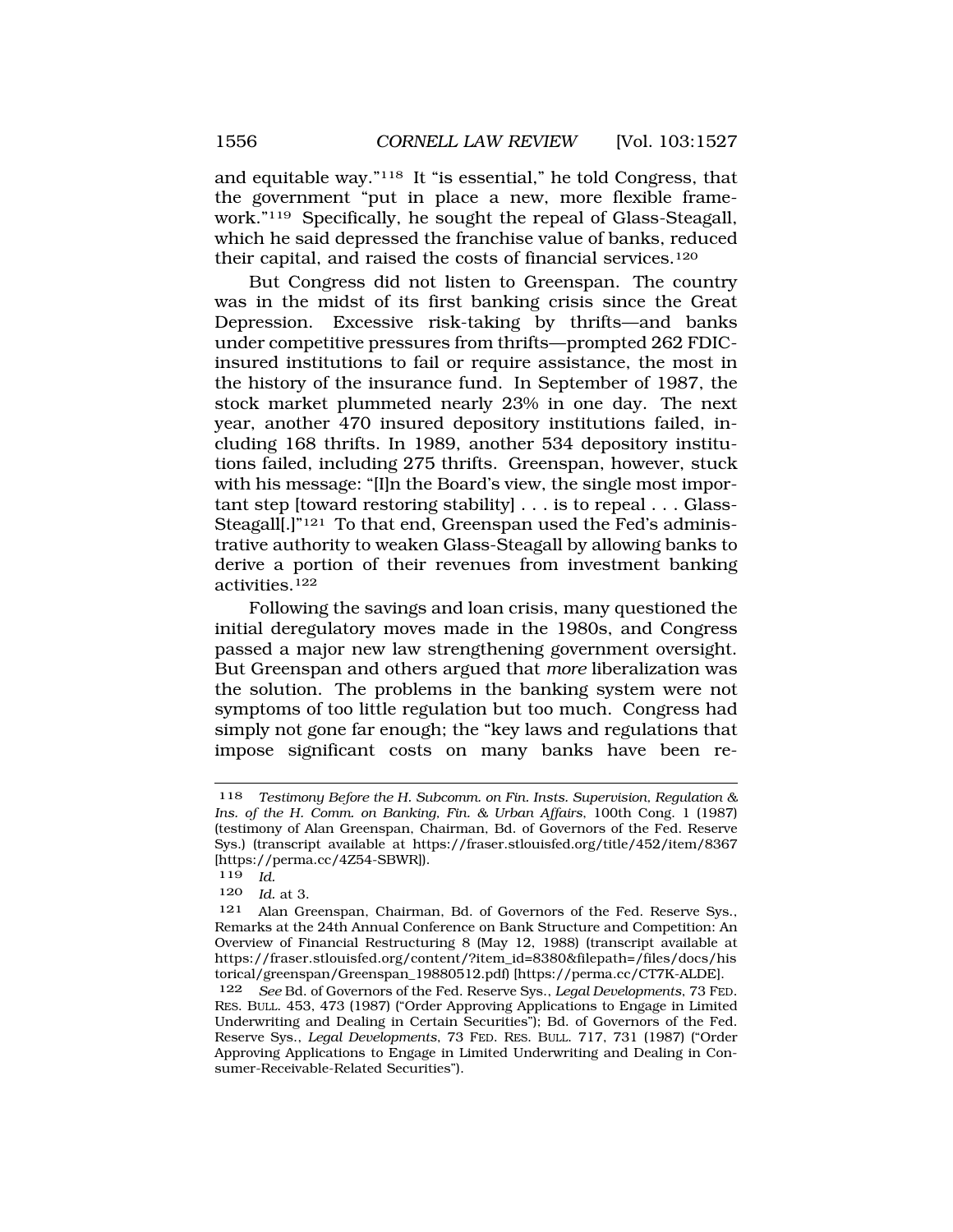and equitable way."[118] It "is essential," he told Congress, that the government "put in place a new, more flexible framework."[119] Specifically, he sought the repeal of Glass-Steagall, which he said depressed the franchise value of banks, reduced their capital, and raised the costs of financial services.[120]

But Congress did not listen to Greenspan. The country was in the midst of its first banking crisis since the Great Depression. Excessive risk-taking by thrifts—and banks under competitive pressures from thrifts—prompted 262 FDIC-insured institutions to fail or require assistance, the most in the history of the insurance fund. In September of 1987, the stock market plummeted nearly 23% in one day. The next year, another 470 insured depository institutions failed, including 168 thrifts. In 1989, another 534 depository institutions failed, including 275 thrifts. Greenspan, however, stuck with his message: "[I]n the Board's view, the single most important step [toward restoring stability] . . . is to repeal . . . Glass-Steagall[.]"[121] To that end, Greenspan used the Fed's administrative authority to weaken Glass-Steagall by allowing banks to derive a portion of their revenues from investment banking activities.[122]

Following the savings and loan crisis, many questioned the initial deregulatory moves made in the 1980s, and Congress passed a major new law strengthening government oversight. But Greenspan and others argued that *more* liberalization was the solution. The problems in the banking system were not symptoms of too little regulation but too much. Congress had simply not gone far enough; the "key laws and regulations that impose significant costs on many banks have been re-

---

118 *Testimony Before the H. Subcomm. on Fin. Insts. Supervision, Regulation & Ins. of the H. Comm. on Banking, Fin. & Urban Affairs*, 100th Cong. 1 (1987) (testimony of Alan Greenspan, Chairman, Bd. of Governors of the Fed. Reserve Sys.) (transcript available at https://fraser.stlouisfed.org/title/452/item/8367 [https://perma.cc/4Z54-SBWR]).

119 *Id.*

120 *Id.* at 3.

121 Alan Greenspan, Chairman, Bd. of Governors of the Fed. Reserve Sys., Remarks at the 24th Annual Conference on Bank Structure and Competition: An Overview of Financial Restructuring 8 (May 12, 1988) (transcript available at https://fraser.stlouisfed.org/content/?item_id=8380&filepath=/files/docs/historical/greenspan/Greenspan_19880512.pdf) [https://perma.cc/CT7K-ALDE].

122 *See* Bd. of Governors of the Fed. Reserve Sys., *Legal Developments*, 73 FED. RES. BULL. 453, 473 (1987) ("Order Approving Applications to Engage in Limited Underwriting and Dealing in Certain Securities"); Bd. of Governors of the Fed. Reserve Sys., *Legal Developments*, 73 FED. RES. BULL. 717, 731 (1987) ("Order Approving Applications to Engage in Limited Underwriting and Dealing in Consumer-Receivable-Related Securities").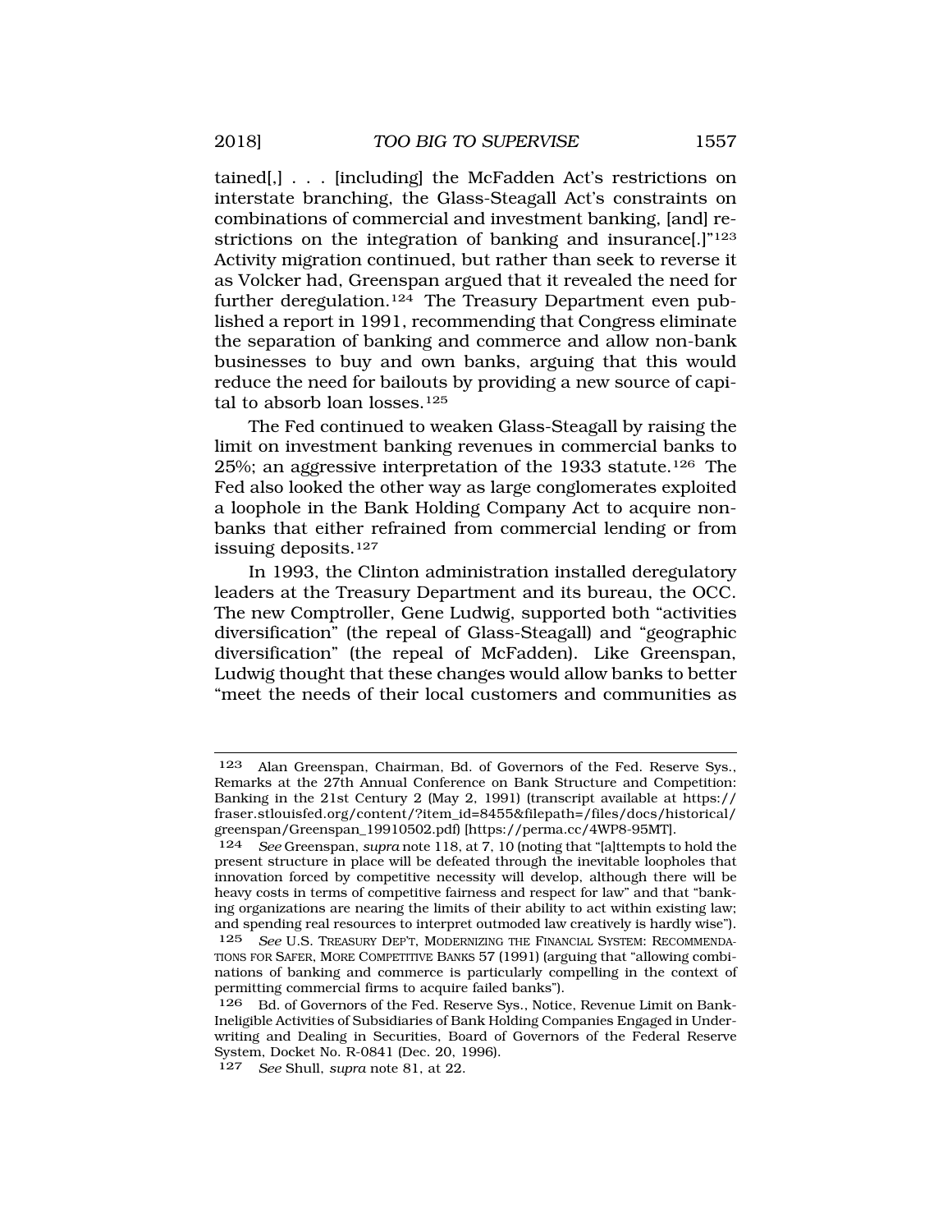tained[,] . . . [including] the McFadden Act's restrictions on interstate branching, the Glass-Steagall Act's constraints on combinations of commercial and investment banking, [and] restrictions on the integration of banking and insurance[.]"[123] Activity migration continued, but rather than seek to reverse it as Volcker had, Greenspan argued that it revealed the need for further deregulation.[124] The Treasury Department even published a report in 1991, recommending that Congress eliminate the separation of banking and commerce and allow non-bank businesses to buy and own banks, arguing that this would reduce the need for bailouts by providing a new source of capital to absorb loan losses.[125]

The Fed continued to weaken Glass-Steagall by raising the limit on investment banking revenues in commercial banks to 25%; an aggressive interpretation of the 1933 statute.[126] The Fed also looked the other way as large conglomerates exploited a loophole in the Bank Holding Company Act to acquire non-banks that either refrained from commercial lending or from issuing deposits.[127]

In 1993, the Clinton administration installed deregulatory leaders at the Treasury Department and its bureau, the OCC. The new Comptroller, Gene Ludwig, supported both "activities diversification" (the repeal of Glass-Steagall) and "geographic diversification" (the repeal of McFadden). Like Greenspan, Ludwig thought that these changes would allow banks to better "meet the needs of their local customers and communities as

---

123 Alan Greenspan, Chairman, Bd. of Governors of the Fed. Reserve Sys., Remarks at the 27th Annual Conference on Bank Structure and Competition: Banking in the 21st Century 2 (May 2, 1991) (transcript available at https://fraser.stlouisfed.org/content/?item_id=8455&filepath=/files/docs/historical/greenspan/Greenspan_19910502.pdf) [https://perma.cc/4WP8-95MT].

124 *See* Greenspan, *supra* note 118, at 7, 10 (noting that "[a]ttempts to hold the present structure in place will be defeated through the inevitable loopholes that innovation forced by competitive necessity will develop, although there will be heavy costs in terms of competitive fairness and respect for law" and that "banking organizations are nearing the limits of their ability to act within existing law; and spending real resources to interpret outmoded law creatively is hardly wise").

125 *See* U.S. TREASURY DEP'T, MODERNIZING THE FINANCIAL SYSTEM: RECOMMENDATIONS FOR SAFER, MORE COMPETITIVE BANKS 57 (1991) (arguing that "allowing combinations of banking and commerce is particularly compelling in the context of permitting commercial firms to acquire failed banks").

126 Bd. of Governors of the Fed. Reserve Sys., Notice, Revenue Limit on Bank-Ineligible Activities of Subsidiaries of Bank Holding Companies Engaged in Underwriting and Dealing in Securities, Board of Governors of the Federal Reserve System, Docket No. R-0841 (Dec. 20, 1996).

127 *See* Shull, *supra* note 81, at 22.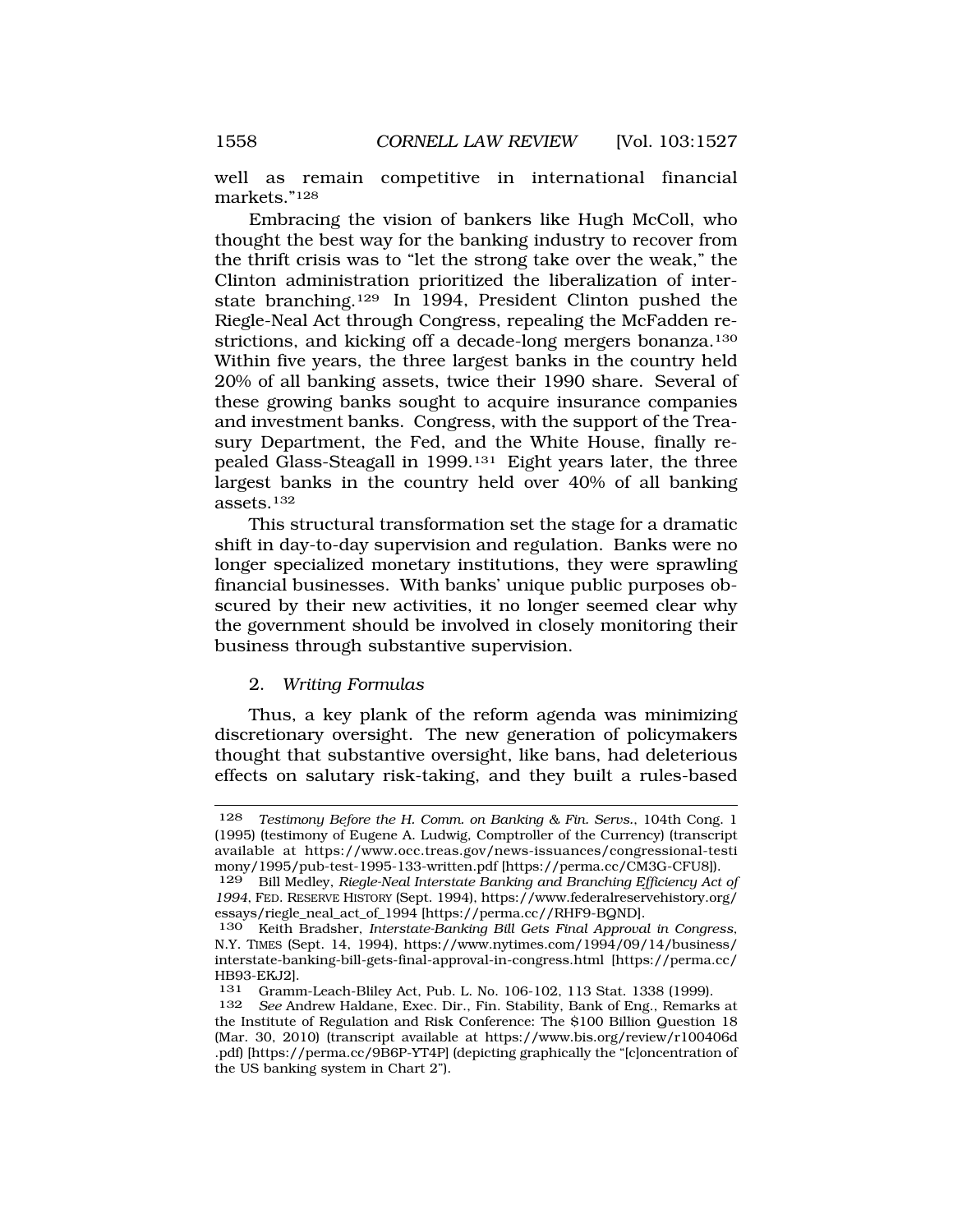well as remain competitive in international financial markets."[128]

Embracing the vision of bankers like Hugh McColl, who thought the best way for the banking industry to recover from the thrift crisis was to "let the strong take over the weak," the Clinton administration prioritized the liberalization of interstate branching.[129] In 1994, President Clinton pushed the Riegle-Neal Act through Congress, repealing the McFadden restrictions, and kicking off a decade-long mergers bonanza.[130] Within five years, the three largest banks in the country held 20% of all banking assets, twice their 1990 share. Several of these growing banks sought to acquire insurance companies and investment banks. Congress, with the support of the Treasury Department, the Fed, and the White House, finally repealed Glass-Steagall in 1999.[131] Eight years later, the three largest banks in the country held over 40% of all banking assets.[132]

This structural transformation set the stage for a dramatic shift in day-to-day supervision and regulation. Banks were no longer specialized monetary institutions, they were sprawling financial businesses. With banks' unique public purposes obscured by their new activities, it no longer seemed clear why the government should be involved in closely monitoring their business through substantive supervision.

### 2. *Writing Formulas*

Thus, a key plank of the reform agenda was minimizing discretionary oversight. The new generation of policymakers thought that substantive oversight, like bans, had deleterious effects on salutary risk-taking, and they built a rules-based

---

128 *Testimony Before the H. Comm. on Banking & Fin. Servs.*, 104th Cong. 1 (1995) (testimony of Eugene A. Ludwig, Comptroller of the Currency) (transcript available at https://www.occ.treas.gov/news-issuances/congressional-testimony/1995/pub-test-1995-133-written.pdf [https://perma.cc/CM3G-CFU8]).

129 Bill Medley, *Riegle-Neal Interstate Banking and Branching Efficiency Act of 1994*, FED. RESERVE HISTORY (Sept. 1994), https://www.federalreservehistory.org/essays/riegle_neal_act_of_1994 [https://perma.cc//RHF9-BQND].

130 Keith Bradsher, *Interstate-Banking Bill Gets Final Approval in Congress*, N.Y. TIMES (Sept. 14, 1994), https://www.nytimes.com/1994/09/14/business/interstate-banking-bill-gets-final-approval-in-congress.html [https://perma.cc/HB93-EKJ2].

131 Gramm-Leach-Bliley Act, Pub. L. No. 106-102, 113 Stat. 1338 (1999).

132 *See* Andrew Haldane, Exec. Dir., Fin. Stability, Bank of Eng., Remarks at the Institute of Regulation and Risk Conference: The $100 Billion Question 18 (Mar. 30, 2010) (transcript available at https://www.bis.org/review/r100406d.pdf) [https://perma.cc/9B6P-YT4P] (depicting graphically the "[c]oncentration of the US banking system in Chart 2").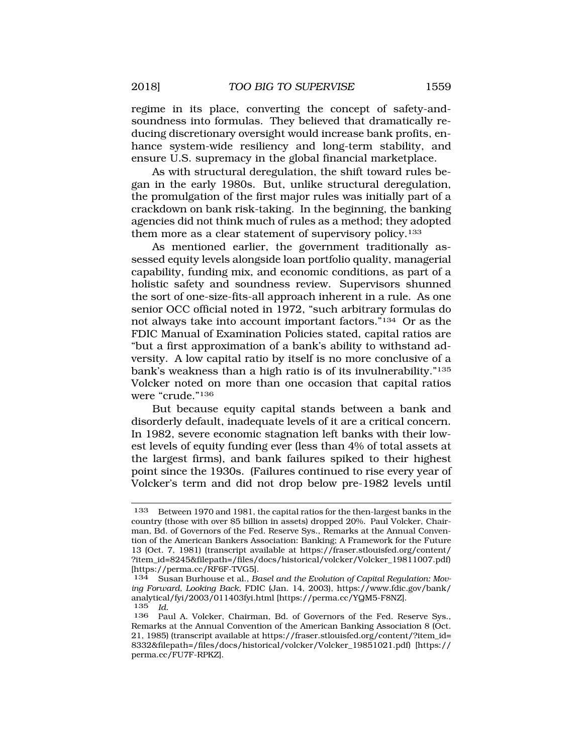regime in its place, converting the concept of safety-and-soundness into formulas. They believed that dramatically reducing discretionary oversight would increase bank profits, enhance system-wide resiliency and long-term stability, and ensure U.S. supremacy in the global financial marketplace.

As with structural deregulation, the shift toward rules began in the early 1980s. But, unlike structural deregulation, the promulgation of the first major rules was initially part of a crackdown on bank risk-taking. In the beginning, the banking agencies did not think much of rules as a method; they adopted them more as a clear statement of supervisory policy.[133]

As mentioned earlier, the government traditionally assessed equity levels alongside loan portfolio quality, managerial capability, funding mix, and economic conditions, as part of a holistic safety and soundness review. Supervisors shunned the sort of one-size-fits-all approach inherent in a rule. As one senior OCC official noted in 1972, "such arbitrary formulas do not always take into account important factors."[134] Or as the FDIC Manual of Examination Policies stated, capital ratios are "but a first approximation of a bank's ability to withstand adversity. A low capital ratio by itself is no more conclusive of a bank's weakness than a high ratio is of its invulnerability."[135] Volcker noted on more than one occasion that capital ratios were "crude."[136]

But because equity capital stands between a bank and disorderly default, inadequate levels of it are a critical concern. In 1982, severe economic stagnation left banks with their lowest levels of equity funding ever (less than 4% of total assets at the largest firms), and bank failures spiked to their highest point since the 1930s. (Failures continued to rise every year of Volcker's term and did not drop below pre-1982 levels until

---

133 Between 1970 and 1981, the capital ratios for the then-largest banks in the country (those with over $5 billion in assets) dropped 20%. Paul Volcker, Chairman, Bd. of Governors of the Fed. Reserve Sys., Remarks at the Annual Convention of the American Bankers Association: Banking; A Framework for the Future 13 (Oct. 7, 1981) (transcript available at https://fraser.stlouisfed.org/content/?item_id=8245&filepath=/files/docs/historical/volcker/Volcker_19811007.pdf) [https://perma.cc/RF6F-TVG5].

134 Susan Burhouse et al., *Basel and the Evolution of Capital Regulation: Moving Forward, Looking Back*, FDIC (Jan. 14, 2003), https://www.fdic.gov/bank/analytical/fyi/2003/011403fyi.html [https://perma.cc/YQM5-F8NZ].

135 *Id.*

136 Paul A. Volcker, Chairman, Bd. of Governors of the Fed. Reserve Sys., Remarks at the Annual Convention of the American Banking Association 8 (Oct. 21, 1985) (transcript available at https://fraser.stlouisfed.org/content/?item_id=8332&filepath=/files/docs/historical/volcker/Volcker_19851021.pdf) [https://perma.cc/FU7F-RPKZ].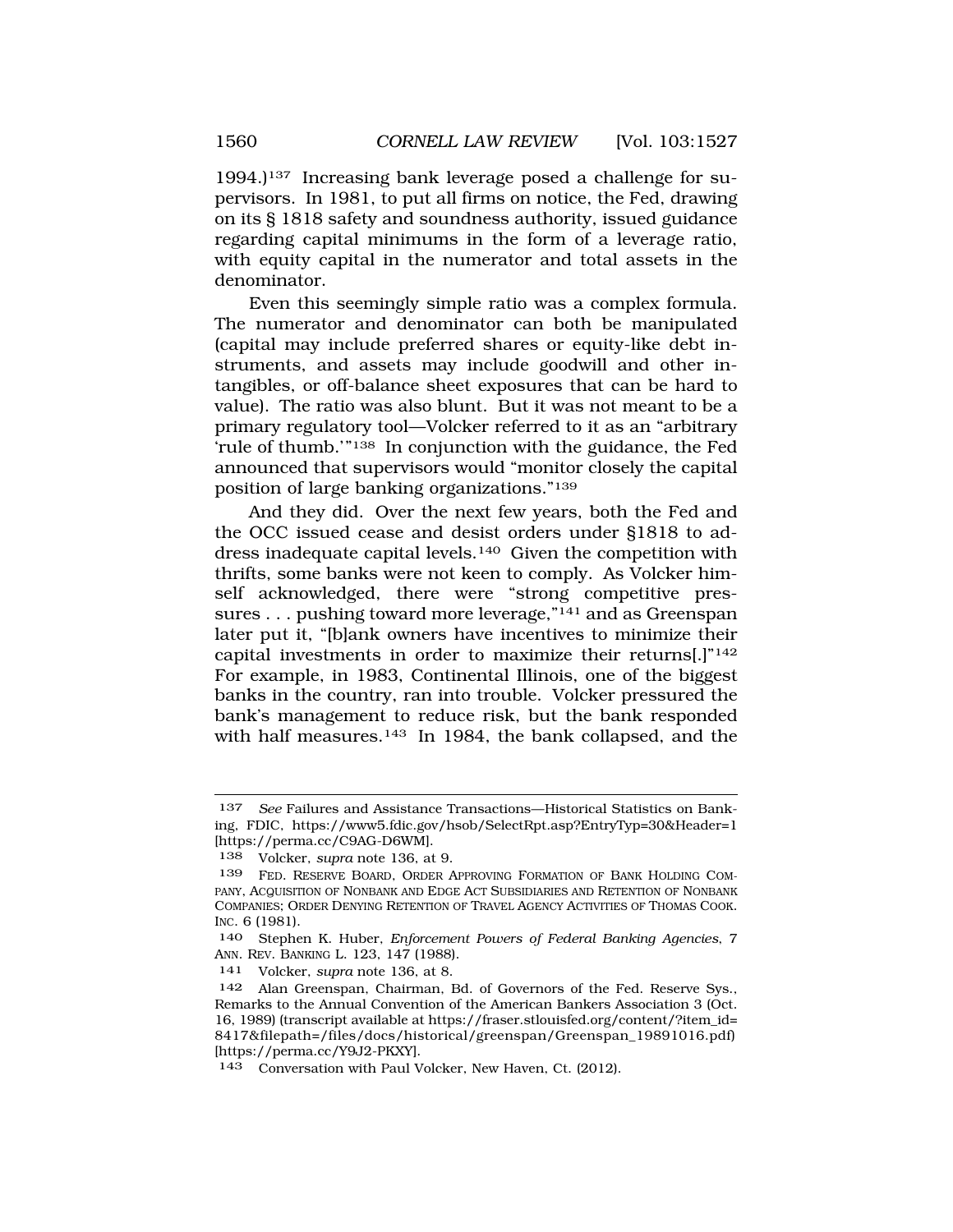1994.)[137] Increasing bank leverage posed a challenge for supervisors. In 1981, to put all firms on notice, the Fed, drawing on its § 1818 safety and soundness authority, issued guidance regarding capital minimums in the form of a leverage ratio, with equity capital in the numerator and total assets in the denominator.

Even this seemingly simple ratio was a complex formula. The numerator and denominator can both be manipulated (capital may include preferred shares or equity-like debt instruments, and assets may include goodwill and other intangibles, or off-balance sheet exposures that can be hard to value). The ratio was also blunt. But it was not meant to be a primary regulatory tool—Volcker referred to it as an "arbitrary 'rule of thumb.'"[138] In conjunction with the guidance, the Fed announced that supervisors would "monitor closely the capital position of large banking organizations."[139]

And they did. Over the next few years, both the Fed and the OCC issued cease and desist orders under §1818 to address inadequate capital levels.[140] Given the competition with thrifts, some banks were not keen to comply. As Volcker himself acknowledged, there were "strong competitive pressures . . . pushing toward more leverage,"[141] and as Greenspan later put it, "[b]ank owners have incentives to minimize their capital investments in order to maximize their returns[.]"[142] For example, in 1983, Continental Illinois, one of the biggest banks in the country, ran into trouble. Volcker pressured the bank's management to reduce risk, but the bank responded with half measures.[143] In 1984, the bank collapsed, and the

---

137 *See* Failures and Assistance Transactions—Historical Statistics on Banking, FDIC, https://www5.fdic.gov/hsob/SelectRpt.asp?EntryTyp=30&Header=1 [https://perma.cc/C9AG-D6WM].

138 Volcker, *supra* note 136, at 9.

139 FED. RESERVE BOARD, ORDER APPROVING FORMATION OF BANK HOLDING COMPANY, ACQUISITION OF NONBANK AND EDGE ACT SUBSIDIARIES AND RETENTION OF NONBANK COMPANIES; ORDER DENYING RETENTION OF TRAVEL AGENCY ACTIVITIES OF THOMAS COOK. INC. 6 (1981).

140 Stephen K. Huber, *Enforcement Powers of Federal Banking Agencies*, 7 ANN. REV. BANKING L. 123, 147 (1988).

141 Volcker, *supra* note 136, at 8.

142 Alan Greenspan, Chairman, Bd. of Governors of the Fed. Reserve Sys., Remarks to the Annual Convention of the American Bankers Association 3 (Oct. 16, 1989) (transcript available at https://fraser.stlouisfed.org/content/?item_id=8417&filepath=/files/docs/historical/greenspan/Greenspan_19891016.pdf) [https://perma.cc/Y9J2-PKXY].

143 Conversation with Paul Volcker, New Haven, Ct. (2012).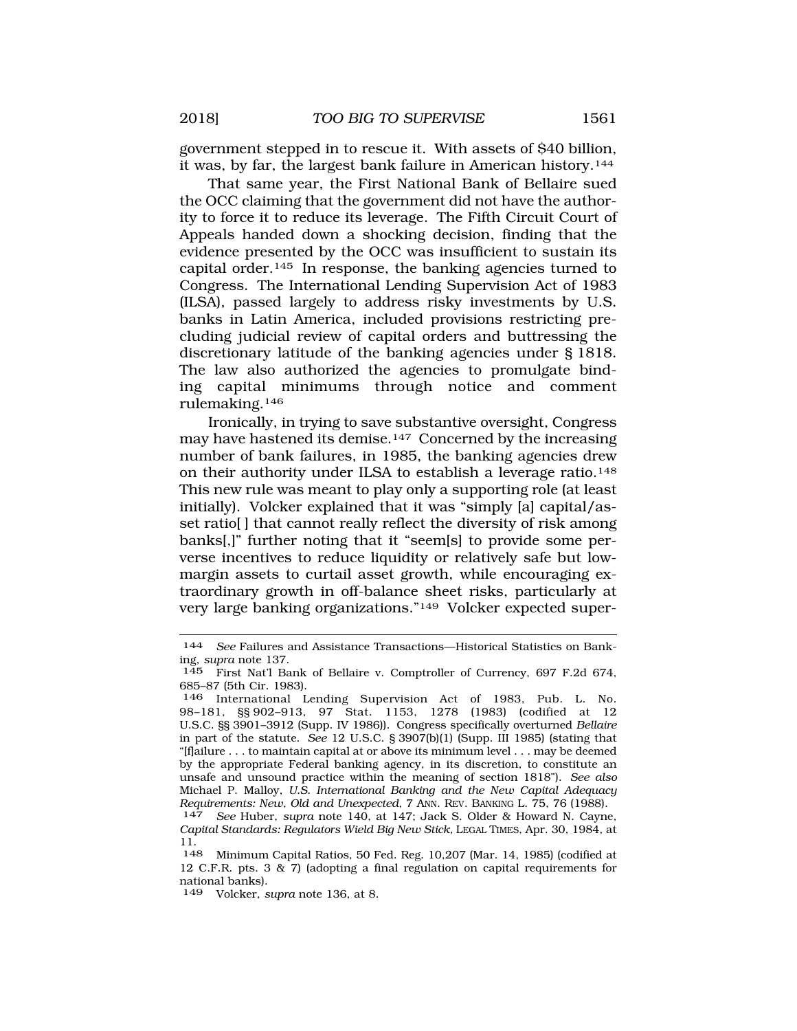government stepped in to rescue it. With assets of $40 billion, it was, by far, the largest bank failure in American history.[144]

That same year, the First National Bank of Bellaire sued the OCC claiming that the government did not have the authority to force it to reduce its leverage. The Fifth Circuit Court of Appeals handed down a shocking decision, finding that the evidence presented by the OCC was insufficient to sustain its capital order.[145] In response, the banking agencies turned to Congress. The International Lending Supervision Act of 1983 (ILSA), passed largely to address risky investments by U.S. banks in Latin America, included provisions restricting precluding judicial review of capital orders and buttressing the discretionary latitude of the banking agencies under § 1818. The law also authorized the agencies to promulgate binding capital minimums through notice and comment rulemaking.[146]

Ironically, in trying to save substantive oversight, Congress may have hastened its demise.[147] Concerned by the increasing number of bank failures, in 1985, the banking agencies drew on their authority under ILSA to establish a leverage ratio.[148] This new rule was meant to play only a supporting role (at least initially). Volcker explained that it was "simply [a] capital/asset ratio[ ] that cannot really reflect the diversity of risk among banks[,]" further noting that it "seem[s] to provide some perverse incentives to reduce liquidity or relatively safe but low-margin assets to curtail asset growth, while encouraging extraordinary growth in off-balance sheet risks, particularly at very large banking organizations."[149] Volcker expected super-

---

144 *See* Failures and Assistance Transactions—Historical Statistics on Banking, *supra* note 137.

145 First Nat'l Bank of Bellaire v. Comptroller of Currency, 697 F.2d 674, 685–87 (5th Cir. 1983).

146 International Lending Supervision Act of 1983, Pub. L. No. 98–181, §§ 902–913, 97 Stat. 1153, 1278 (1983) (codified at 12 U.S.C. §§ 3901–3912 (Supp. IV 1986)). Congress specifically overturned *Bellaire* in part of the statute. *See* 12 U.S.C. § 3907(b)(1) (Supp. III 1985) (stating that "[f]ailure . . . to maintain capital at or above its minimum level . . . may be deemed by the appropriate Federal banking agency, in its discretion, to constitute an unsafe and unsound practice within the meaning of section 1818"). *See also* Michael P. Malloy, *U.S. International Banking and the New Capital Adequacy Requirements: New, Old and Unexpected*, 7 ANN. REV. BANKING L. 75, 76 (1988).

147 *See* Huber, *supra* note 140, at 147; Jack S. Older & Howard N. Cayne, *Capital Standards: Regulators Wield Big New Stick*, LEGAL TIMES, Apr. 30, 1984, at 11.

148 Minimum Capital Ratios, 50 Fed. Reg. 10,207 (Mar. 14, 1985) (codified at 12 C.F.R. pts. 3 & 7) (adopting a final regulation on capital requirements for national banks).

149 Volcker, *supra* note 136, at 8.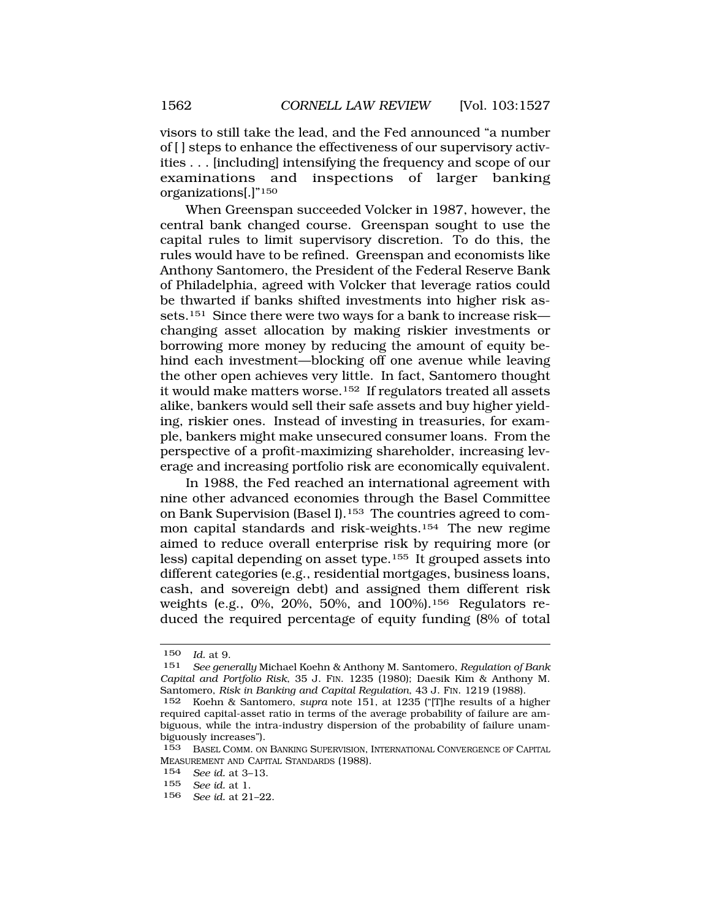visors to still take the lead, and the Fed announced "a number of [ ] steps to enhance the effectiveness of our supervisory activities . . . [including] intensifying the frequency and scope of our examinations and inspections of larger banking organizations[.]"[150]

When Greenspan succeeded Volcker in 1987, however, the central bank changed course. Greenspan sought to use the capital rules to limit supervisory discretion. To do this, the rules would have to be refined. Greenspan and economists like Anthony Santomero, the President of the Federal Reserve Bank of Philadelphia, agreed with Volcker that leverage ratios could be thwarted if banks shifted investments into higher risk assets.[151] Since there were two ways for a bank to increase risk—changing asset allocation by making riskier investments or borrowing more money by reducing the amount of equity behind each investment—blocking off one avenue while leaving the other open achieves very little. In fact, Santomero thought it would make matters worse.[152] If regulators treated all assets alike, bankers would sell their safe assets and buy higher yielding, riskier ones. Instead of investing in treasuries, for example, bankers might make unsecured consumer loans. From the perspective of a profit-maximizing shareholder, increasing leverage and increasing portfolio risk are economically equivalent.

In 1988, the Fed reached an international agreement with nine other advanced economies through the Basel Committee on Bank Supervision (Basel I).[153] The countries agreed to common capital standards and risk-weights.[154] The new regime aimed to reduce overall enterprise risk by requiring more (or less) capital depending on asset type.[155] It grouped assets into different categories (e.g., residential mortgages, business loans, cash, and sovereign debt) and assigned them different risk weights (e.g., 0%, 20%, 50%, and 100%).[156] Regulators reduced the required percentage of equity funding (8% of total

---

150 *Id.* at 9.

151 *See generally* Michael Koehn & Anthony M. Santomero, *Regulation of Bank Capital and Portfolio Risk*, 35 J. FIN. 1235 (1980); Daesik Kim & Anthony M. Santomero, *Risk in Banking and Capital Regulation*, 43 J. FIN. 1219 (1988).

152 Koehn & Santomero, *supra* note 151, at 1235 ("[T]he results of a higher required capital-asset ratio in terms of the average probability of failure are ambiguous, while the intra-industry dispersion of the probability of failure unambiguously increases").

153 BASEL COMM. ON BANKING SUPERVISION, INTERNATIONAL CONVERGENCE OF CAPITAL MEASUREMENT AND CAPITAL STANDARDS (1988).

154 *See id.* at 3–13.

155 *See id.* at 1.

156 *See id.* at 21–22.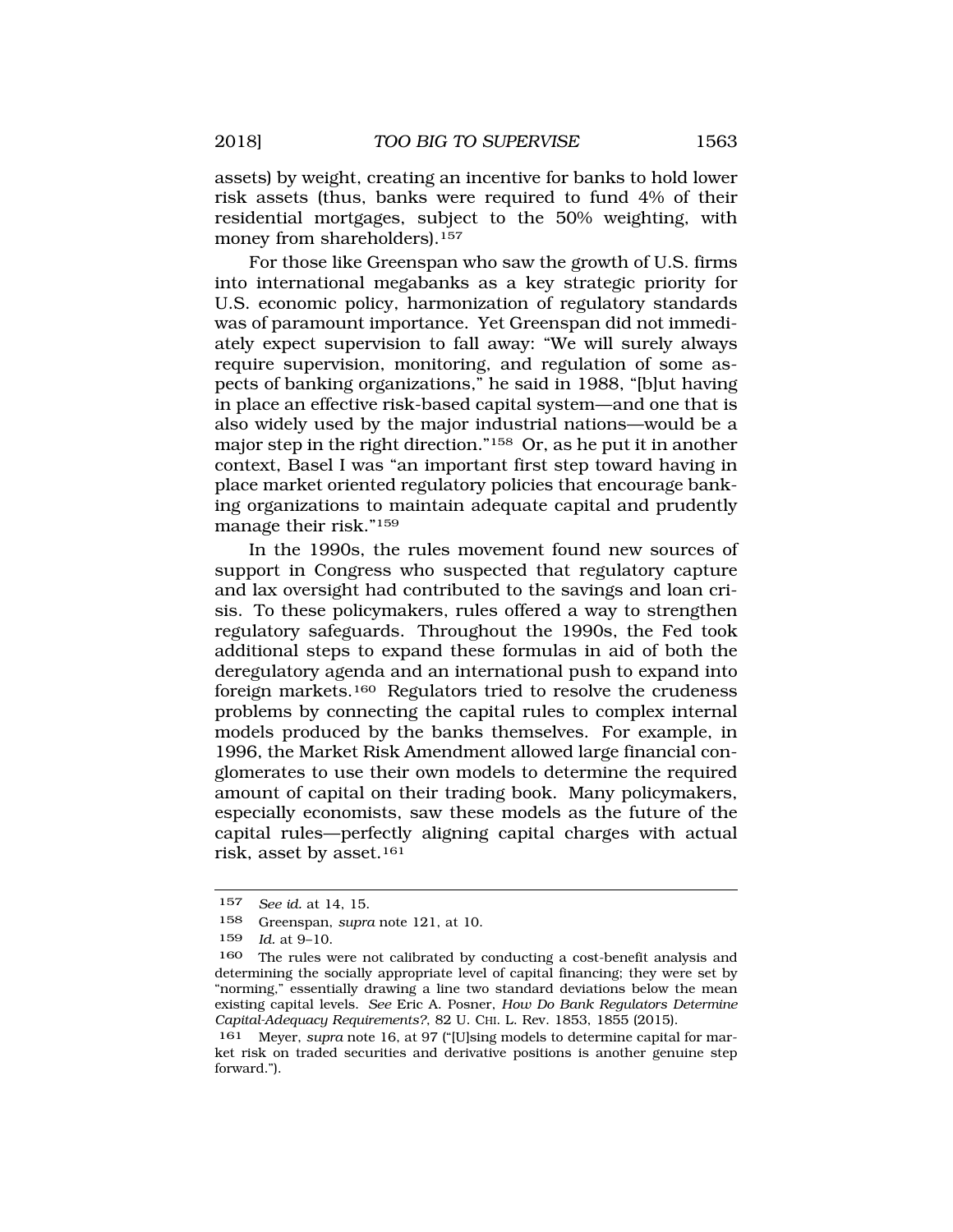assets) by weight, creating an incentive for banks to hold lower risk assets (thus, banks were required to fund 4% of their residential mortgages, subject to the 50% weighting, with money from shareholders).[157]

For those like Greenspan who saw the growth of U.S. firms into international megabanks as a key strategic priority for U.S. economic policy, harmonization of regulatory standards was of paramount importance. Yet Greenspan did not immediately expect supervision to fall away: "We will surely always require supervision, monitoring, and regulation of some aspects of banking organizations," he said in 1988, "[b]ut having in place an effective risk-based capital system—and one that is also widely used by the major industrial nations—would be a major step in the right direction."[158] Or, as he put it in another context, Basel I was "an important first step toward having in place market oriented regulatory policies that encourage banking organizations to maintain adequate capital and prudently manage their risk."[159]

In the 1990s, the rules movement found new sources of support in Congress who suspected that regulatory capture and lax oversight had contributed to the savings and loan crisis. To these policymakers, rules offered a way to strengthen regulatory safeguards. Throughout the 1990s, the Fed took additional steps to expand these formulas in aid of both the deregulatory agenda and an international push to expand into foreign markets.[160] Regulators tried to resolve the crudeness problems by connecting the capital rules to complex internal models produced by the banks themselves. For example, in 1996, the Market Risk Amendment allowed large financial conglomerates to use their own models to determine the required amount of capital on their trading book. Many policymakers, especially economists, saw these models as the future of the capital rules—perfectly aligning capital charges with actual risk, asset by asset.[161]

---

157 *See id.* at 14, 15.

158 Greenspan, *supra* note 121, at 10.

159 *Id.* at 9–10.

160 The rules were not calibrated by conducting a cost-benefit analysis and determining the socially appropriate level of capital financing; they were set by "norming," essentially drawing a line two standard deviations below the mean existing capital levels. *See* Eric A. Posner, *How Do Bank Regulators Determine Capital-Adequacy Requirements?*, 82 U. CHI. L. Rev. 1853, 1855 (2015).

161 Meyer, *supra* note 16, at 97 ("[U]sing models to determine capital for market risk on traded securities and derivative positions is another genuine step forward.").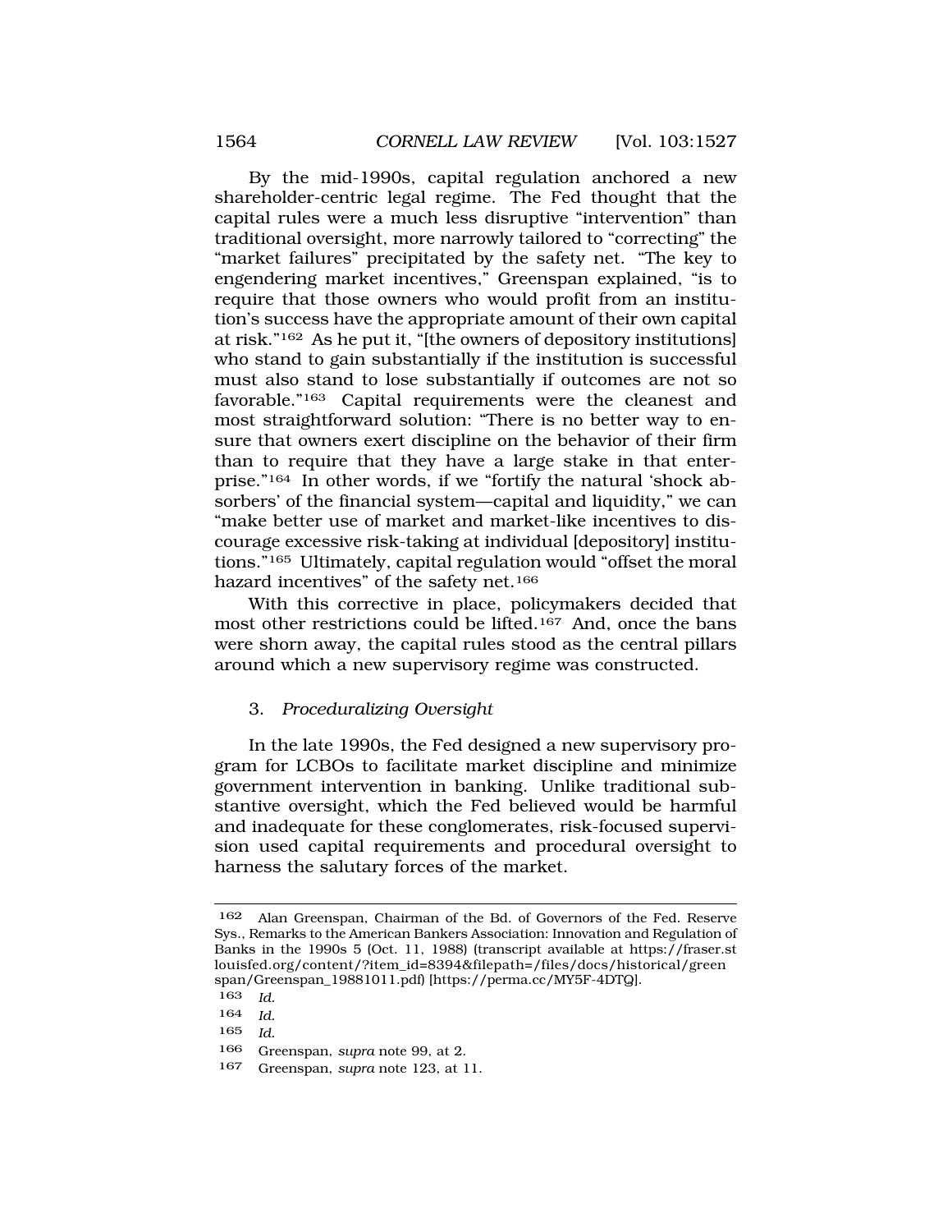By the mid-1990s, capital regulation anchored a new shareholder-centric legal regime. The Fed thought that the capital rules were a much less disruptive "intervention" than traditional oversight, more narrowly tailored to "correcting" the "market failures" precipitated by the safety net. "The key to engendering market incentives," Greenspan explained, "is to require that those owners who would profit from an institution's success have the appropriate amount of their own capital at risk."[162] As he put it, "[the owners of depository institutions] who stand to gain substantially if the institution is successful must also stand to lose substantially if outcomes are not so favorable."[163] Capital requirements were the cleanest and most straightforward solution: "There is no better way to ensure that owners exert discipline on the behavior of their firm than to require that they have a large stake in that enterprise."[164] In other words, if we "fortify the natural 'shock absorbers' of the financial system—capital and liquidity," we can "make better use of market and market-like incentives to discourage excessive risk-taking at individual [depository] institutions."[165] Ultimately, capital regulation would "offset the moral hazard incentives" of the safety net.[166]

With this corrective in place, policymakers decided that most other restrictions could be lifted.[167] And, once the bans were shorn away, the capital rules stood as the central pillars around which a new supervisory regime was constructed.

### 3. *Proceduralizing Oversight*

In the late 1990s, the Fed designed a new supervisory program for LCBOs to facilitate market discipline and minimize government intervention in banking. Unlike traditional substantive oversight, which the Fed believed would be harmful and inadequate for these conglomerates, risk-focused supervision used capital requirements and procedural oversight to harness the salutary forces of the market.

---

162 Alan Greenspan, Chairman of the Bd. of Governors of the Fed. Reserve Sys., Remarks to the American Bankers Association: Innovation and Regulation of Banks in the 1990s 5 (Oct. 11, 1988) (transcript available at https://fraser.stlouisfed.org/content/?item_id=8394&filepath=/files/docs/historical/greenspan/Greenspan_19881011.pdf) [https://perma.cc/MY5F-4DTQ].

163 *Id.*

164 *Id.*

165 *Id.*

166 Greenspan, *supra* note 99, at 2.

167 Greenspan, *supra* note 123, at 11.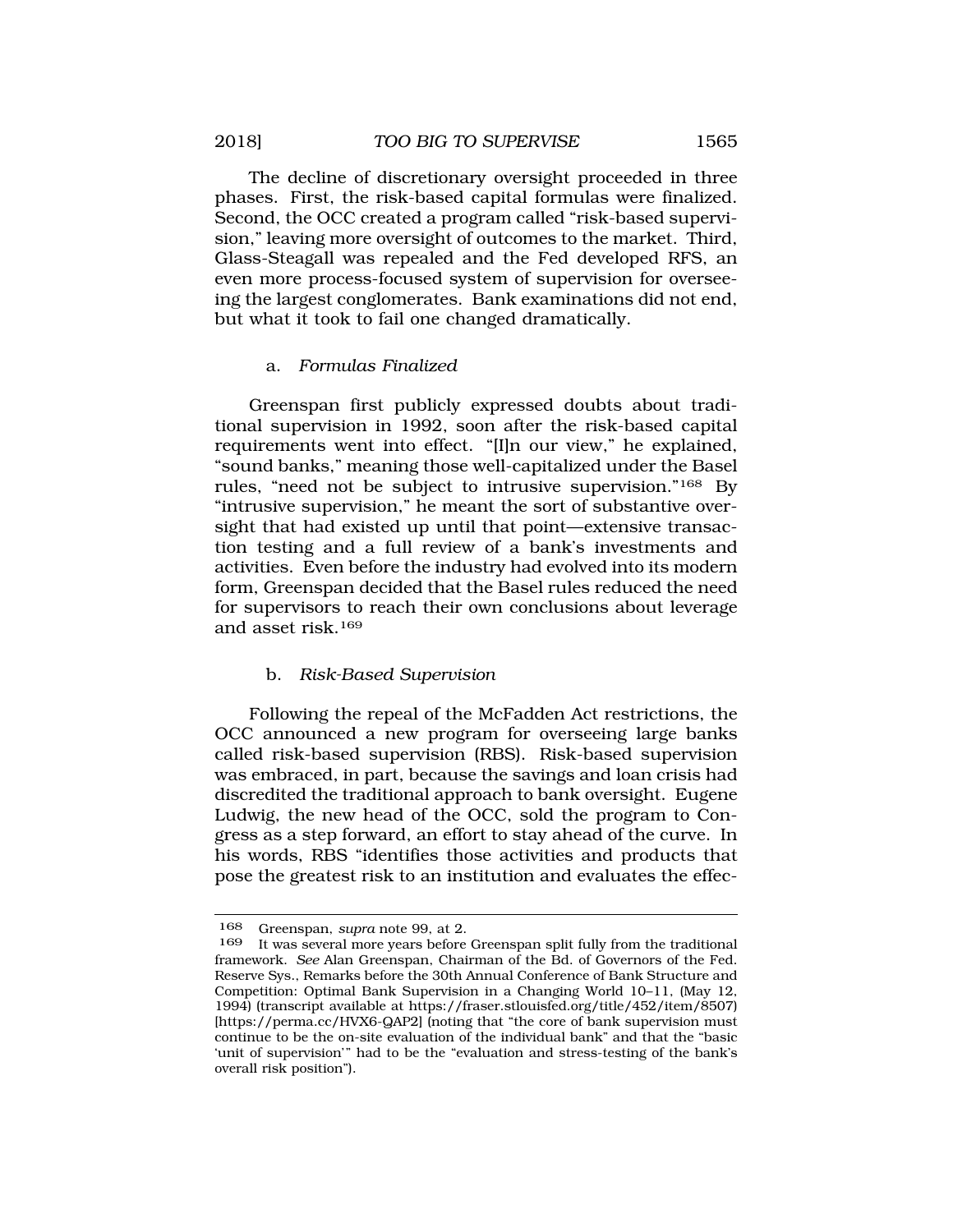The decline of discretionary oversight proceeded in three phases. First, the risk-based capital formulas were finalized. Second, the OCC created a program called "risk-based supervision," leaving more oversight of outcomes to the market. Third, Glass-Steagall was repealed and the Fed developed RFS, an even more process-focused system of supervision for overseeing the largest conglomerates. Bank examinations did not end, but what it took to fail one changed dramatically.

### a. *Formulas Finalized*

Greenspan first publicly expressed doubts about traditional supervision in 1992, soon after the risk-based capital requirements went into effect. "[I]n our view," he explained, "sound banks," meaning those well-capitalized under the Basel rules, "need not be subject to intrusive supervision."[168] By "intrusive supervision," he meant the sort of substantive oversight that had existed up until that point—extensive transaction testing and a full review of a bank's investments and activities. Even before the industry had evolved into its modern form, Greenspan decided that the Basel rules reduced the need for supervisors to reach their own conclusions about leverage and asset risk.[169]

### b. *Risk-Based Supervision*

Following the repeal of the McFadden Act restrictions, the OCC announced a new program for overseeing large banks called risk-based supervision (RBS). Risk-based supervision was embraced, in part, because the savings and loan crisis had discredited the traditional approach to bank oversight. Eugene Ludwig, the new head of the OCC, sold the program to Congress as a step forward, an effort to stay ahead of the curve. In his words, RBS "identifies those activities and products that pose the greatest risk to an institution and evaluates the effec-

---

168 Greenspan, *supra* note 99, at 2.

169 It was several more years before Greenspan split fully from the traditional framework. *See* Alan Greenspan, Chairman of the Bd. of Governors of the Fed. Reserve Sys., Remarks before the 30th Annual Conference of Bank Structure and Competition: Optimal Bank Supervision in a Changing World 10–11, (May 12, 1994) (transcript available at https://fraser.stlouisfed.org/title/452/item/8507) [https://perma.cc/HVX6-QAP2] (noting that "the core of bank supervision must continue to be the on-site evaluation of the individual bank" and that the "basic 'unit of supervision'" had to be the "evaluation and stress-testing of the bank's overall risk position").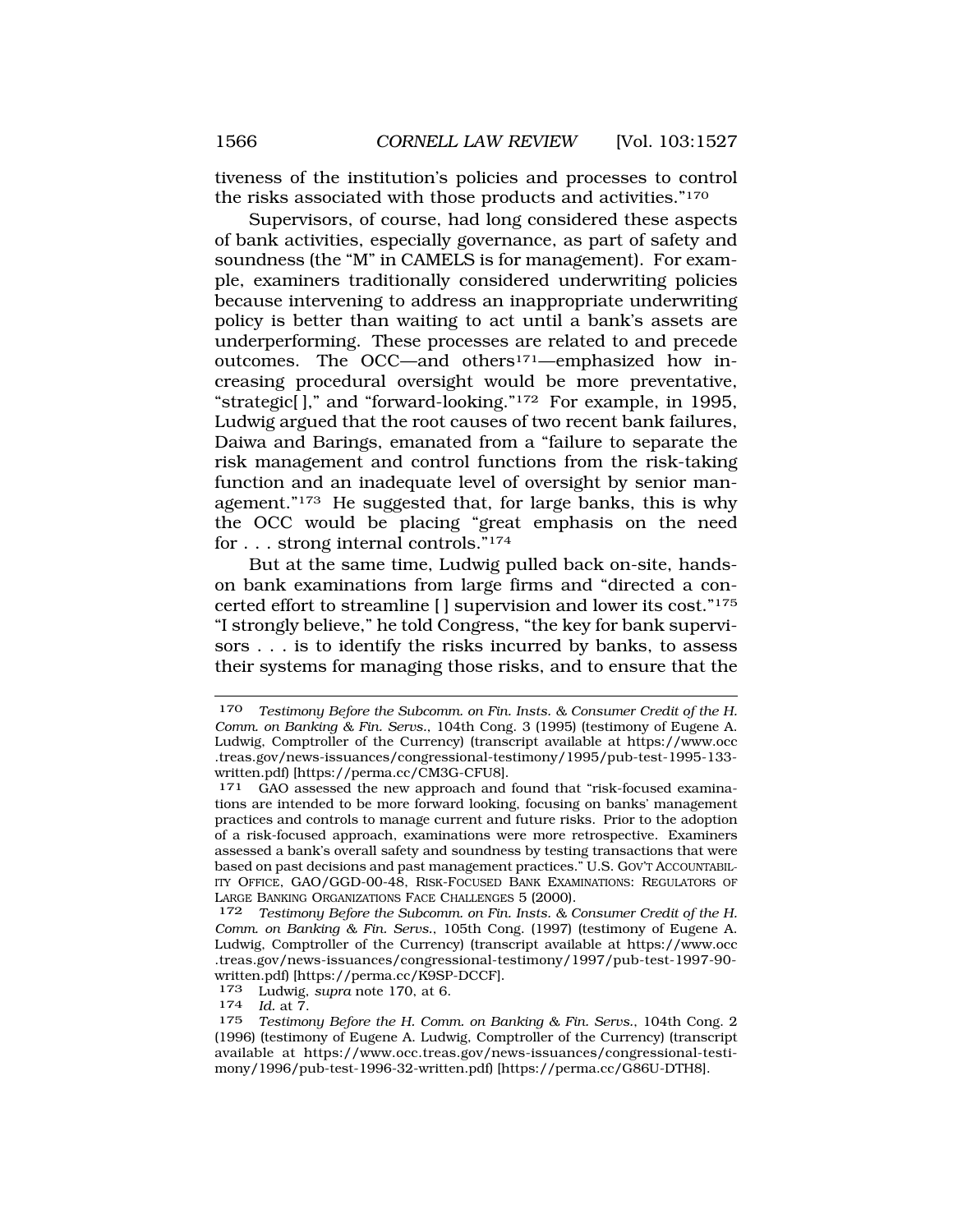tiveness of the institution's policies and processes to control the risks associated with those products and activities."[170]

Supervisors, of course, had long considered these aspects of bank activities, especially governance, as part of safety and soundness (the "M" in CAMELS is for management). For example, examiners traditionally considered underwriting policies because intervening to address an inappropriate underwriting policy is better than waiting to act until a bank's assets are underperforming. These processes are related to and precede outcomes. The OCC—and others[171]—emphasized how increasing procedural oversight would be more preventative, "strategic[ ]," and "forward-looking."[172] For example, in 1995, Ludwig argued that the root causes of two recent bank failures, Daiwa and Barings, emanated from a "failure to separate the risk management and control functions from the risk-taking function and an inadequate level of oversight by senior management."[173] He suggested that, for large banks, this is why the OCC would be placing "great emphasis on the need for . . . strong internal controls."[174]

But at the same time, Ludwig pulled back on-site, hands-on bank examinations from large firms and "directed a concerted effort to streamline [ ] supervision and lower its cost."[175] "I strongly believe," he told Congress, "the key for bank supervisors . . . is to identify the risks incurred by banks, to assess their systems for managing those risks, and to ensure that the

---

170 *Testimony Before the Subcomm. on Fin. Insts. & Consumer Credit of the H. Comm. on Banking & Fin. Servs.*, 104th Cong. 3 (1995) (testimony of Eugene A. Ludwig, Comptroller of the Currency) (transcript available at https://www.occ.treas.gov/news-issuances/congressional-testimony/1995/pub-test-1995-133-written.pdf) [https://perma.cc/CM3G-CFU8].

171 GAO assessed the new approach and found that "risk-focused examinations are intended to be more forward looking, focusing on banks' management practices and controls to manage current and future risks. Prior to the adoption of a risk-focused approach, examinations were more retrospective. Examiners assessed a bank's overall safety and soundness by testing transactions that were based on past decisions and past management practices." U.S. GOV'T ACCOUNTABILITY OFFICE, GAO/GGD-00-48, RISK-FOCUSED BANK EXAMINATIONS: REGULATORS OF LARGE BANKING ORGANIZATIONS FACE CHALLENGES 5 (2000).

172 *Testimony Before the Subcomm. on Fin. Insts. & Consumer Credit of the H. Comm. on Banking & Fin. Servs.*, 105th Cong. (1997) (testimony of Eugene A. Ludwig, Comptroller of the Currency) (transcript available at https://www.occ.treas.gov/news-issuances/congressional-testimony/1997/pub-test-1997-90-written.pdf) [https://perma.cc/K9SP-DCCF].

173 Ludwig, *supra* note 170, at 6.

174 *Id.* at 7.

175 *Testimony Before the H. Comm. on Banking & Fin. Servs.*, 104th Cong. 2 (1996) (testimony of Eugene A. Ludwig, Comptroller of the Currency) (transcript available at https://www.occ.treas.gov/news-issuances/congressional-testimony/1996/pub-test-1996-32-written.pdf) [https://perma.cc/G86U-DTH8].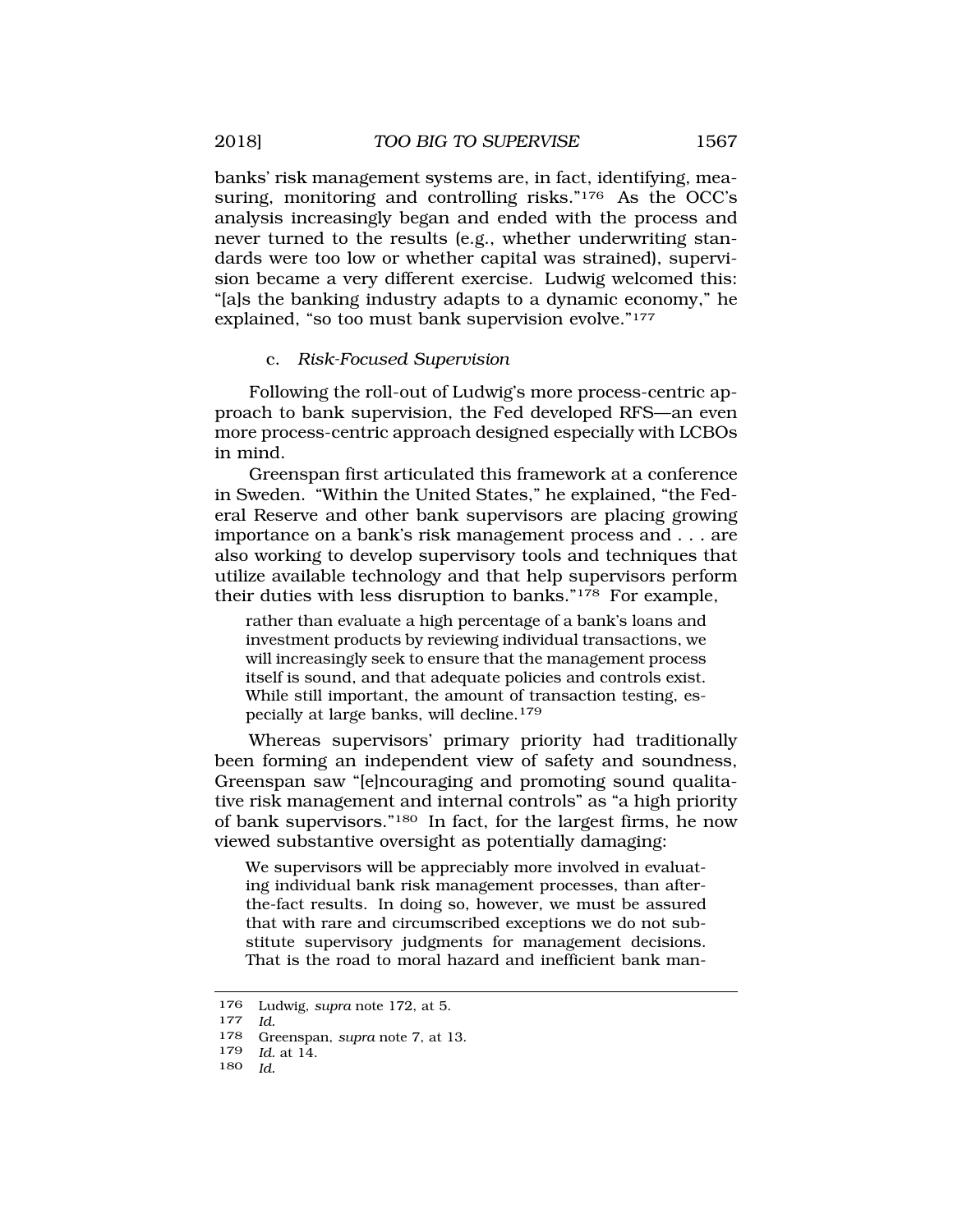banks' risk management systems are, in fact, identifying, measuring, monitoring and controlling risks."[176] As the OCC's analysis increasingly began and ended with the process and never turned to the results (e.g., whether underwriting standards were too low or whether capital was strained), supervision became a very different exercise. Ludwig welcomed this: "[a]s the banking industry adapts to a dynamic economy," he explained, "so too must bank supervision evolve."[177]

c. *Risk-Focused Supervision*

Following the roll-out of Ludwig's more process-centric approach to bank supervision, the Fed developed RFS—an even more process-centric approach designed especially with LCBOs in mind.

Greenspan first articulated this framework at a conference in Sweden. "Within the United States," he explained, "the Federal Reserve and other bank supervisors are placing growing importance on a bank's risk management process and . . . are also working to develop supervisory tools and techniques that utilize available technology and that help supervisors perform their duties with less disruption to banks."[178] For example,

> rather than evaluate a high percentage of a bank's loans and investment products by reviewing individual transactions, we will increasingly seek to ensure that the management process itself is sound, and that adequate policies and controls exist. While still important, the amount of transaction testing, especially at large banks, will decline.[179]

Whereas supervisors' primary priority had traditionally been forming an independent view of safety and soundness, Greenspan saw "[e]ncouraging and promoting sound qualitative risk management and internal controls" as "a high priority of bank supervisors."[180] In fact, for the largest firms, he now viewed substantive oversight as potentially damaging:

> We supervisors will be appreciably more involved in evaluating individual bank risk management processes, than after-the-fact results. In doing so, however, we must be assured that with rare and circumscribed exceptions we do not substitute supervisory judgments for management decisions. That is the road to moral hazard and inefficient bank man-

---

176 Ludwig, *supra* note 172, at 5.

177 *Id.*

178 Greenspan, *supra* note 7, at 13.

179 *Id.* at 14.

180 *Id.*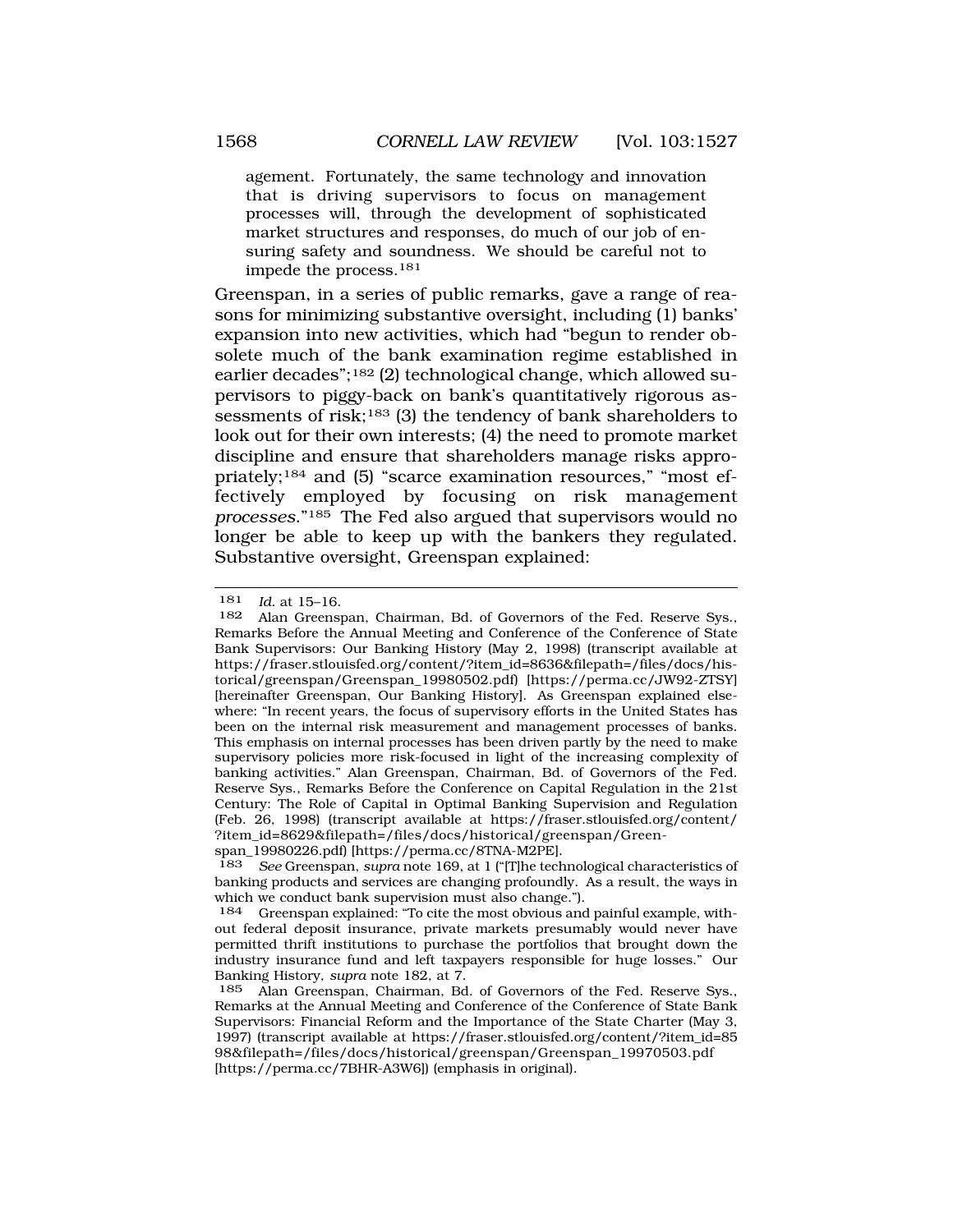> agement. Fortunately, the same technology and innovation that is driving supervisors to focus on management processes will, through the development of sophisticated market structures and responses, do much of our job of ensuring safety and soundness. We should be careful not to impede the process.[181]

Greenspan, in a series of public remarks, gave a range of reasons for minimizing substantive oversight, including (1) banks' expansion into new activities, which had "begun to render obsolete much of the bank examination regime established in earlier decades";[182] (2) technological change, which allowed supervisors to piggy-back on bank's quantitatively rigorous assessments of risk;[183] (3) the tendency of bank shareholders to look out for their own interests; (4) the need to promote market discipline and ensure that shareholders manage risks appropriately;[184] and (5) "scarce examination resources," "most effectively employed by focusing on risk management *processes*."[185] The Fed also argued that supervisors would no longer be able to keep up with the bankers they regulated. Substantive oversight, Greenspan explained:

---

181 *Id.* at 15–16.

182 Alan Greenspan, Chairman, Bd. of Governors of the Fed. Reserve Sys., Remarks Before the Annual Meeting and Conference of the Conference of State Bank Supervisors: Our Banking History (May 2, 1998) (transcript available at https://fraser.stlouisfed.org/content/?item_id=8636&filepath=/files/docs/historical/greenspan/Greenspan_19980502.pdf) [https://perma.cc/JW92-ZTSY] [hereinafter Greenspan, Our Banking History]. As Greenspan explained elsewhere: "In recent years, the focus of supervisory efforts in the United States has been on the internal risk measurement and management processes of banks. This emphasis on internal processes has been driven partly by the need to make supervisory policies more risk-focused in light of the increasing complexity of banking activities." Alan Greenspan, Chairman, Bd. of Governors of the Fed. Reserve Sys., Remarks Before the Conference on Capital Regulation in the 21st Century: The Role of Capital in Optimal Banking Supervision and Regulation (Feb. 26, 1998) (transcript available at https://fraser.stlouisfed.org/content/?item_id=8629&filepath=/files/docs/historical/greenspan/Greenspan_19980226.pdf) [https://perma.cc/8TNA-M2PE].

183 *See* Greenspan, *supra* note 169, at 1 ("[T]he technological characteristics of banking products and services are changing profoundly. As a result, the ways in which we conduct bank supervision must also change.").

184 Greenspan explained: "To cite the most obvious and painful example, without federal deposit insurance, private markets presumably would never have permitted thrift institutions to purchase the portfolios that brought down the industry insurance fund and left taxpayers responsible for huge losses." Our Banking History, *supra* note 182, at 7.

185 Alan Greenspan, Chairman, Bd. of Governors of the Fed. Reserve Sys., Remarks at the Annual Meeting and Conference of the Conference of State Bank Supervisors: Financial Reform and the Importance of the State Charter (May 3, 1997) (transcript available at https://fraser.stlouisfed.org/content/?item_id=8598&filepath=/files/docs/historical/greenspan/Greenspan_19970503.pdf [https://perma.cc/7BHR-A3W6]) (emphasis in original).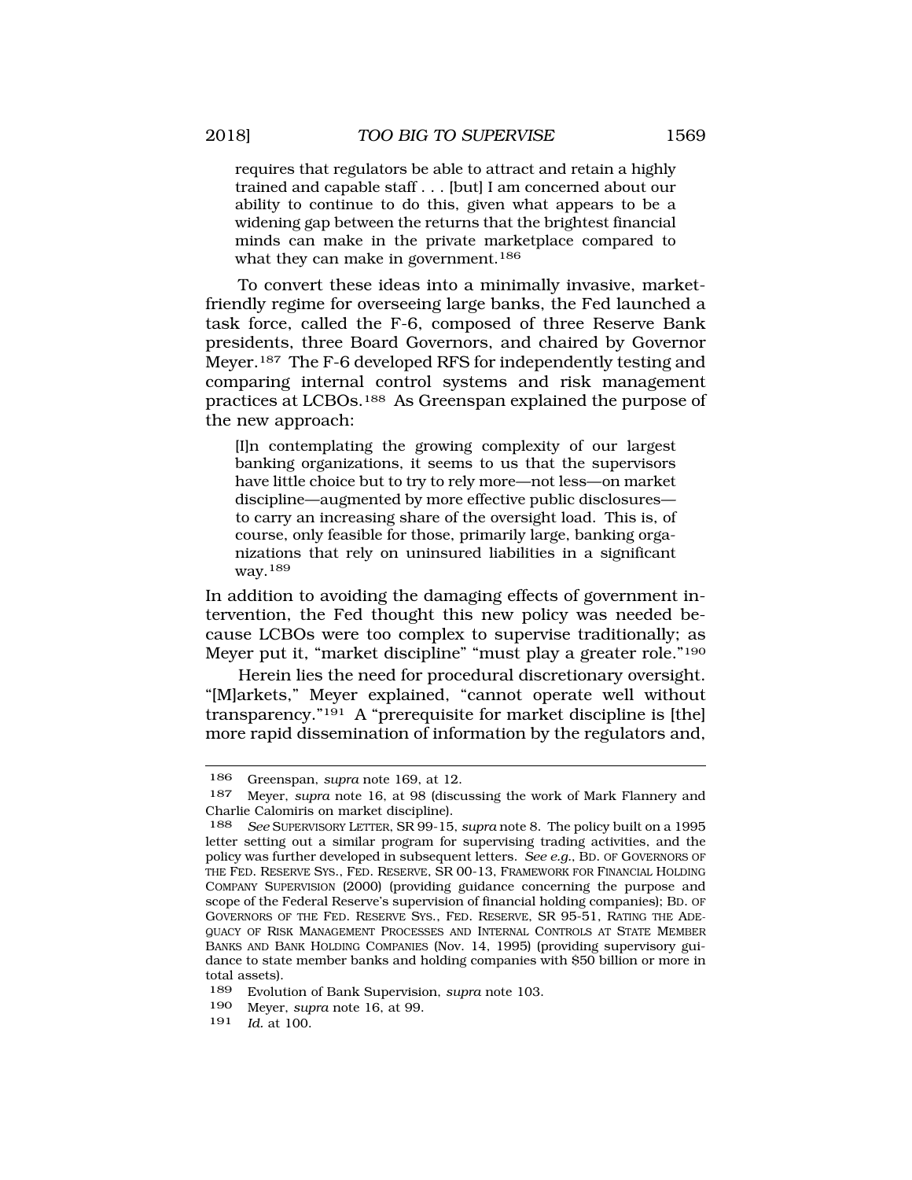> requires that regulators be able to attract and retain a highly trained and capable staff . . . [but] I am concerned about our ability to continue to do this, given what appears to be a widening gap between the returns that the brightest financial minds can make in the private marketplace compared to what they can make in government.[186]

To convert these ideas into a minimally invasive, market-friendly regime for overseeing large banks, the Fed launched a task force, called the F-6, composed of three Reserve Bank presidents, three Board Governors, and chaired by Governor Meyer.[187] The F-6 developed RFS for independently testing and comparing internal control systems and risk management practices at LCBOs.[188] As Greenspan explained the purpose of the new approach:

> [I]n contemplating the growing complexity of our largest banking organizations, it seems to us that the supervisors have little choice but to try to rely more—not less—on market discipline—augmented by more effective public disclosures—to carry an increasing share of the oversight load. This is, of course, only feasible for those, primarily large, banking organizations that rely on uninsured liabilities in a significant way.[189]

In addition to avoiding the damaging effects of government intervention, the Fed thought this new policy was needed because LCBOs were too complex to supervise traditionally; as Meyer put it, "market discipline" "must play a greater role."[190]

Herein lies the need for procedural discretionary oversight. "[M]arkets," Meyer explained, "cannot operate well without transparency."[191] A "prerequisite for market discipline is [the] more rapid dissemination of information by the regulators and,

---

186 Greenspan, *supra* note 169, at 12.

187 Meyer, *supra* note 16, at 98 (discussing the work of Mark Flannery and Charlie Calomiris on market discipline).

188 *See* SUPERVISORY LETTER, SR 99-15, *supra* note 8. The policy built on a 1995 letter setting out a similar program for supervising trading activities, and the policy was further developed in subsequent letters. *See e.g.*, BD. OF GOVERNORS OF THE FED. RESERVE SYS., FED. RESERVE, SR 00-13, FRAMEWORK FOR FINANCIAL HOLDING COMPANY SUPERVISION (2000) (providing guidance concerning the purpose and scope of the Federal Reserve's supervision of financial holding companies); BD. OF GOVERNORS OF THE FED. RESERVE SYS., FED. RESERVE, SR 95-51, RATING THE ADEQUACY OF RISK MANAGEMENT PROCESSES AND INTERNAL CONTROLS AT STATE MEMBER BANKS AND BANK HOLDING COMPANIES (Nov. 14, 1995) (providing supervisory guidance to state member banks and holding companies with $50 billion or more in total assets).

189 Evolution of Bank Supervision, *supra* note 103.

190 Meyer, *supra* note 16, at 99.

191 *Id.* at 100.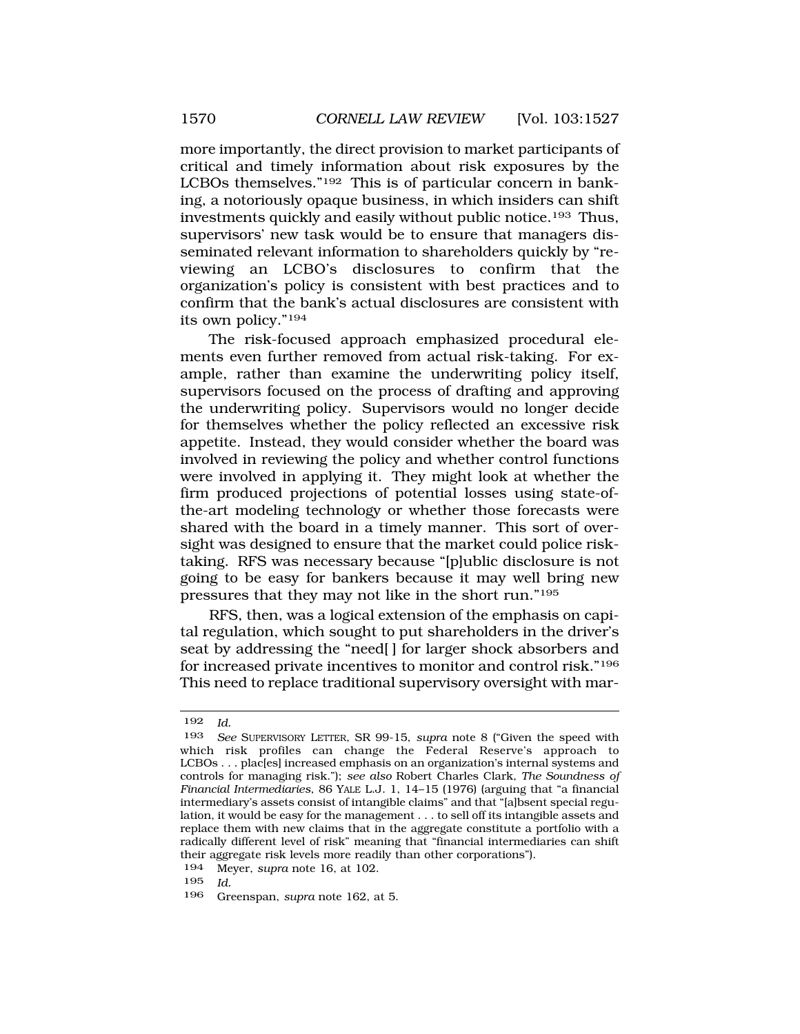more importantly, the direct provision to market participants of critical and timely information about risk exposures by the LCBOs themselves."[192] This is of particular concern in banking, a notoriously opaque business, in which insiders can shift investments quickly and easily without public notice.[193] Thus, supervisors' new task would be to ensure that managers disseminated relevant information to shareholders quickly by "reviewing an LCBO's disclosures to confirm that the organization's policy is consistent with best practices and to confirm that the bank's actual disclosures are consistent with its own policy."[194]

The risk-focused approach emphasized procedural elements even further removed from actual risk-taking. For example, rather than examine the underwriting policy itself, supervisors focused on the process of drafting and approving the underwriting policy. Supervisors would no longer decide for themselves whether the policy reflected an excessive risk appetite. Instead, they would consider whether the board was involved in reviewing the policy and whether control functions were involved in applying it. They might look at whether the firm produced projections of potential losses using state-of-the-art modeling technology or whether those forecasts were shared with the board in a timely manner. This sort of oversight was designed to ensure that the market could police risk-taking. RFS was necessary because "[p]ublic disclosure is not going to be easy for bankers because it may well bring new pressures that they may not like in the short run."[195]

RFS, then, was a logical extension of the emphasis on capital regulation, which sought to put shareholders in the driver's seat by addressing the "need[ ] for larger shock absorbers and for increased private incentives to monitor and control risk."[196] This need to replace traditional supervisory oversight with mar-

---

192 *Id.*

193 *See* SUPERVISORY LETTER, SR 99-15, *supra* note 8 ("Given the speed with which risk profiles can change the Federal Reserve's approach to LCBOs . . . plac[es] increased emphasis on an organization's internal systems and controls for managing risk."); *see also* Robert Charles Clark, *The Soundness of Financial Intermediaries*, 86 YALE L.J. 1, 14–15 (1976) (arguing that "a financial intermediary's assets consist of intangible claims" and that "[a]bsent special regulation, it would be easy for the management . . . to sell off its intangible assets and replace them with new claims that in the aggregate constitute a portfolio with a radically different level of risk" meaning that "financial intermediaries can shift their aggregate risk levels more readily than other corporations").

194 Meyer, *supra* note 16, at 102.

195 *Id.*

196 Greenspan, *supra* note 162, at 5.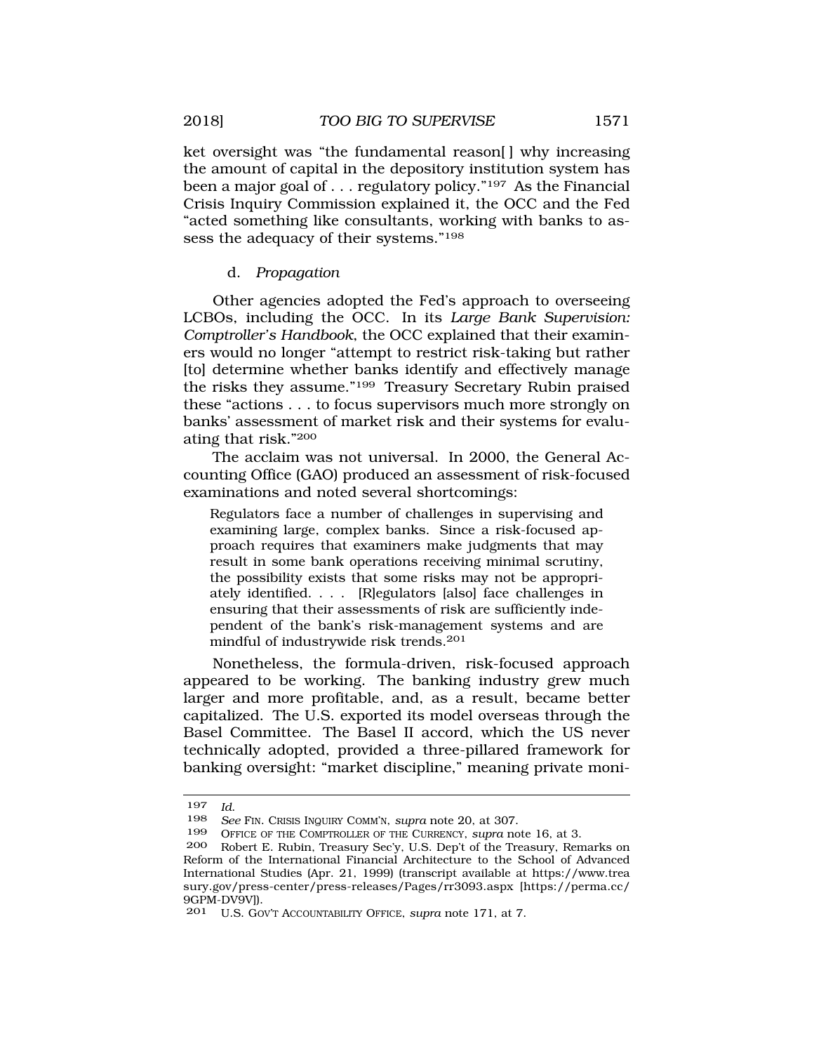ket oversight was "the fundamental reason[ ] why increasing the amount of capital in the depository institution system has been a major goal of . . . regulatory policy."[197] As the Financial Crisis Inquiry Commission explained it, the OCC and the Fed "acted something like consultants, working with banks to assess the adequacy of their systems."[198]

#### d. *Propagation*

Other agencies adopted the Fed's approach to overseeing LCBOs, including the OCC. In its *Large Bank Supervision: Comptroller's Handbook*, the OCC explained that their examiners would no longer "attempt to restrict risk-taking but rather [to] determine whether banks identify and effectively manage the risks they assume."[199] Treasury Secretary Rubin praised these "actions . . . to focus supervisors much more strongly on banks' assessment of market risk and their systems for evaluating that risk."[200]

The acclaim was not universal. In 2000, the General Accounting Office (GAO) produced an assessment of risk-focused examinations and noted several shortcomings:

> Regulators face a number of challenges in supervising and examining large, complex banks. Since a risk-focused approach requires that examiners make judgments that may result in some bank operations receiving minimal scrutiny, the possibility exists that some risks may not be appropriately identified. . . . [R]egulators [also] face challenges in ensuring that their assessments of risk are sufficiently independent of the bank's risk-management systems and are mindful of industrywide risk trends.[201]

Nonetheless, the formula-driven, risk-focused approach appeared to be working. The banking industry grew much larger and more profitable, and, as a result, became better capitalized. The U.S. exported its model overseas through the Basel Committee. The Basel II accord, which the US never technically adopted, provided a three-pillared framework for banking oversight: "market discipline," meaning private moni-

---

197 *Id.*

198 *See* FIN. CRISIS INQUIRY COMM'N, *supra* note 20, at 307.

199 OFFICE OF THE COMPTROLLER OF THE CURRENCY, *supra* note 16, at 3.

200 Robert E. Rubin, Treasury Sec'y, U.S. Dep't of the Treasury, Remarks on Reform of the International Financial Architecture to the School of Advanced International Studies (Apr. 21, 1999) (transcript available at https://www.treasury.gov/press-center/press-releases/Pages/rr3093.aspx [https://perma.cc/9GPM-DV9V]).

201 U.S. GOV'T ACCOUNTABILITY OFFICE, *supra* note 171, at 7.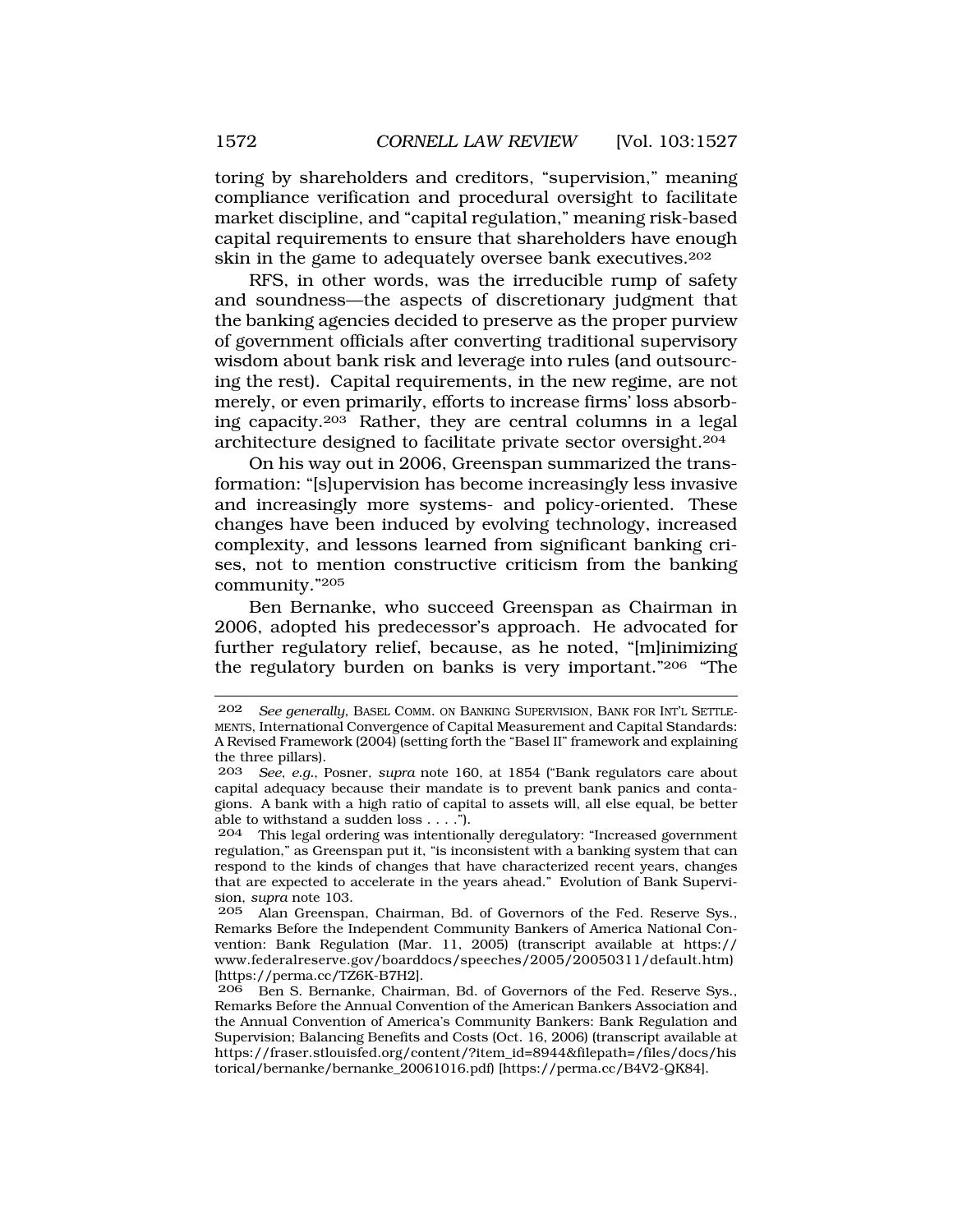toring by shareholders and creditors, "supervision," meaning compliance verification and procedural oversight to facilitate market discipline, and "capital regulation," meaning risk-based capital requirements to ensure that shareholders have enough skin in the game to adequately oversee bank executives.[202]

RFS, in other words, was the irreducible rump of safety and soundness—the aspects of discretionary judgment that the banking agencies decided to preserve as the proper purview of government officials after converting traditional supervisory wisdom about bank risk and leverage into rules (and outsourcing the rest). Capital requirements, in the new regime, are not merely, or even primarily, efforts to increase firms' loss absorbing capacity.[203] Rather, they are central columns in a legal architecture designed to facilitate private sector oversight.[204]

On his way out in 2006, Greenspan summarized the transformation: "[s]upervision has become increasingly less invasive and increasingly more systems- and policy-oriented. These changes have been induced by evolving technology, increased complexity, and lessons learned from significant banking crises, not to mention constructive criticism from the banking community."[205]

Ben Bernanke, who succeed Greenspan as Chairman in 2006, adopted his predecessor's approach. He advocated for further regulatory relief, because, as he noted, "[m]inimizing the regulatory burden on banks is very important."[206] "The

---

202 *See generally*, BASEL COMM. ON BANKING SUPERVISION, BANK FOR INT'L SETTLEMENTS, International Convergence of Capital Measurement and Capital Standards: A Revised Framework (2004) (setting forth the "Basel II" framework and explaining the three pillars).

203 *See, e.g.*, Posner, *supra* note 160, at 1854 ("Bank regulators care about capital adequacy because their mandate is to prevent bank panics and contagions. A bank with a high ratio of capital to assets will, all else equal, be better able to withstand a sudden loss . . . .").

204 This legal ordering was intentionally deregulatory: "Increased government regulation," as Greenspan put it, "is inconsistent with a banking system that can respond to the kinds of changes that have characterized recent years, changes that are expected to accelerate in the years ahead." Evolution of Bank Supervision, *supra* note 103.

205 Alan Greenspan, Chairman, Bd. of Governors of the Fed. Reserve Sys., Remarks Before the Independent Community Bankers of America National Convention: Bank Regulation (Mar. 11, 2005) (transcript available at https://www.federalreserve.gov/boarddocs/speeches/2005/20050311/default.htm) [https://perma.cc/TZ6K-B7H2].

206 Ben S. Bernanke, Chairman, Bd. of Governors of the Fed. Reserve Sys., Remarks Before the Annual Convention of the American Bankers Association and the Annual Convention of America's Community Bankers: Bank Regulation and Supervision; Balancing Benefits and Costs (Oct. 16, 2006) (transcript available at https://fraser.stlouisfed.org/content/?item_id=8944&filepath=/files/docs/historical/bernanke/bernanke_20061016.pdf) [https://perma.cc/B4V2-QK84].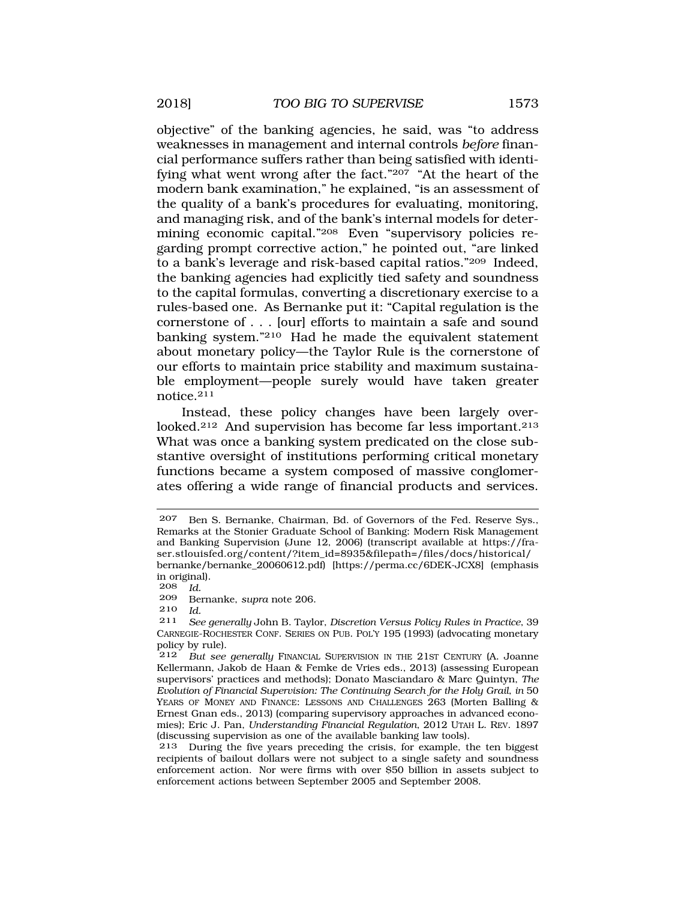objective" of the banking agencies, he said, was "to address weaknesses in management and internal controls *before* financial performance suffers rather than being satisfied with identifying what went wrong after the fact."[207] "At the heart of the modern bank examination," he explained, "is an assessment of the quality of a bank's procedures for evaluating, monitoring, and managing risk, and of the bank's internal models for determining economic capital."[208] Even "supervisory policies regarding prompt corrective action," he pointed out, "are linked to a bank's leverage and risk-based capital ratios."[209] Indeed, the banking agencies had explicitly tied safety and soundness to the capital formulas, converting a discretionary exercise to a rules-based one. As Bernanke put it: "Capital regulation is the cornerstone of . . . [our] efforts to maintain a safe and sound banking system."[210] Had he made the equivalent statement about monetary policy—the Taylor Rule is the cornerstone of our efforts to maintain price stability and maximum sustainable employment—people surely would have taken greater notice.[211]

Instead, these policy changes have been largely overlooked.[212] And supervision has become far less important.[213] What was once a banking system predicated on the close substantive oversight of institutions performing critical monetary functions became a system composed of massive conglomerates offering a wide range of financial products and services.

---

207 Ben S. Bernanke, Chairman, Bd. of Governors of the Fed. Reserve Sys., Remarks at the Stonier Graduate School of Banking: Modern Risk Management and Banking Supervision (June 12, 2006) (transcript available at https://fraser.stlouisfed.org/content/?item_id=8935&filepath=/files/docs/historical/bernanke/bernanke_20060612.pdf) [https://perma.cc/6DEK-JCX8] (emphasis in original).

208 *Id.*

209 Bernanke, *supra* note 206.

210 *Id.*

211 *See generally* John B. Taylor, *Discretion Versus Policy Rules in Practice*, 39 CARNEGIE-ROCHESTER CONF. SERIES ON PUB. POL'Y 195 (1993) (advocating monetary policy by rule).

212 *But see generally* FINANCIAL SUPERVISION IN THE 21ST CENTURY (A. Joanne Kellermann, Jakob de Haan & Femke de Vries eds., 2013) (assessing European supervisors' practices and methods); Donato Masciandaro & Marc Quintyn, *The Evolution of Financial Supervision: The Continuing Search for the Holy Grail*, *in* 50 YEARS OF MONEY AND FINANCE: LESSONS AND CHALLENGES 263 (Morten Balling & Ernest Gnan eds., 2013) (comparing supervisory approaches in advanced economies); Eric J. Pan, *Understanding Financial Regulation*, 2012 UTAH L. REV. 1897 (discussing supervision as one of the available banking law tools).

213 During the five years preceding the crisis, for example, the ten biggest recipients of bailout dollars were not subject to a single safety and soundness enforcement action. Nor were firms with over $50 billion in assets subject to enforcement actions between September 2005 and September 2008.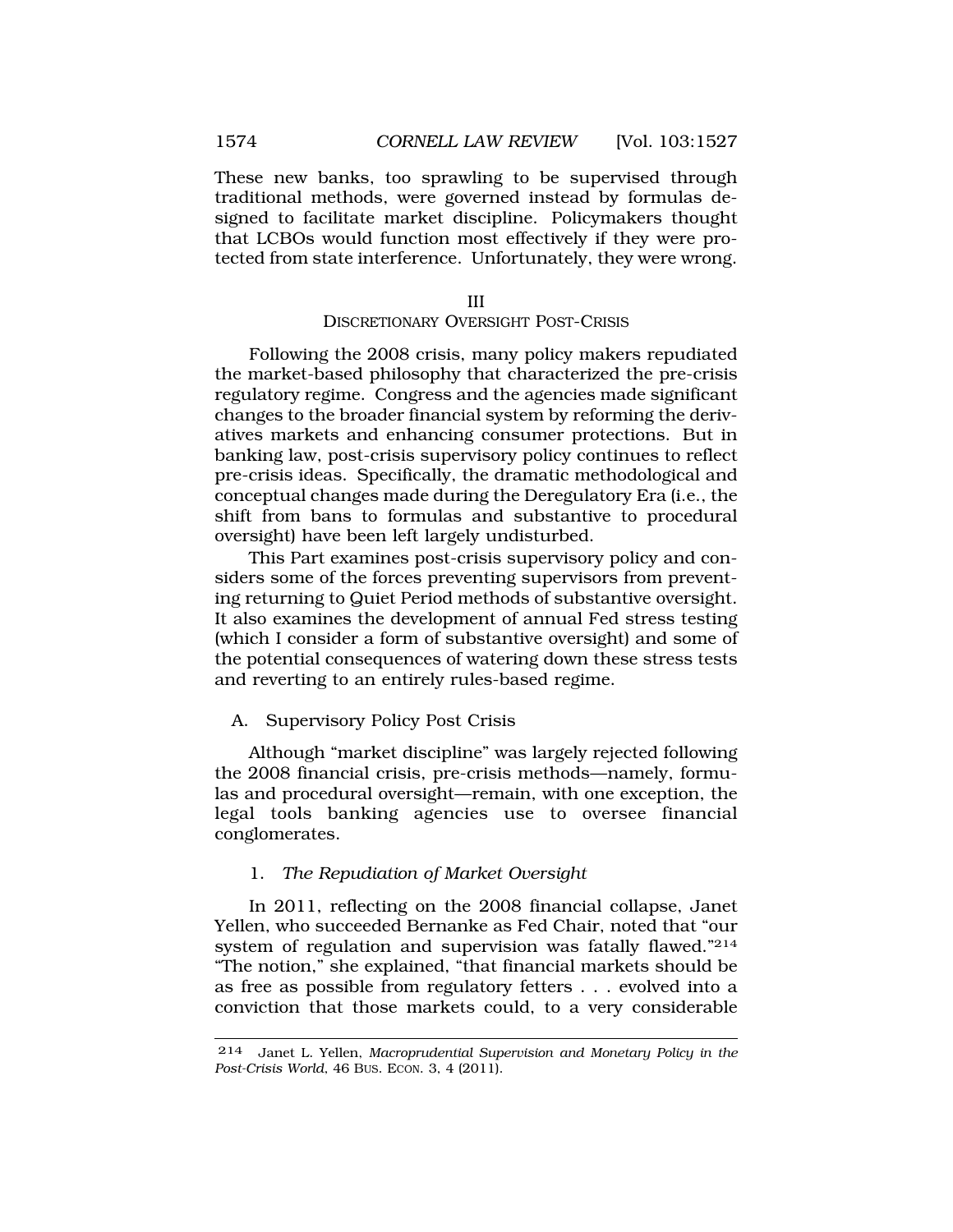These new banks, too sprawling to be supervised through traditional methods, were governed instead by formulas designed to facilitate market discipline. Policymakers thought that LCBOs would function most effectively if they were protected from state interference. Unfortunately, they were wrong.

## III
## DISCRETIONARY OVERSIGHT POST-CRISIS

Following the 2008 crisis, many policy makers repudiated the market-based philosophy that characterized the pre-crisis regulatory regime. Congress and the agencies made significant changes to the broader financial system by reforming the derivatives markets and enhancing consumer protections. But in banking law, post-crisis supervisory policy continues to reflect pre-crisis ideas. Specifically, the dramatic methodological and conceptual changes made during the Deregulatory Era (i.e., the shift from bans to formulas and substantive to procedural oversight) have been left largely undisturbed.

This Part examines post-crisis supervisory policy and considers some of the forces preventing supervisors from preventing returning to Quiet Period methods of substantive oversight. It also examines the development of annual Fed stress testing (which I consider a form of substantive oversight) and some of the potential consequences of watering down these stress tests and reverting to an entirely rules-based regime.

### A. Supervisory Policy Post Crisis

Although "market discipline" was largely rejected following the 2008 financial crisis, pre-crisis methods—namely, formulas and procedural oversight—remain, with one exception, the legal tools banking agencies use to oversee financial conglomerates.

#### 1. *The Repudiation of Market Oversight*

In 2011, reflecting on the 2008 financial collapse, Janet Yellen, who succeeded Bernanke as Fed Chair, noted that "our system of regulation and supervision was fatally flawed."[214] "The notion," she explained, "that financial markets should be as free as possible from regulatory fetters . . . evolved into a conviction that those markets could, to a very considerable

---

[214] Janet L. Yellen, *Macroprudential Supervision and Monetary Policy in the Post-Crisis World*, 46 BUS. ECON. 3, 4 (2011).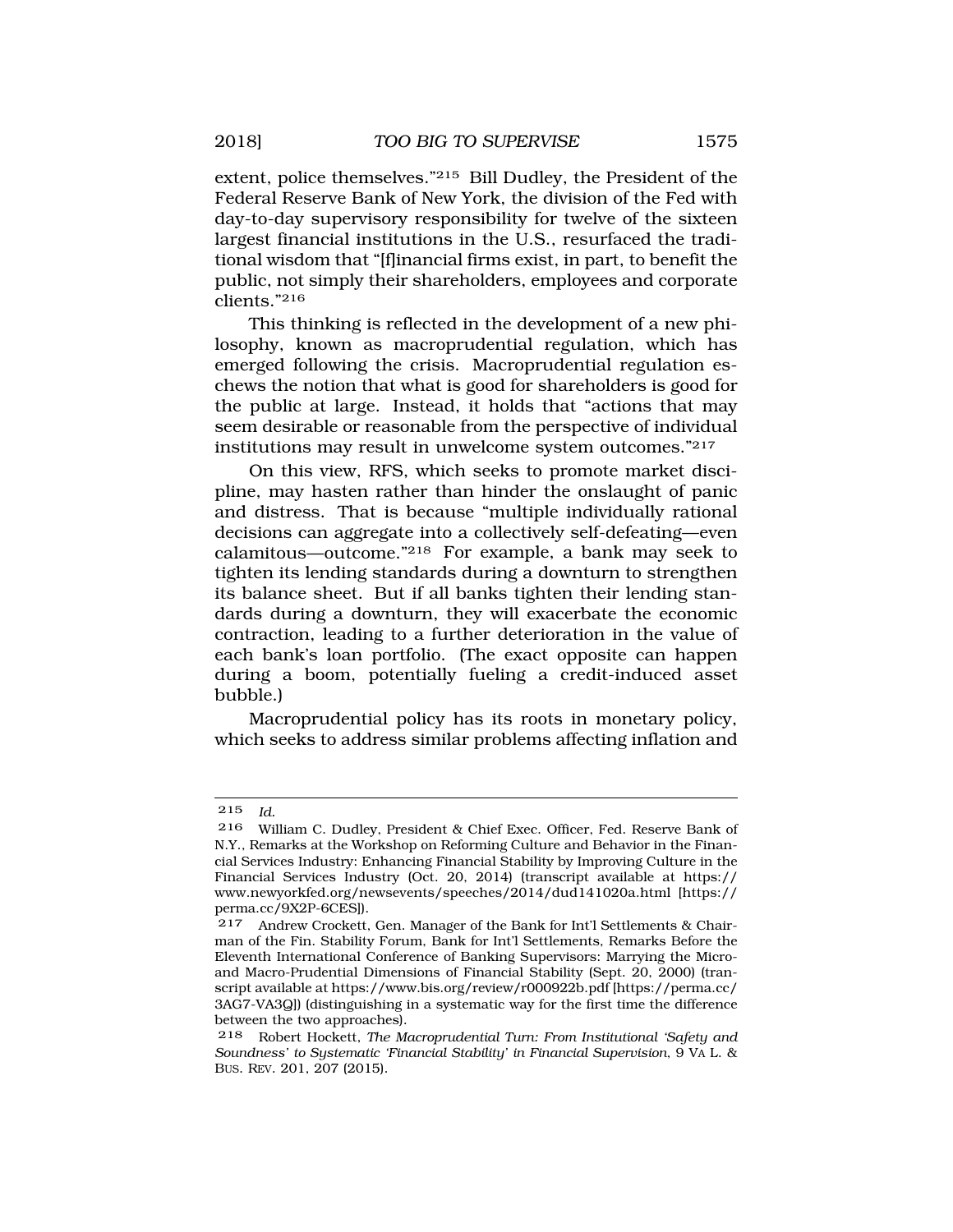extent, police themselves."[215] Bill Dudley, the President of the Federal Reserve Bank of New York, the division of the Fed with day-to-day supervisory responsibility for twelve of the sixteen largest financial institutions in the U.S., resurfaced the traditional wisdom that "[f]inancial firms exist, in part, to benefit the public, not simply their shareholders, employees and corporate clients."[216]

This thinking is reflected in the development of a new philosophy, known as macroprudential regulation, which has emerged following the crisis. Macroprudential regulation eschews the notion that what is good for shareholders is good for the public at large. Instead, it holds that "actions that may seem desirable or reasonable from the perspective of individual institutions may result in unwelcome system outcomes."[217]

On this view, RFS, which seeks to promote market discipline, may hasten rather than hinder the onslaught of panic and distress. That is because "multiple individually rational decisions can aggregate into a collectively self-defeating—even calamitous—outcome."[218] For example, a bank may seek to tighten its lending standards during a downturn to strengthen its balance sheet. But if all banks tighten their lending standards during a downturn, they will exacerbate the economic contraction, leading to a further deterioration in the value of each bank's loan portfolio. (The exact opposite can happen during a boom, potentially fueling a credit-induced asset bubble.)

Macroprudential policy has its roots in monetary policy, which seeks to address similar problems affecting inflation and

---

215 *Id.*

216 William C. Dudley, President & Chief Exec. Officer, Fed. Reserve Bank of N.Y., Remarks at the Workshop on Reforming Culture and Behavior in the Financial Services Industry: Enhancing Financial Stability by Improving Culture in the Financial Services Industry (Oct. 20, 2014) (transcript available at https://www.newyorkfed.org/newsevents/speeches/2014/dud141020a.html [https://perma.cc/9X2P-6CES]).

217 Andrew Crockett, Gen. Manager of the Bank for Int'l Settlements & Chairman of the Fin. Stability Forum, Bank for Int'l Settlements, Remarks Before the Eleventh International Conference of Banking Supervisors: Marrying the Micro- and Macro-Prudential Dimensions of Financial Stability (Sept. 20, 2000) (transcript available at https://www.bis.org/review/r000922b.pdf [https://perma.cc/3AG7-VA3Q]) (distinguishing in a systematic way for the first time the difference between the two approaches).

218 Robert Hockett, *The Macroprudential Turn: From Institutional 'Safety and Soundness' to Systematic 'Financial Stability' in Financial Supervision*, 9 VA L. & BUS. REV. 201, 207 (2015).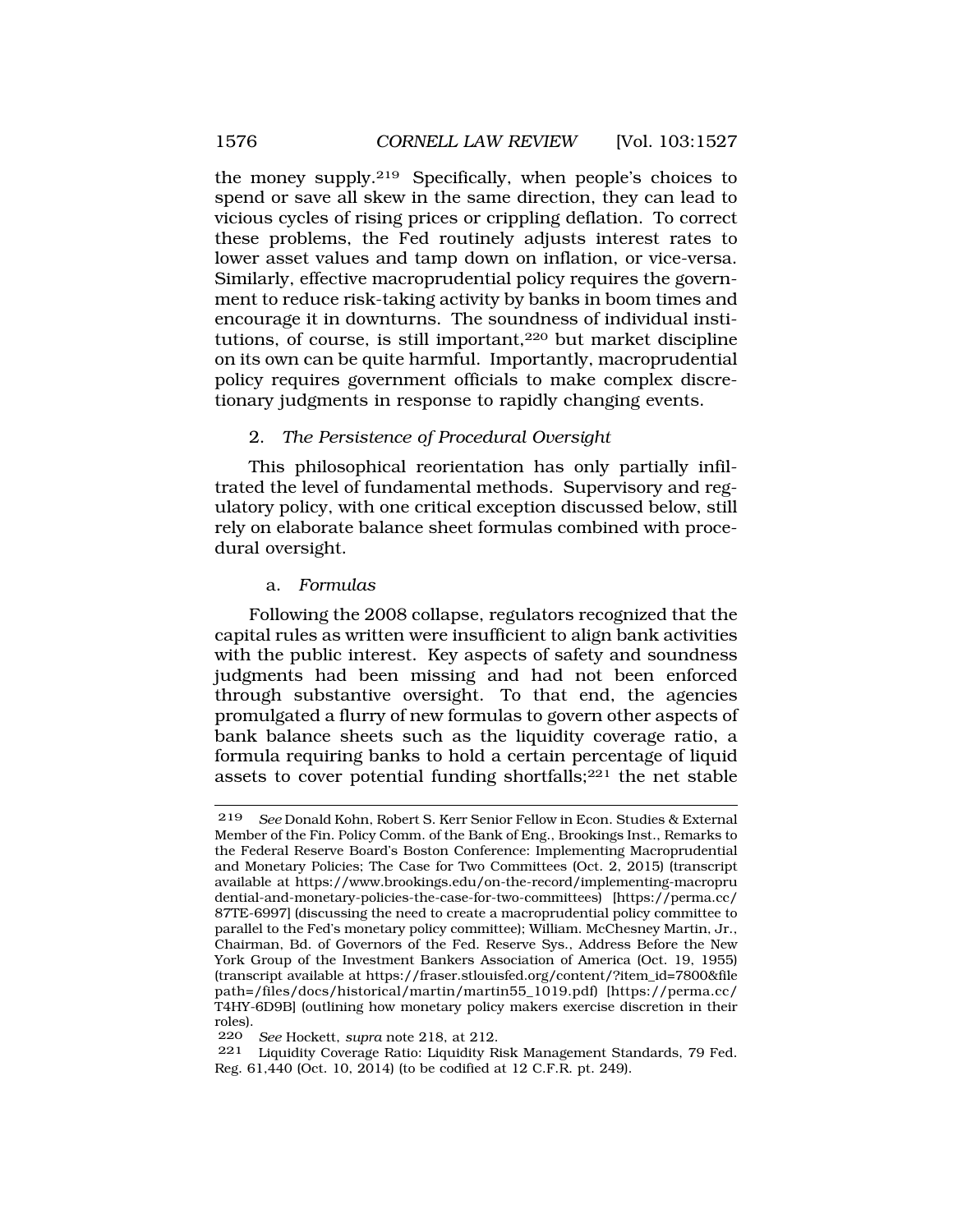the money supply.[219] Specifically, when people's choices to spend or save all skew in the same direction, they can lead to vicious cycles of rising prices or crippling deflation. To correct these problems, the Fed routinely adjusts interest rates to lower asset values and tamp down on inflation, or vice-versa. Similarly, effective macroprudential policy requires the government to reduce risk-taking activity by banks in boom times and encourage it in downturns. The soundness of individual institutions, of course, is still important,[220] but market discipline on its own can be quite harmful. Importantly, macroprudential policy requires government officials to make complex discretionary judgments in response to rapidly changing events.

### 2. *The Persistence of Procedural Oversight*

This philosophical reorientation has only partially infiltrated the level of fundamental methods. Supervisory and regulatory policy, with one critical exception discussed below, still rely on elaborate balance sheet formulas combined with procedural oversight.

#### a. *Formulas*

Following the 2008 collapse, regulators recognized that the capital rules as written were insufficient to align bank activities with the public interest. Key aspects of safety and soundness judgments had been missing and had not been enforced through substantive oversight. To that end, the agencies promulgated a flurry of new formulas to govern other aspects of bank balance sheets such as the liquidity coverage ratio, a formula requiring banks to hold a certain percentage of liquid assets to cover potential funding shortfalls;[221] the net stable

---

219 *See* Donald Kohn, Robert S. Kerr Senior Fellow in Econ. Studies & External Member of the Fin. Policy Comm. of the Bank of Eng., Brookings Inst., Remarks to the Federal Reserve Board's Boston Conference: Implementing Macroprudential and Monetary Policies; The Case for Two Committees (Oct. 2, 2015) (transcript available at https://www.brookings.edu/on-the-record/implementing-macroprudential-and-monetary-policies-the-case-for-two-committees) [https://perma.cc/87TE-6997] (discussing the need to create a macroprudential policy committee to parallel to the Fed's monetary policy committee); William. McChesney Martin, Jr., Chairman, Bd. of Governors of the Fed. Reserve Sys., Address Before the New York Group of the Investment Bankers Association of America (Oct. 19, 1955) (transcript available at https://fraser.stlouisfed.org/content/?item_id=7800&filepath=/files/docs/historical/martin/martin55_1019.pdf) [https://perma.cc/T4HY-6D9B] (outlining how monetary policy makers exercise discretion in their roles).

220 *See* Hockett, *supra* note 218, at 212.

221 Liquidity Coverage Ratio: Liquidity Risk Management Standards, 79 Fed. Reg. 61,440 (Oct. 10, 2014) (to be codified at 12 C.F.R. pt. 249).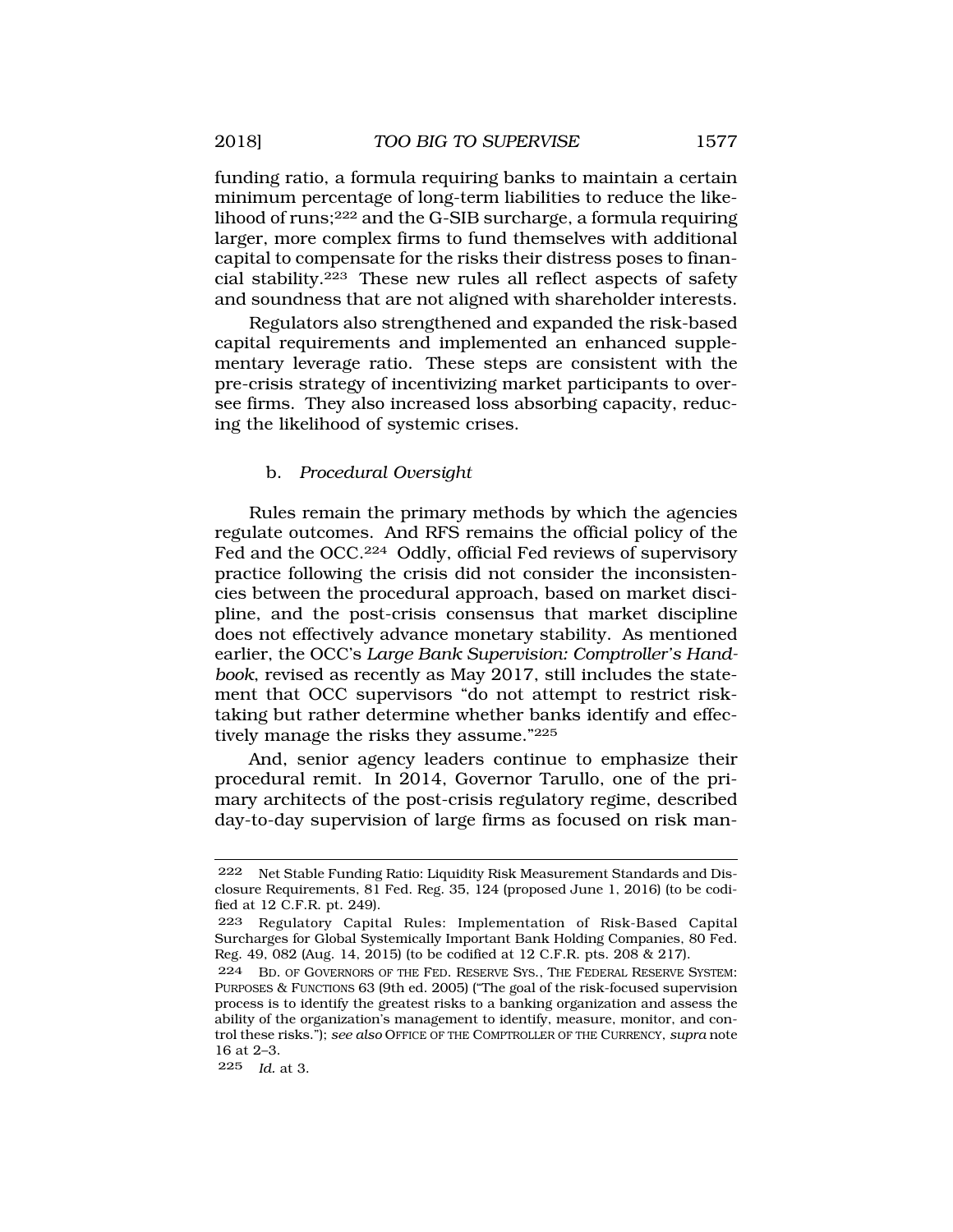funding ratio, a formula requiring banks to maintain a certain minimum percentage of long-term liabilities to reduce the likelihood of runs;[222] and the G-SIB surcharge, a formula requiring larger, more complex firms to fund themselves with additional capital to compensate for the risks their distress poses to financial stability.[223] These new rules all reflect aspects of safety and soundness that are not aligned with shareholder interests.

Regulators also strengthened and expanded the risk-based capital requirements and implemented an enhanced supplementary leverage ratio. These steps are consistent with the pre-crisis strategy of incentivizing market participants to oversee firms. They also increased loss absorbing capacity, reducing the likelihood of systemic crises.

#### b. *Procedural Oversight*

Rules remain the primary methods by which the agencies regulate outcomes. And RFS remains the official policy of the Fed and the OCC.[224] Oddly, official Fed reviews of supervisory practice following the crisis did not consider the inconsistencies between the procedural approach, based on market discipline, and the post-crisis consensus that market discipline does not effectively advance monetary stability. As mentioned earlier, the OCC's *Large Bank Supervision: Comptroller's Handbook*, revised as recently as May 2017, still includes the statement that OCC supervisors "do not attempt to restrict risk-taking but rather determine whether banks identify and effectively manage the risks they assume."[225]

And, senior agency leaders continue to emphasize their procedural remit. In 2014, Governor Tarullo, one of the primary architects of the post-crisis regulatory regime, described day-to-day supervision of large firms as focused on risk man-

---

222 Net Stable Funding Ratio: Liquidity Risk Measurement Standards and Disclosure Requirements, 81 Fed. Reg. 35, 124 (proposed June 1, 2016) (to be codified at 12 C.F.R. pt. 249).

223 Regulatory Capital Rules: Implementation of Risk-Based Capital Surcharges for Global Systemically Important Bank Holding Companies, 80 Fed. Reg. 49, 082 (Aug. 14, 2015) (to be codified at 12 C.F.R. pts. 208 & 217).

224 BD. OF GOVERNORS OF THE FED. RESERVE SYS., THE FEDERAL RESERVE SYSTEM: PURPOSES & FUNCTIONS 63 (9th ed. 2005) ("The goal of the risk-focused supervision process is to identify the greatest risks to a banking organization and assess the ability of the organization's management to identify, measure, monitor, and control these risks."); *see also* OFFICE OF THE COMPTROLLER OF THE CURRENCY, *supra* note 16 at 2–3.

225 *Id.* at 3.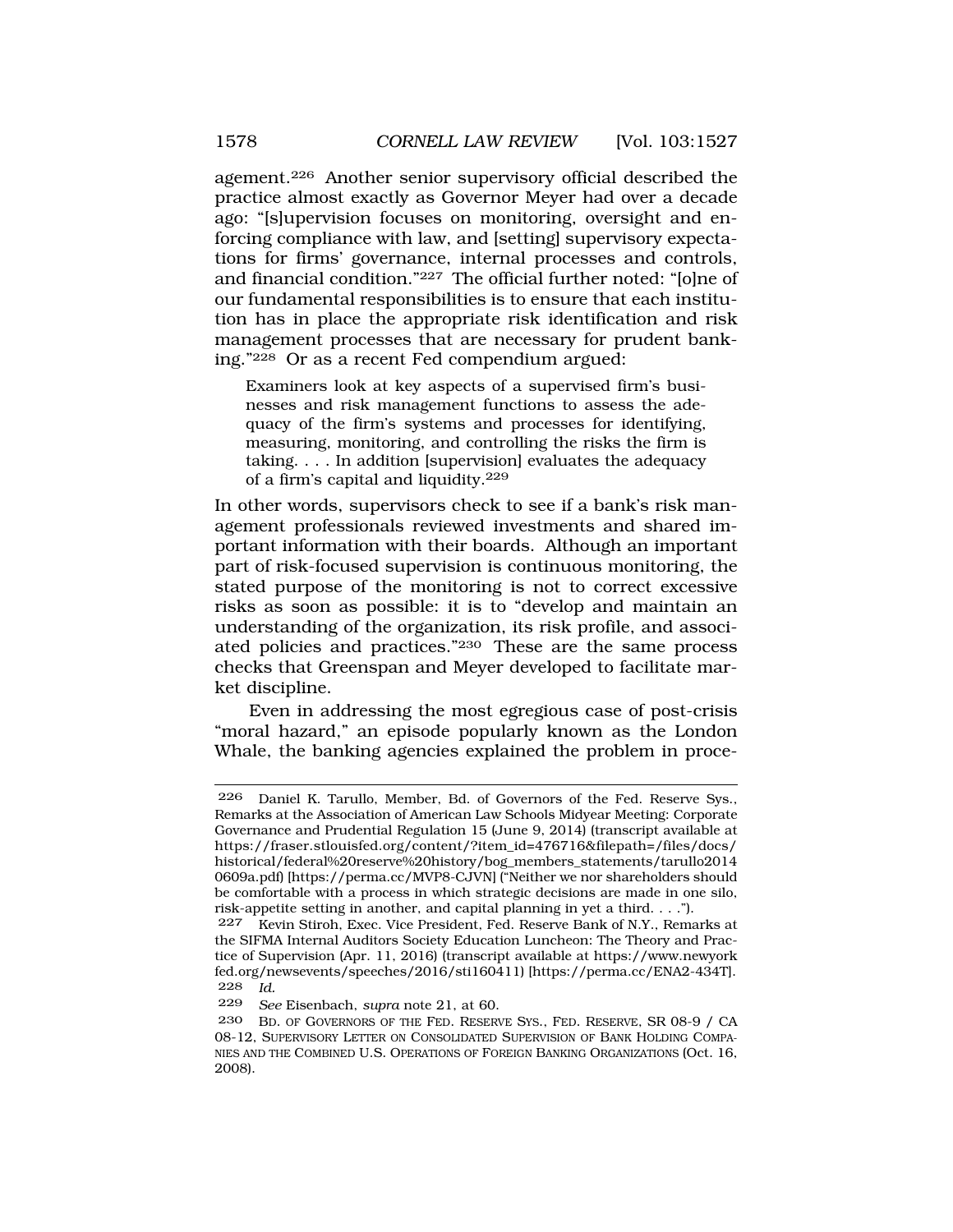agement.[226] Another senior supervisory official described the practice almost exactly as Governor Meyer had over a decade ago: "[s]upervision focuses on monitoring, oversight and enforcing compliance with law, and [setting] supervisory expectations for firms' governance, internal processes and controls, and financial condition."[227] The official further noted: "[o]ne of our fundamental responsibilities is to ensure that each institution has in place the appropriate risk identification and risk management processes that are necessary for prudent banking."[228] Or as a recent Fed compendium argued:

> Examiners look at key aspects of a supervised firm's businesses and risk management functions to assess the adequacy of the firm's systems and processes for identifying, measuring, monitoring, and controlling the risks the firm is taking. . . . In addition [supervision] evaluates the adequacy of a firm's capital and liquidity.[229]

In other words, supervisors check to see if a bank's risk management professionals reviewed investments and shared important information with their boards. Although an important part of risk-focused supervision is continuous monitoring, the stated purpose of the monitoring is not to correct excessive risks as soon as possible: it is to "develop and maintain an understanding of the organization, its risk profile, and associated policies and practices."[230] These are the same process checks that Greenspan and Meyer developed to facilitate market discipline.

Even in addressing the most egregious case of post-crisis "moral hazard," an episode popularly known as the London Whale, the banking agencies explained the problem in proce-

---

226 Daniel K. Tarullo, Member, Bd. of Governors of the Fed. Reserve Sys., Remarks at the Association of American Law Schools Midyear Meeting: Corporate Governance and Prudential Regulation 15 (June 9, 2014) (transcript available at https://fraser.stlouisfed.org/content/?item_id=476716&filepath=/files/docs/historical/federal%20reserve%20history/bog_members_statements/tarullo20140609a.pdf) [https://perma.cc/MVP8-CJVN] ("Neither we nor shareholders should be comfortable with a process in which strategic decisions are made in one silo, risk-appetite setting in another, and capital planning in yet a third. . . .").

227 Kevin Stiroh, Exec. Vice President, Fed. Reserve Bank of N.Y., Remarks at the SIFMA Internal Auditors Society Education Luncheon: The Theory and Practice of Supervision (Apr. 11, 2016) (transcript available at https://www.newyorkfed.org/newsevents/speeches/2016/sti160411) [https://perma.cc/ENA2-434T].

228 *Id.*

229 *See* Eisenbach, *supra* note 21, at 60.

230 BD. OF GOVERNORS OF THE FED. RESERVE SYS., FED. RESERVE, SR 08-9 / CA 08-12, SUPERVISORY LETTER ON CONSOLIDATED SUPERVISION OF BANK HOLDING COMPANIES AND THE COMBINED U.S. OPERATIONS OF FOREIGN BANKING ORGANIZATIONS (Oct. 16, 2008).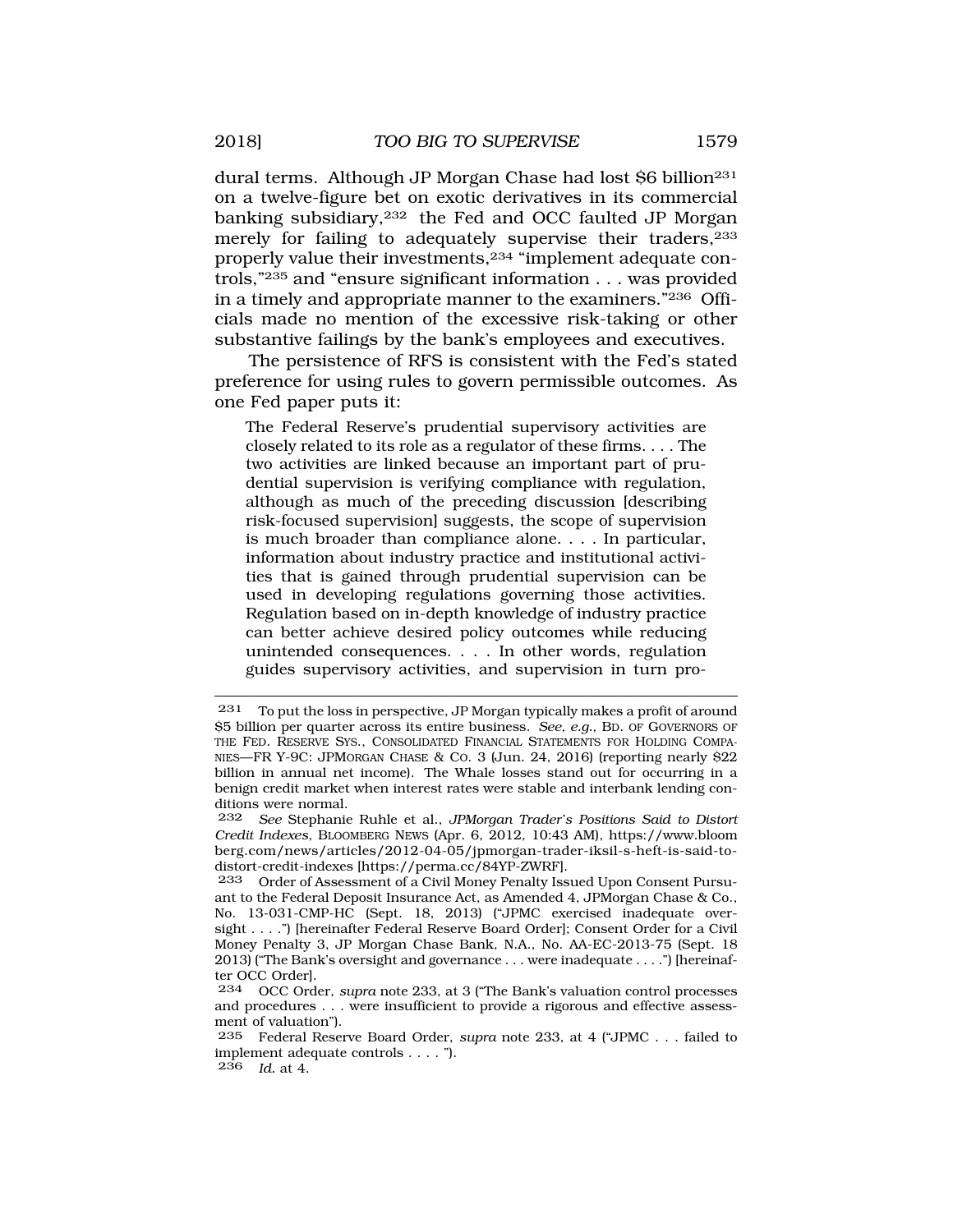dural terms. Although JP Morgan Chase had lost $6 billion[231] on a twelve-figure bet on exotic derivatives in its commercial banking subsidiary,[232] the Fed and OCC faulted JP Morgan merely for failing to adequately supervise their traders,[233] properly value their investments,[234] "implement adequate controls,"[235] and "ensure significant information . . . was provided in a timely and appropriate manner to the examiners."[236] Officials made no mention of the excessive risk-taking or other substantive failings by the bank's employees and executives.

The persistence of RFS is consistent with the Fed's stated preference for using rules to govern permissible outcomes. As one Fed paper puts it:

> The Federal Reserve's prudential supervisory activities are closely related to its role as a regulator of these firms. . . . The two activities are linked because an important part of prudential supervision is verifying compliance with regulation, although as much of the preceding discussion [describing risk-focused supervision] suggests, the scope of supervision is much broader than compliance alone. . . . In particular, information about industry practice and institutional activities that is gained through prudential supervision can be used in developing regulations governing those activities. Regulation based on in-depth knowledge of industry practice can better achieve desired policy outcomes while reducing unintended consequences. . . . In other words, regulation guides supervisory activities, and supervision in turn pro-

---

231 To put the loss in perspective, JP Morgan typically makes a profit of around $5 billion per quarter across its entire business. *See, e.g.*, BD. OF GOVERNORS OF THE FED. RESERVE SYS., CONSOLIDATED FINANCIAL STATEMENTS FOR HOLDING COMPANIES—FR Y-9C: JPMORGAN CHASE & CO. 3 (Jun. 24, 2016) (reporting nearly $22 billion in annual net income). The Whale losses stand out for occurring in a benign credit market when interest rates were stable and interbank lending conditions were normal.

232 *See* Stephanie Ruhle et al., *JPMorgan Trader's Positions Said to Distort Credit Indexes*, BLOOMBERG NEWS (Apr. 6, 2012, 10:43 AM), https://www.bloomberg.com/news/articles/2012-04-05/jpmorgan-trader-iksil-s-heft-is-said-to-distort-credit-indexes [https://perma.cc/84YP-ZWRF].

233 Order of Assessment of a Civil Money Penalty Issued Upon Consent Pursuant to the Federal Deposit Insurance Act, as Amended 4, JPMorgan Chase & Co., No. 13-031-CMP-HC (Sept. 18, 2013) ("JPMC exercised inadequate oversight . . . .") [hereinafter Federal Reserve Board Order]; Consent Order for a Civil Money Penalty 3, JP Morgan Chase Bank, N.A., No. AA-EC-2013-75 (Sept. 18 2013) ("The Bank's oversight and governance . . . were inadequate . . . .") [hereinafter OCC Order].

234 OCC Order, *supra* note 233, at 3 ("The Bank's valuation control processes and procedures . . . were insufficient to provide a rigorous and effective assessment of valuation").

235 Federal Reserve Board Order, *supra* note 233, at 4 ("JPMC . . . failed to implement adequate controls . . . . ").

236 *Id.* at 4.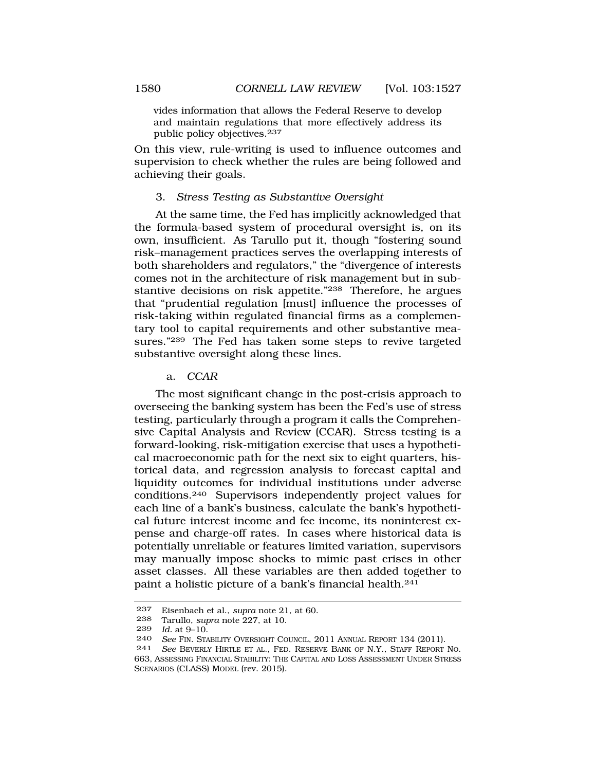vides information that allows the Federal Reserve to develop and maintain regulations that more effectively address its public policy objectives.[237]

On this view, rule-writing is used to influence outcomes and supervision to check whether the rules are being followed and achieving their goals.

### 3. *Stress Testing as Substantive Oversight*

At the same time, the Fed has implicitly acknowledged that the formula-based system of procedural oversight is, on its own, insufficient. As Tarullo put it, though "fostering sound risk–management practices serves the overlapping interests of both shareholders and regulators," the "divergence of interests comes not in the architecture of risk management but in substantive decisions on risk appetite."[238] Therefore, he argues that "prudential regulation [must] influence the processes of risk-taking within regulated financial firms as a complementary tool to capital requirements and other substantive measures."[239] The Fed has taken some steps to revive targeted substantive oversight along these lines.

#### a. *CCAR*

The most significant change in the post-crisis approach to overseeing the banking system has been the Fed's use of stress testing, particularly through a program it calls the Comprehensive Capital Analysis and Review (CCAR). Stress testing is a forward-looking, risk-mitigation exercise that uses a hypothetical macroeconomic path for the next six to eight quarters, historical data, and regression analysis to forecast capital and liquidity outcomes for individual institutions under adverse conditions.[240] Supervisors independently project values for each line of a bank's business, calculate the bank's hypothetical future interest income and fee income, its noninterest expense and charge-off rates. In cases where historical data is potentially unreliable or features limited variation, supervisors may manually impose shocks to mimic past crises in other asset classes. All these variables are then added together to paint a holistic picture of a bank's financial health.[241]

---

237 Eisenbach et al., *supra* note 21, at 60.

238 Tarullo, *supra* note 227, at 10.

239 *Id.* at 9–10.

240 *See* FIN. STABILITY OVERSIGHT COUNCIL, 2011 ANNUAL REPORT 134 (2011).

241 *See* BEVERLY HIRTLE ET AL., FED. RESERVE BANK OF N.Y., STAFF REPORT NO. 663, ASSESSING FINANCIAL STABILITY: THE CAPITAL AND LOSS ASSESSMENT UNDER STRESS SCENARIOS (CLASS) MODEL (rev. 2015).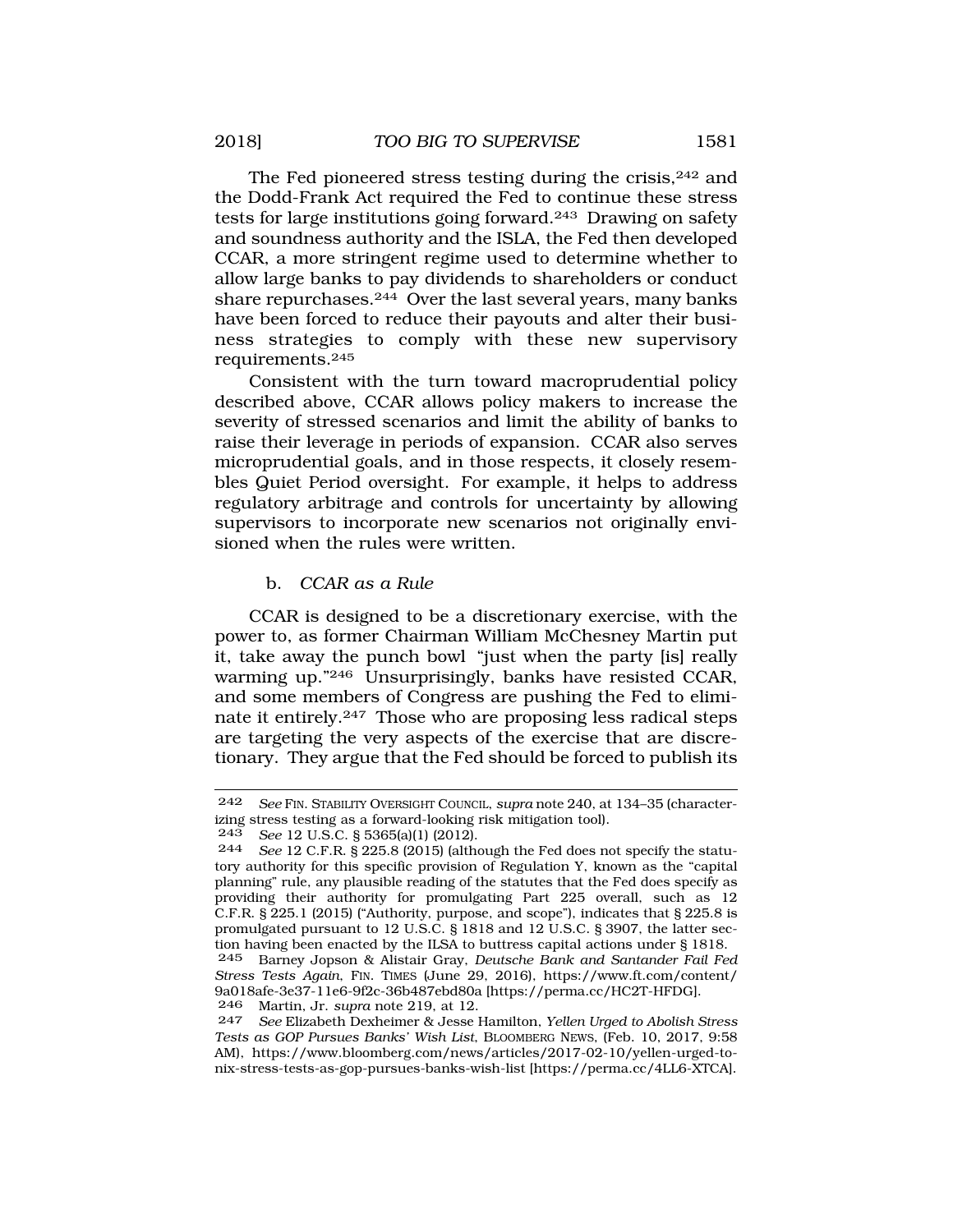The Fed pioneered stress testing during the crisis,[242] and the Dodd-Frank Act required the Fed to continue these stress tests for large institutions going forward.[243] Drawing on safety and soundness authority and the ISLA, the Fed then developed CCAR, a more stringent regime used to determine whether to allow large banks to pay dividends to shareholders or conduct share repurchases.[244] Over the last several years, many banks have been forced to reduce their payouts and alter their business strategies to comply with these new supervisory requirements.[245]

Consistent with the turn toward macroprudential policy described above, CCAR allows policy makers to increase the severity of stressed scenarios and limit the ability of banks to raise their leverage in periods of expansion. CCAR also serves microprudential goals, and in those respects, it closely resembles Quiet Period oversight. For example, it helps to address regulatory arbitrage and controls for uncertainty by allowing supervisors to incorporate new scenarios not originally envisioned when the rules were written.

#### b. *CCAR as a Rule*

CCAR is designed to be a discretionary exercise, with the power to, as former Chairman William McChesney Martin put it, take away the punch bowl "just when the party [is] really warming up."[246] Unsurprisingly, banks have resisted CCAR, and some members of Congress are pushing the Fed to eliminate it entirely.[247] Those who are proposing less radical steps are targeting the very aspects of the exercise that are discretionary. They argue that the Fed should be forced to publish its

---

242 *See* FIN. STABILITY OVERSIGHT COUNCIL, *supra* note 240, at 134–35 (characterizing stress testing as a forward-looking risk mitigation tool).

243 *See* 12 U.S.C. § 5365(a)(1) (2012).

244 *See* 12 C.F.R. § 225.8 (2015) (although the Fed does not specify the statutory authority for this specific provision of Regulation Y, known as the "capital planning" rule, any plausible reading of the statutes that the Fed does specify as providing their authority for promulgating Part 225 overall, such as 12 C.F.R. § 225.1 (2015) ("Authority, purpose, and scope"), indicates that § 225.8 is promulgated pursuant to 12 U.S.C. § 1818 and 12 U.S.C. § 3907, the latter section having been enacted by the ILSA to buttress capital actions under § 1818.

245 Barney Jopson & Alistair Gray, *Deutsche Bank and Santander Fail Fed Stress Tests Again*, FIN. TIMES (June 29, 2016), https://www.ft.com/content/9a018afe-3e37-11e6-9f2c-36b487ebd80a [https://perma.cc/HC2T-HFDG].

246 Martin, Jr. *supra* note 219, at 12.

247 *See* Elizabeth Dexheimer & Jesse Hamilton, *Yellen Urged to Abolish Stress Tests as GOP Pursues Banks' Wish List*, BLOOMBERG NEWS, (Feb. 10, 2017, 9:58 AM), https://www.bloomberg.com/news/articles/2017-02-10/yellen-urged-to-nix-stress-tests-as-gop-pursues-banks-wish-list [https://perma.cc/4LL6-XTCA].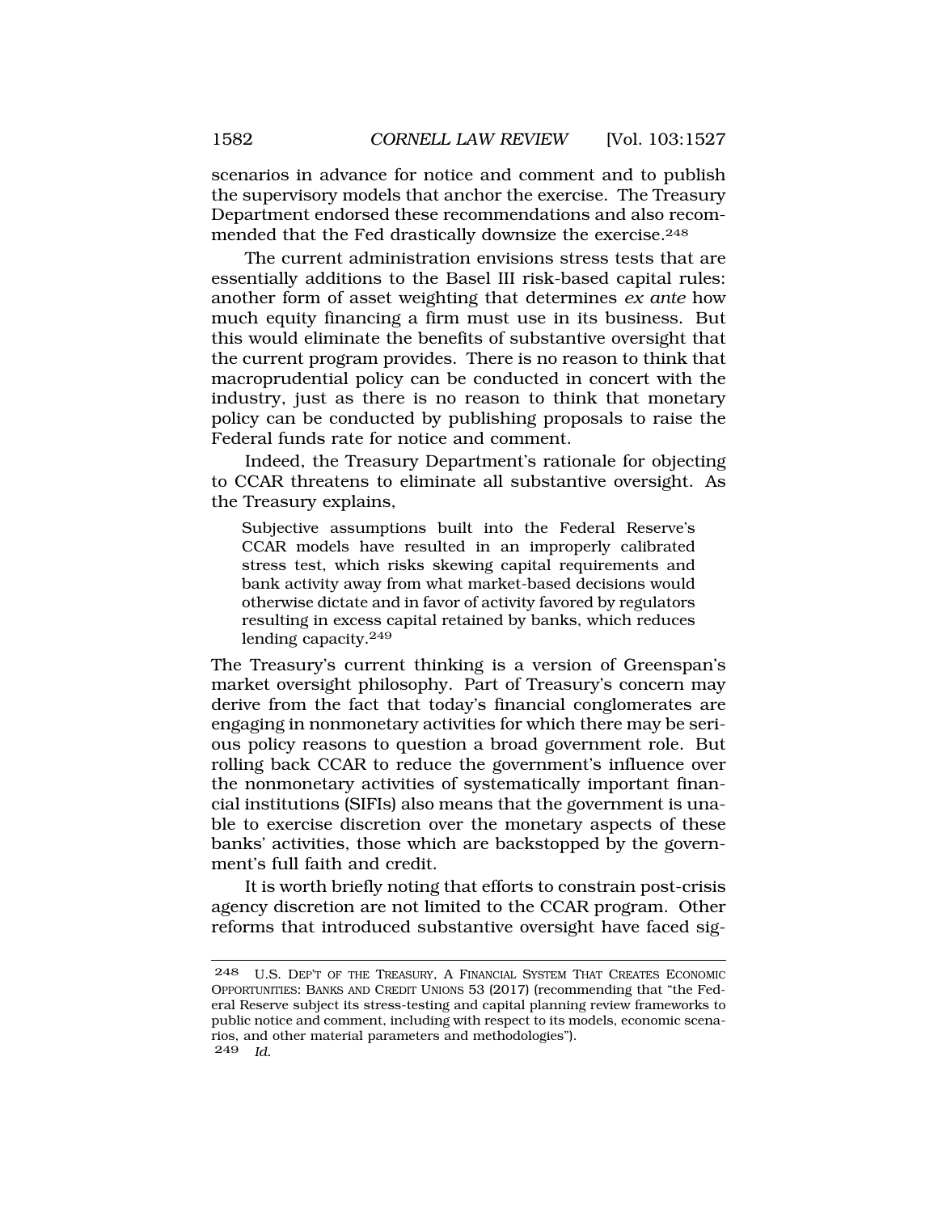scenarios in advance for notice and comment and to publish the supervisory models that anchor the exercise. The Treasury Department endorsed these recommendations and also recommended that the Fed drastically downsize the exercise.[248]

The current administration envisions stress tests that are essentially additions to the Basel III risk-based capital rules: another form of asset weighting that determines *ex ante* how much equity financing a firm must use in its business. But this would eliminate the benefits of substantive oversight that the current program provides. There is no reason to think that macroprudential policy can be conducted in concert with the industry, just as there is no reason to think that monetary policy can be conducted by publishing proposals to raise the Federal funds rate for notice and comment.

Indeed, the Treasury Department's rationale for objecting to CCAR threatens to eliminate all substantive oversight. As the Treasury explains,

> Subjective assumptions built into the Federal Reserve's CCAR models have resulted in an improperly calibrated stress test, which risks skewing capital requirements and bank activity away from what market-based decisions would otherwise dictate and in favor of activity favored by regulators resulting in excess capital retained by banks, which reduces lending capacity.[249]

The Treasury's current thinking is a version of Greenspan's market oversight philosophy. Part of Treasury's concern may derive from the fact that today's financial conglomerates are engaging in nonmonetary activities for which there may be serious policy reasons to question a broad government role. But rolling back CCAR to reduce the government's influence over the nonmonetary activities of systematically important financial institutions (SIFIs) also means that the government is unable to exercise discretion over the monetary aspects of these banks' activities, those which are backstopped by the government's full faith and credit.

It is worth briefly noting that efforts to constrain post-crisis agency discretion are not limited to the CCAR program. Other reforms that introduced substantive oversight have faced sig-

---

[248] U.S. DEP'T OF THE TREASURY, A FINANCIAL SYSTEM THAT CREATES ECONOMIC OPPORTUNITIES: BANKS AND CREDIT UNIONS 53 (2017) (recommending that "the Federal Reserve subject its stress-testing and capital planning review frameworks to public notice and comment, including with respect to its models, economic scenarios, and other material parameters and methodologies").

[249] *Id.*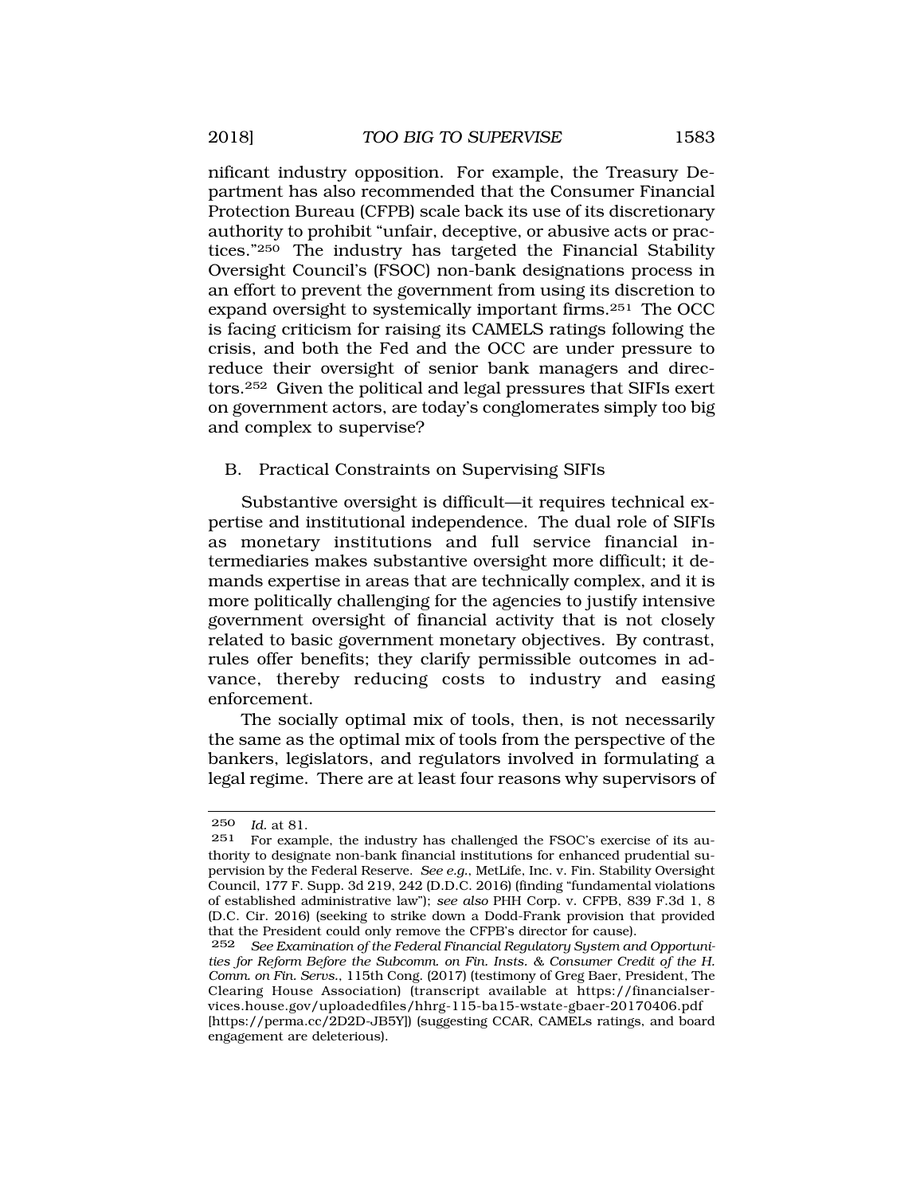nificant industry opposition. For example, the Treasury Department has also recommended that the Consumer Financial Protection Bureau (CFPB) scale back its use of its discretionary authority to prohibit "unfair, deceptive, or abusive acts or practices."[250] The industry has targeted the Financial Stability Oversight Council's (FSOC) non-bank designations process in an effort to prevent the government from using its discretion to expand oversight to systemically important firms.[251] The OCC is facing criticism for raising its CAMELS ratings following the crisis, and both the Fed and the OCC are under pressure to reduce their oversight of senior bank managers and directors.[252] Given the political and legal pressures that SIFIs exert on government actors, are today's conglomerates simply too big and complex to supervise?

## B. Practical Constraints on Supervising SIFIs

Substantive oversight is difficult—it requires technical expertise and institutional independence. The dual role of SIFIs as monetary institutions and full service financial intermediaries makes substantive oversight more difficult; it demands expertise in areas that are technically complex, and it is more politically challenging for the agencies to justify intensive government oversight of financial activity that is not closely related to basic government monetary objectives. By contrast, rules offer benefits; they clarify permissible outcomes in advance, thereby reducing costs to industry and easing enforcement.

The socially optimal mix of tools, then, is not necessarily the same as the optimal mix of tools from the perspective of the bankers, legislators, and regulators involved in formulating a legal regime. There are at least four reasons why supervisors of

---

[250] *Id.* at 81.

[251] For example, the industry has challenged the FSOC's exercise of its authority to designate non-bank financial institutions for enhanced prudential supervision by the Federal Reserve. *See e.g.*, MetLife, Inc. v. Fin. Stability Oversight Council, 177 F. Supp. 3d 219, 242 (D.D.C. 2016) (finding "fundamental violations of established administrative law"); *see also* PHH Corp. v. CFPB, 839 F.3d 1, 8 (D.C. Cir. 2016) (seeking to strike down a Dodd-Frank provision that provided that the President could only remove the CFPB's director for cause).

[252] *See Examination of the Federal Financial Regulatory System and Opportunities for Reform Before the Subcomm. on Fin. Insts. & Consumer Credit of the H. Comm. on Fin. Servs.*, 115th Cong. (2017) (testimony of Greg Baer, President, The Clearing House Association) (transcript available at https://financialservices.house.gov/uploadedfiles/hhrg-115-ba15-wstate-gbaer-20170406.pdf [https://perma.cc/2D2D-JB5Y]) (suggesting CCAR, CAMELs ratings, and board engagement are deleterious).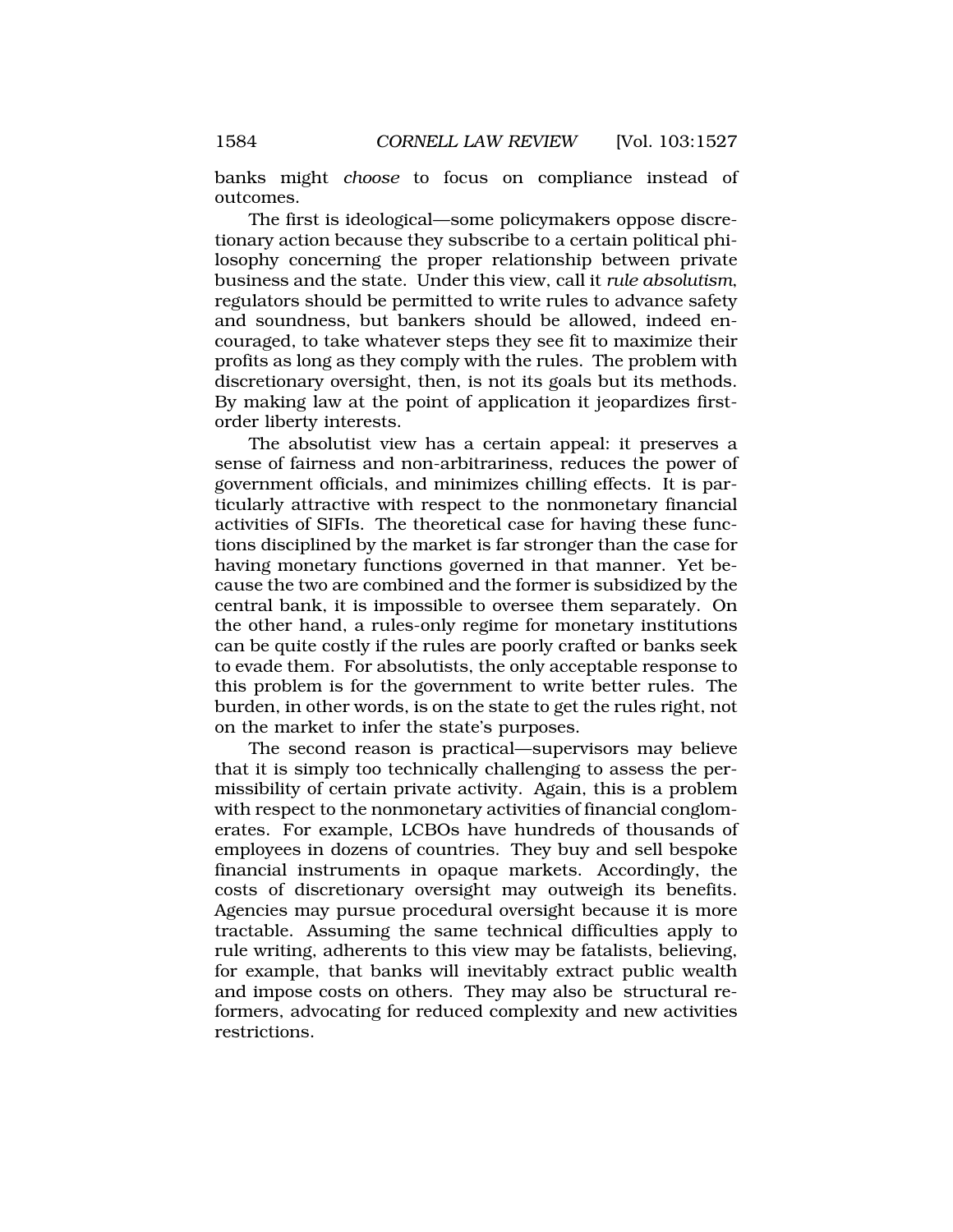banks might *choose* to focus on compliance instead of outcomes.

The first is ideological—some policymakers oppose discretionary action because they subscribe to a certain political philosophy concerning the proper relationship between private business and the state. Under this view, call it *rule absolutism*, regulators should be permitted to write rules to advance safety and soundness, but bankers should be allowed, indeed encouraged, to take whatever steps they see fit to maximize their profits as long as they comply with the rules. The problem with discretionary oversight, then, is not its goals but its methods. By making law at the point of application it jeopardizes first-order liberty interests.

The absolutist view has a certain appeal: it preserves a sense of fairness and non-arbitrariness, reduces the power of government officials, and minimizes chilling effects. It is particularly attractive with respect to the nonmonetary financial activities of SIFIs. The theoretical case for having these functions disciplined by the market is far stronger than the case for having monetary functions governed in that manner. Yet because the two are combined and the former is subsidized by the central bank, it is impossible to oversee them separately. On the other hand, a rules-only regime for monetary institutions can be quite costly if the rules are poorly crafted or banks seek to evade them. For absolutists, the only acceptable response to this problem is for the government to write better rules. The burden, in other words, is on the state to get the rules right, not on the market to infer the state's purposes.

The second reason is practical—supervisors may believe that it is simply too technically challenging to assess the permissibility of certain private activity. Again, this is a problem with respect to the nonmonetary activities of financial conglomerates. For example, LCBOs have hundreds of thousands of employees in dozens of countries. They buy and sell bespoke financial instruments in opaque markets. Accordingly, the costs of discretionary oversight may outweigh its benefits. Agencies may pursue procedural oversight because it is more tractable. Assuming the same technical difficulties apply to rule writing, adherents to this view may be fatalists, believing, for example, that banks will inevitably extract public wealth and impose costs on others. They may also be structural reformers, advocating for reduced complexity and new activities restrictions.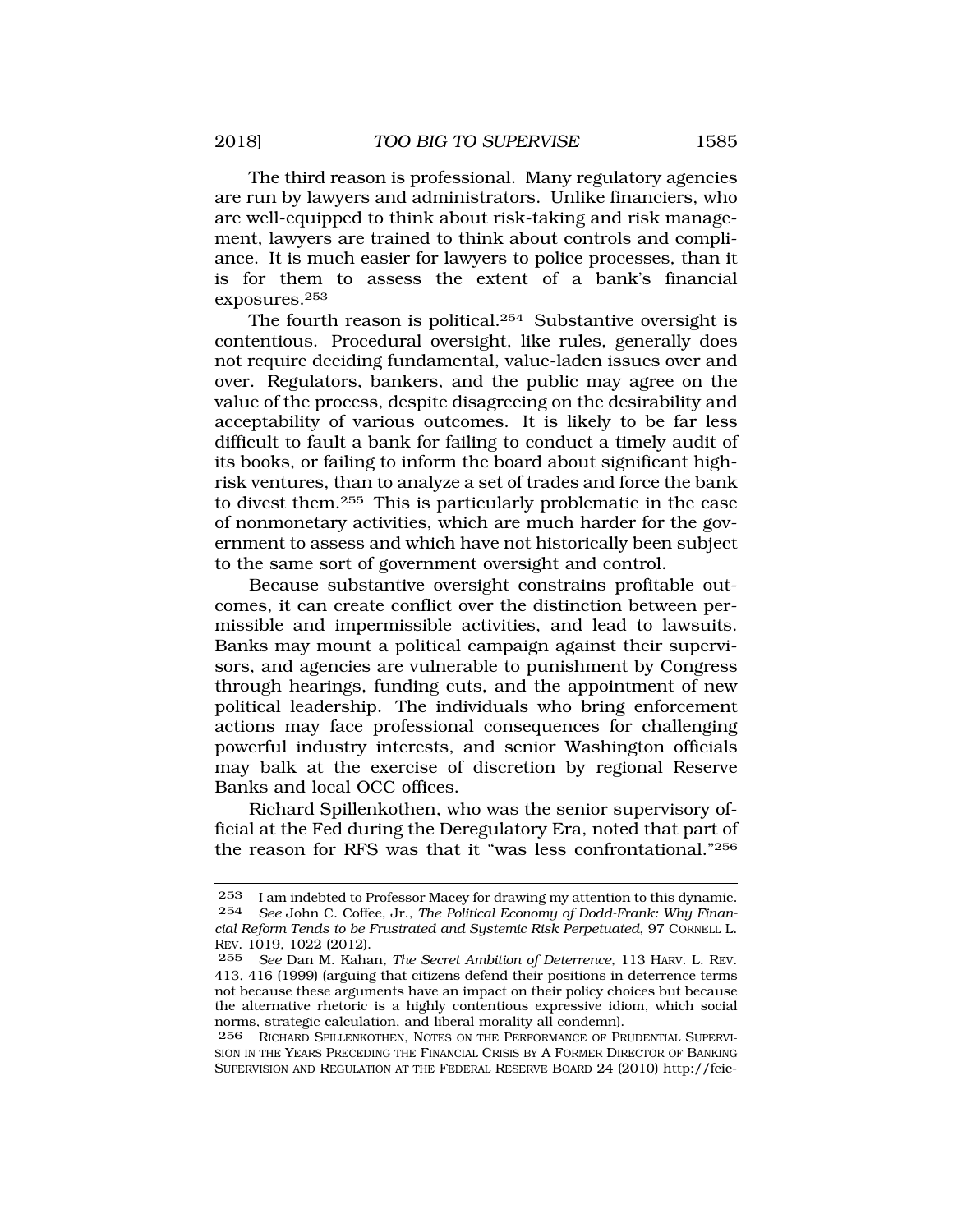The third reason is professional. Many regulatory agencies are run by lawyers and administrators. Unlike financiers, who are well-equipped to think about risk-taking and risk management, lawyers are trained to think about controls and compliance. It is much easier for lawyers to police processes, than it is for them to assess the extent of a bank's financial exposures.[253]

The fourth reason is political.[254] Substantive oversight is contentious. Procedural oversight, like rules, generally does not require deciding fundamental, value-laden issues over and over. Regulators, bankers, and the public may agree on the value of the process, despite disagreeing on the desirability and acceptability of various outcomes. It is likely to be far less difficult to fault a bank for failing to conduct a timely audit of its books, or failing to inform the board about significant high-risk ventures, than to analyze a set of trades and force the bank to divest them.[255] This is particularly problematic in the case of nonmonetary activities, which are much harder for the government to assess and which have not historically been subject to the same sort of government oversight and control.

Because substantive oversight constrains profitable outcomes, it can create conflict over the distinction between permissible and impermissible activities, and lead to lawsuits. Banks may mount a political campaign against their supervisors, and agencies are vulnerable to punishment by Congress through hearings, funding cuts, and the appointment of new political leadership. The individuals who bring enforcement actions may face professional consequences for challenging powerful industry interests, and senior Washington officials may balk at the exercise of discretion by regional Reserve Banks and local OCC offices.

Richard Spillenkothen, who was the senior supervisory official at the Fed during the Deregulatory Era, noted that part of the reason for RFS was that it "was less confrontational."[256]

---

253 I am indebted to Professor Macey for drawing my attention to this dynamic.

254 *See* John C. Coffee, Jr., *The Political Economy of Dodd-Frank: Why Financial Reform Tends to be Frustrated and Systemic Risk Perpetuated*, 97 CORNELL L. REV. 1019, 1022 (2012).

255 *See* Dan M. Kahan, *The Secret Ambition of Deterrence*, 113 HARV. L. REV. 413, 416 (1999) (arguing that citizens defend their positions in deterrence terms not because these arguments have an impact on their policy choices but because the alternative rhetoric is a highly contentious expressive idiom, which social norms, strategic calculation, and liberal morality all condemn).

256 RICHARD SPILLENKOTHEN, NOTES ON THE PERFORMANCE OF PRUDENTIAL SUPERVISION IN THE YEARS PRECEDING THE FINANCIAL CRISIS BY A FORMER DIRECTOR OF BANKING SUPERVISION AND REGULATION AT THE FEDERAL RESERVE BOARD 24 (2010) http://fcic-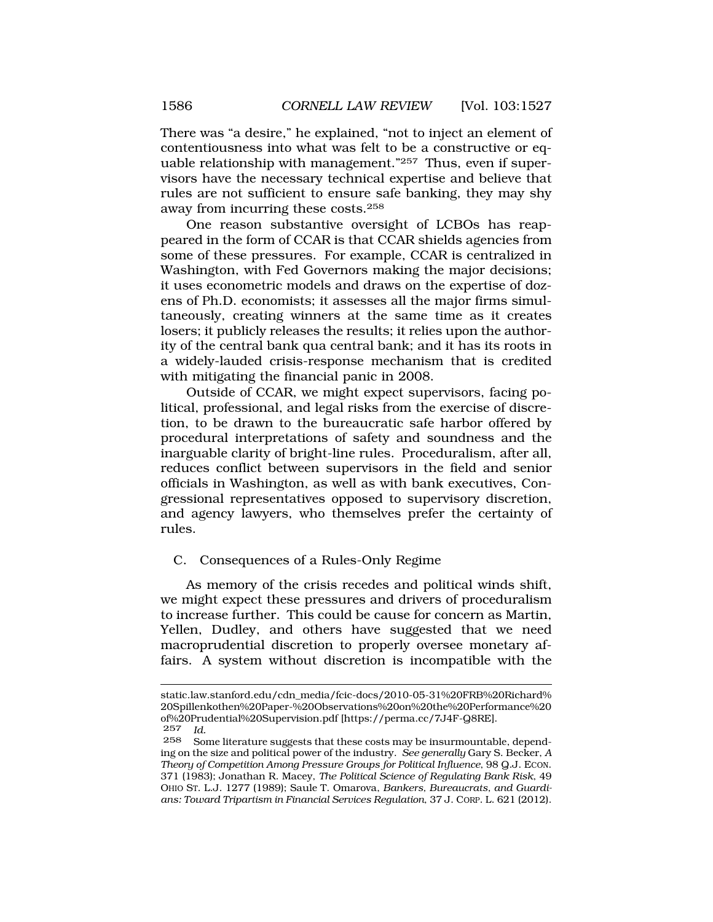There was "a desire," he explained, "not to inject an element of contentiousness into what was felt to be a constructive or equable relationship with management."[257] Thus, even if supervisors have the necessary technical expertise and believe that rules are not sufficient to ensure safe banking, they may shy away from incurring these costs.[258]

One reason substantive oversight of LCBOs has reappeared in the form of CCAR is that CCAR shields agencies from some of these pressures. For example, CCAR is centralized in Washington, with Fed Governors making the major decisions; it uses econometric models and draws on the expertise of dozens of Ph.D. economists; it assesses all the major firms simultaneously, creating winners at the same time as it creates losers; it publicly releases the results; it relies upon the authority of the central bank qua central bank; and it has its roots in a widely-lauded crisis-response mechanism that is credited with mitigating the financial panic in 2008.

Outside of CCAR, we might expect supervisors, facing political, professional, and legal risks from the exercise of discretion, to be drawn to the bureaucratic safe harbor offered by procedural interpretations of safety and soundness and the inarguable clarity of bright-line rules. Proceduralism, after all, reduces conflict between supervisors in the field and senior officials in Washington, as well as with bank executives, Congressional representatives opposed to supervisory discretion, and agency lawyers, who themselves prefer the certainty of rules.

## C. Consequences of a Rules-Only Regime

As memory of the crisis recedes and political winds shift, we might expect these pressures and drivers of proceduralism to increase further. This could be cause for concern as Martin, Yellen, Dudley, and others have suggested that we need macroprudential discretion to properly oversee monetary affairs. A system without discretion is incompatible with the

---

static.law.stanford.edu/cdn_media/fcic-docs/2010-05-31%20FRB%20Richard%20Spillenkothen%20Paper-%20Observations%20on%20the%20Performance%20of%20Prudential%20Supervision.pdf [https://perma.cc/7J4F-Q8RE].

[257] *Id.*

[258] Some literature suggests that these costs may be insurmountable, depending on the size and political power of the industry. *See generally* Gary S. Becker, *A Theory of Competition Among Pressure Groups for Political Influence*, 98 Q.J. ECON. 371 (1983); Jonathan R. Macey, *The Political Science of Regulating Bank Risk*, 49 OHIO ST. L.J. 1277 (1989); Saule T. Omarova, *Bankers, Bureaucrats, and Guardians: Toward Tripartism in Financial Services Regulation*, 37 J. CORP. L. 621 (2012).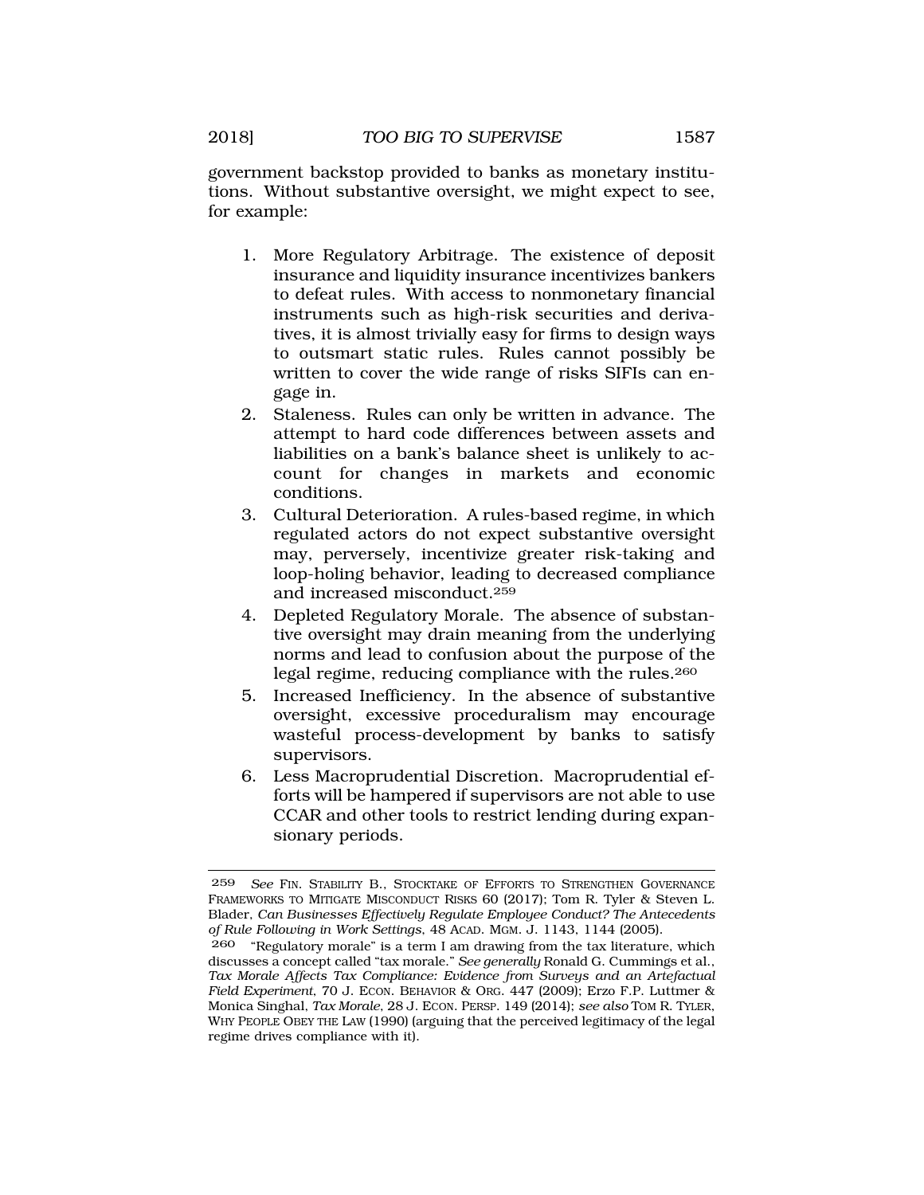government backstop provided to banks as monetary institutions. Without substantive oversight, we might expect to see, for example:

1. More Regulatory Arbitrage. The existence of deposit insurance and liquidity insurance incentivizes bankers to defeat rules. With access to nonmonetary financial instruments such as high-risk securities and derivatives, it is almost trivially easy for firms to design ways to outsmart static rules. Rules cannot possibly be written to cover the wide range of risks SIFIs can engage in.
2. Staleness. Rules can only be written in advance. The attempt to hard code differences between assets and liabilities on a bank's balance sheet is unlikely to account for changes in markets and economic conditions.
3. Cultural Deterioration. A rules-based regime, in which regulated actors do not expect substantive oversight may, perversely, incentivize greater risk-taking and loop-holing behavior, leading to decreased compliance and increased misconduct.[259]
4. Depleted Regulatory Morale. The absence of substantive oversight may drain meaning from the underlying norms and lead to confusion about the purpose of the legal regime, reducing compliance with the rules.[260]
5. Increased Inefficiency. In the absence of substantive oversight, excessive proceduralism may encourage wasteful process-development by banks to satisfy supervisors.
6. Less Macroprudential Discretion. Macroprudential efforts will be hampered if supervisors are not able to use CCAR and other tools to restrict lending during expansionary periods.

---

259 *See* FIN. STABILITY B., STOCKTAKE OF EFFORTS TO STRENGTHEN GOVERNANCE FRAMEWORKS TO MITIGATE MISCONDUCT RISKS 60 (2017); Tom R. Tyler & Steven L. Blader, *Can Businesses Effectively Regulate Employee Conduct? The Antecedents of Rule Following in Work Settings*, 48 ACAD. MGM. J. 1143, 1144 (2005).

260 "Regulatory morale" is a term I am drawing from the tax literature, which discusses a concept called "tax morale." *See generally* Ronald G. Cummings et al., *Tax Morale Affects Tax Compliance: Evidence from Surveys and an Artefactual Field Experiment*, 70 J. ECON. BEHAVIOR & ORG. 447 (2009); Erzo F.P. Luttmer & Monica Singhal, *Tax Morale*, 28 J. ECON. PERSP. 149 (2014); *see also* TOM R. TYLER, WHY PEOPLE OBEY THE LAW (1990) (arguing that the perceived legitimacy of the legal regime drives compliance with it).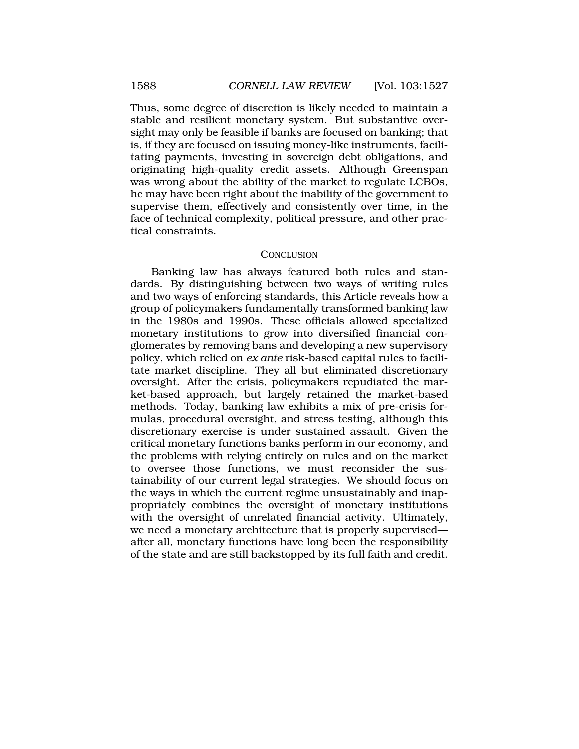Thus, some degree of discretion is likely needed to maintain a stable and resilient monetary system. But substantive oversight may only be feasible if banks are focused on banking; that is, if they are focused on issuing money-like instruments, facilitating payments, investing in sovereign debt obligations, and originating high-quality credit assets. Although Greenspan was wrong about the ability of the market to regulate LCBOs, he may have been right about the inability of the government to supervise them, effectively and consistently over time, in the face of technical complexity, political pressure, and other practical constraints.

## CONCLUSION

Banking law has always featured both rules and standards. By distinguishing between two ways of writing rules and two ways of enforcing standards, this Article reveals how a group of policymakers fundamentally transformed banking law in the 1980s and 1990s. These officials allowed specialized monetary institutions to grow into diversified financial conglomerates by removing bans and developing a new supervisory policy, which relied on *ex ante* risk-based capital rules to facilitate market discipline. They all but eliminated discretionary oversight. After the crisis, policymakers repudiated the market-based approach, but largely retained the market-based methods. Today, banking law exhibits a mix of pre-crisis formulas, procedural oversight, and stress testing, although this discretionary exercise is under sustained assault. Given the critical monetary functions banks perform in our economy, and the problems with relying entirely on rules and on the market to oversee those functions, we must reconsider the sustainability of our current legal strategies. We should focus on the ways in which the current regime unsustainably and inappropriately combines the oversight of monetary institutions with the oversight of unrelated financial activity. Ultimately, we need a monetary architecture that is properly supervised—after all, monetary functions have long been the responsibility of the state and are still backstopped by its full faith and credit.